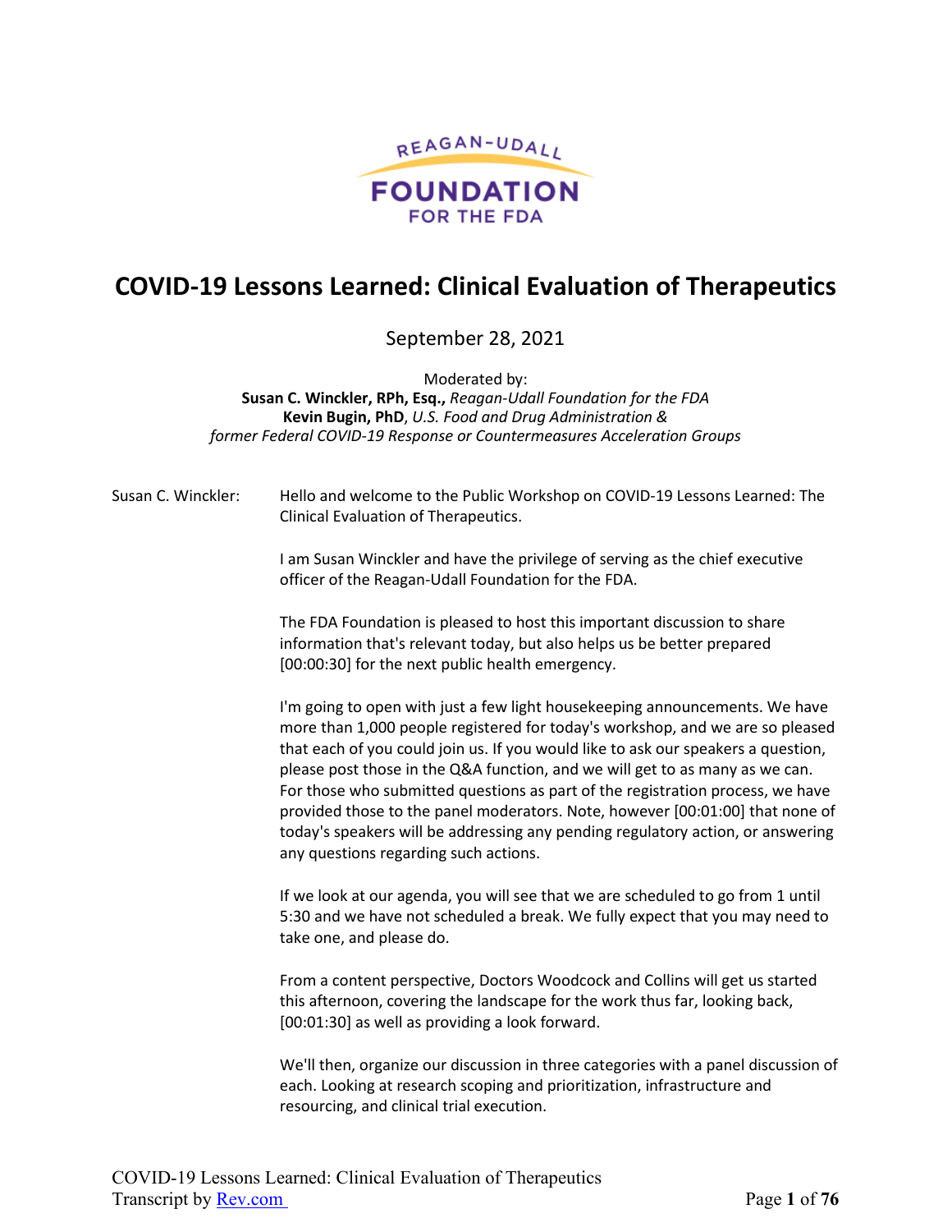REAGAN-UDALL FOUNDATION FOR THE FDA

# COVID-19 Lessons Learned: Clinical Evaluation of Therapeutics

September 28, 2021

Moderated by:
**Susan C. Winckler, RPh, Esq.,** *Reagan-Udall Foundation for the FDA*
**Kevin Bugin, PhD**, *U.S. Food and Drug Administration & former Federal COVID-19 Response or Countermeasures Acceleration Groups*

Susan C. Winckler: Hello and welcome to the Public Workshop on COVID-19 Lessons Learned: The Clinical Evaluation of Therapeutics.

I am Susan Winckler and have the privilege of serving as the chief executive officer of the Reagan-Udall Foundation for the FDA.

The FDA Foundation is pleased to host this important discussion to share information that's relevant today, but also helps us be better prepared [00:00:30] for the next public health emergency.

I'm going to open with just a few light housekeeping announcements. We have more than 1,000 people registered for today's workshop, and we are so pleased that each of you could join us. If you would like to ask our speakers a question, please post those in the Q&A function, and we will get to as many as we can. For those who submitted questions as part of the registration process, we have provided those to the panel moderators. Note, however [00:01:00] that none of today's speakers will be addressing any pending regulatory action, or answering any questions regarding such actions.

If we look at our agenda, you will see that we are scheduled to go from 1 until 5:30 and we have not scheduled a break. We fully expect that you may need to take one, and please do.

From a content perspective, Doctors Woodcock and Collins will get us started this afternoon, covering the landscape for the work thus far, looking back, [00:01:30] as well as providing a look forward.

We'll then, organize our discussion in three categories with a panel discussion of each. Looking at research scoping and prioritization, infrastructure and resourcing, and clinical trial execution.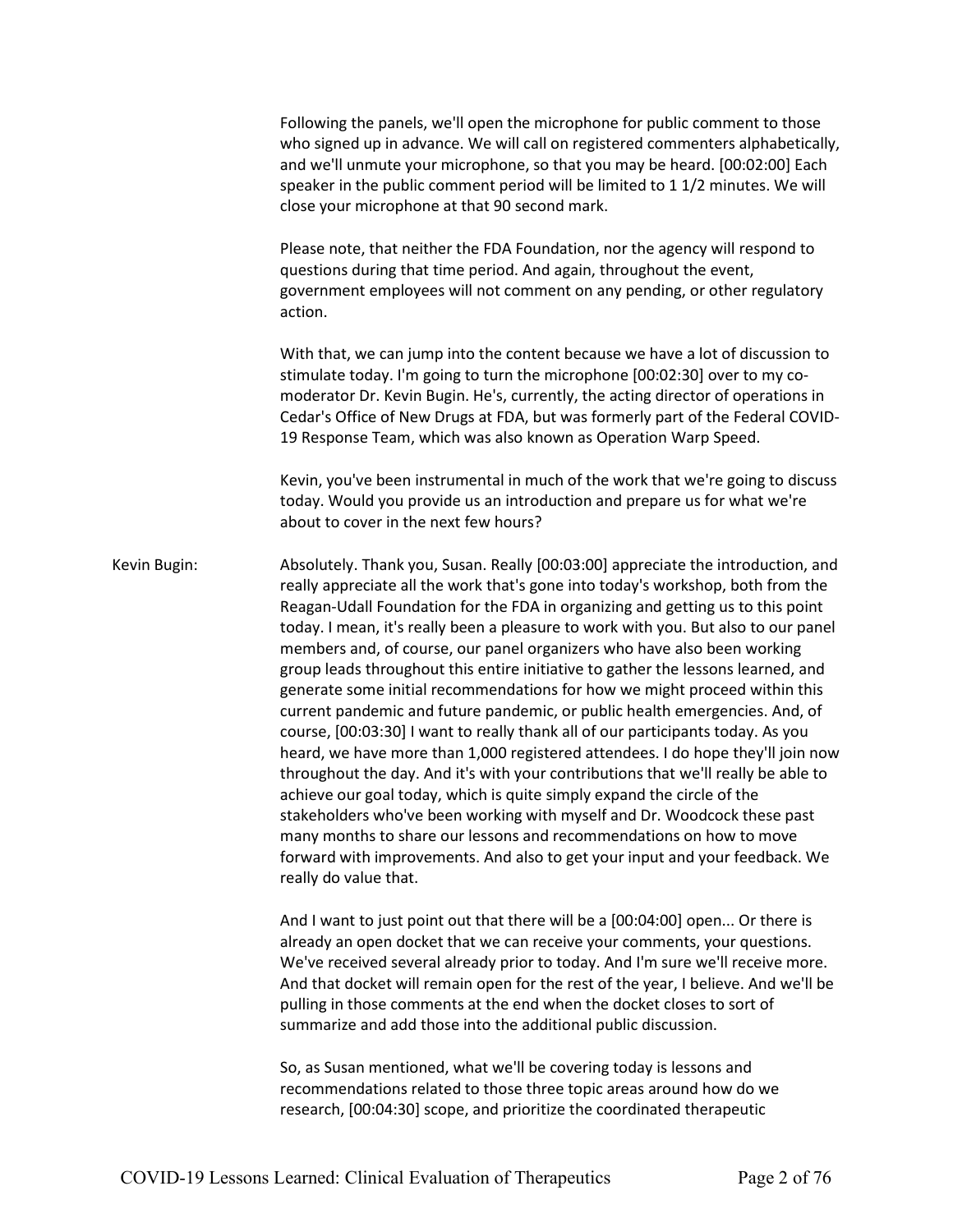Following the panels, we'll open the microphone for public comment to those who signed up in advance. We will call on registered commenters alphabetically, and we'll unmute your microphone, so that you may be heard. [00:02:00] Each speaker in the public comment period will be limited to 1 1/2 minutes. We will close your microphone at that 90 second mark.

Please note, that neither the FDA Foundation, nor the agency will respond to questions during that time period. And again, throughout the event, government employees will not comment on any pending, or other regulatory action.

With that, we can jump into the content because we have a lot of discussion to stimulate today. I'm going to turn the microphone [00:02:30] over to my co-moderator Dr. Kevin Bugin. He's, currently, the acting director of operations in Cedar's Office of New Drugs at FDA, but was formerly part of the Federal COVID-19 Response Team, which was also known as Operation Warp Speed.

Kevin, you've been instrumental in much of the work that we're going to discuss today. Would you provide us an introduction and prepare us for what we're about to cover in the next few hours?

Kevin Bugin: Absolutely. Thank you, Susan. Really [00:03:00] appreciate the introduction, and really appreciate all the work that's gone into today's workshop, both from the Reagan-Udall Foundation for the FDA in organizing and getting us to this point today. I mean, it's really been a pleasure to work with you. But also to our panel members and, of course, our panel organizers who have also been working group leads throughout this entire initiative to gather the lessons learned, and generate some initial recommendations for how we might proceed within this current pandemic and future pandemic, or public health emergencies. And, of course, [00:03:30] I want to really thank all of our participants today. As you heard, we have more than 1,000 registered attendees. I do hope they'll join now throughout the day. And it's with your contributions that we'll really be able to achieve our goal today, which is quite simply expand the circle of the stakeholders who've been working with myself and Dr. Woodcock these past many months to share our lessons and recommendations on how to move forward with improvements. And also to get your input and your feedback. We really do value that.

And I want to just point out that there will be a [00:04:00] open... Or there is already an open docket that we can receive your comments, your questions. We've received several already prior to today. And I'm sure we'll receive more. And that docket will remain open for the rest of the year, I believe. And we'll be pulling in those comments at the end when the docket closes to sort of summarize and add those into the additional public discussion.

So, as Susan mentioned, what we'll be covering today is lessons and recommendations related to those three topic areas around how do we research, [00:04:30] scope, and prioritize the coordinated therapeutic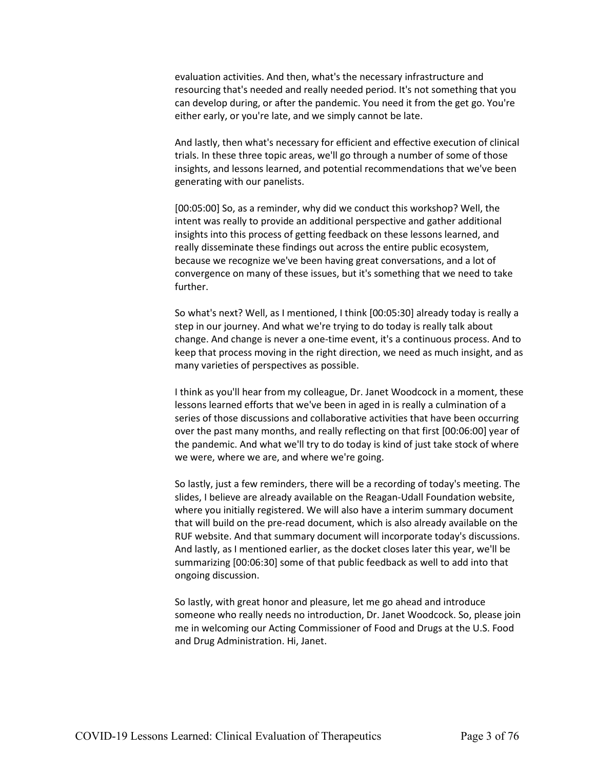evaluation activities. And then, what's the necessary infrastructure and resourcing that's needed and really needed period. It's not something that you can develop during, or after the pandemic. You need it from the get go. You're either early, or you're late, and we simply cannot be late.

And lastly, then what's necessary for efficient and effective execution of clinical trials. In these three topic areas, we'll go through a number of some of those insights, and lessons learned, and potential recommendations that we've been generating with our panelists.

[00:05:00] So, as a reminder, why did we conduct this workshop? Well, the intent was really to provide an additional perspective and gather additional insights into this process of getting feedback on these lessons learned, and really disseminate these findings out across the entire public ecosystem, because we recognize we've been having great conversations, and a lot of convergence on many of these issues, but it's something that we need to take further.

So what's next? Well, as I mentioned, I think [00:05:30] already today is really a step in our journey. And what we're trying to do today is really talk about change. And change is never a one-time event, it's a continuous process. And to keep that process moving in the right direction, we need as much insight, and as many varieties of perspectives as possible.

I think as you'll hear from my colleague, Dr. Janet Woodcock in a moment, these lessons learned efforts that we've been in aged in is really a culmination of a series of those discussions and collaborative activities that have been occurring over the past many months, and really reflecting on that first [00:06:00] year of the pandemic. And what we'll try to do today is kind of just take stock of where we were, where we are, and where we're going.

So lastly, just a few reminders, there will be a recording of today's meeting. The slides, I believe are already available on the Reagan-Udall Foundation website, where you initially registered. We will also have a interim summary document that will build on the pre-read document, which is also already available on the RUF website. And that summary document will incorporate today's discussions. And lastly, as I mentioned earlier, as the docket closes later this year, we'll be summarizing [00:06:30] some of that public feedback as well to add into that ongoing discussion.

So lastly, with great honor and pleasure, let me go ahead and introduce someone who really needs no introduction, Dr. Janet Woodcock. So, please join me in welcoming our Acting Commissioner of Food and Drugs at the U.S. Food and Drug Administration. Hi, Janet.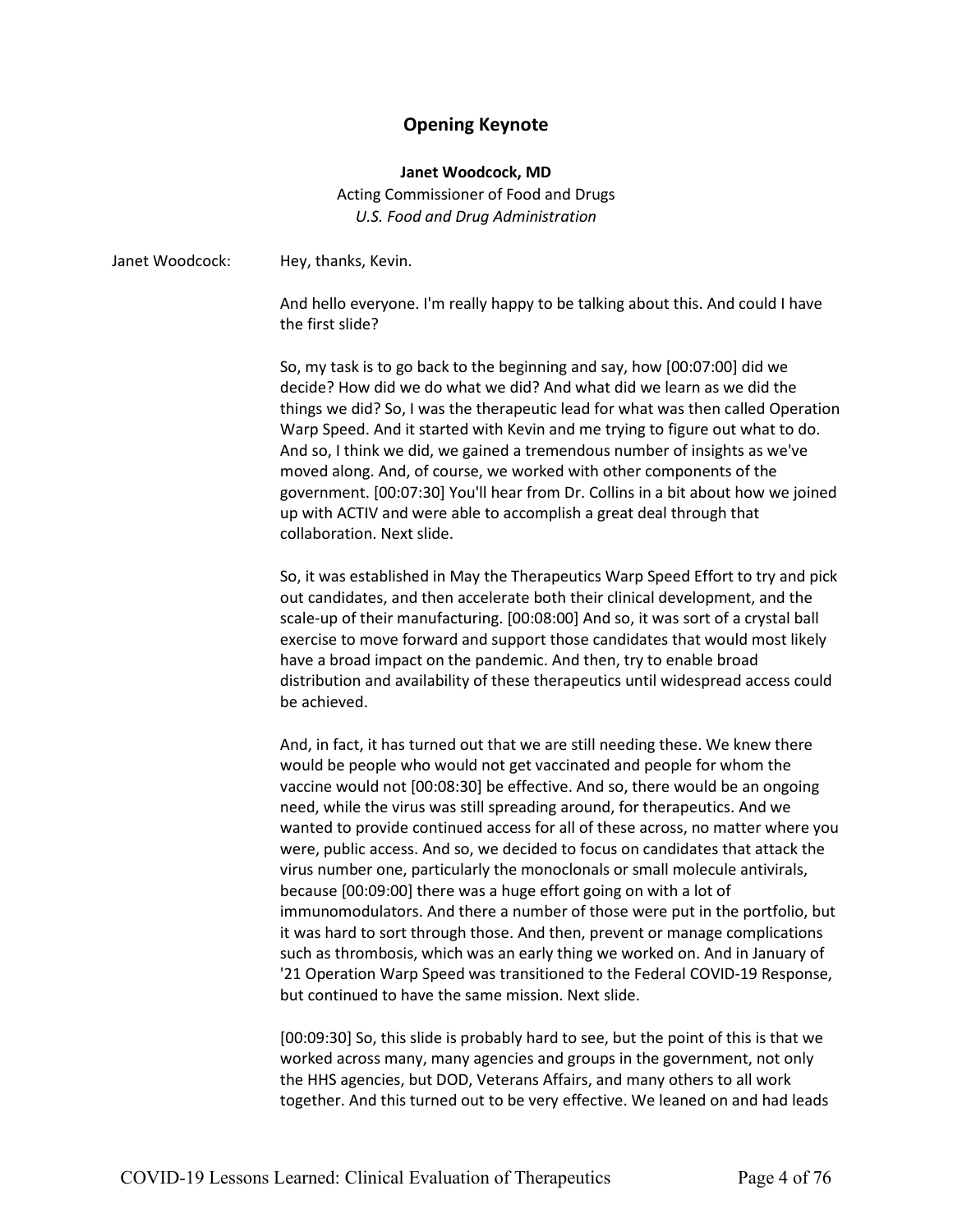## Opening Keynote

**Janet Woodcock, MD**
Acting Commissioner of Food and Drugs
*U.S. Food and Drug Administration*

Janet Woodcock: Hey, thanks, Kevin.

And hello everyone. I'm really happy to be talking about this. And could I have the first slide?

So, my task is to go back to the beginning and say, how [00:07:00] did we decide? How did we do what we did? And what did we learn as we did the things we did? So, I was the therapeutic lead for what was then called Operation Warp Speed. And it started with Kevin and me trying to figure out what to do. And so, I think we did, we gained a tremendous number of insights as we've moved along. And, of course, we worked with other components of the government. [00:07:30] You'll hear from Dr. Collins in a bit about how we joined up with ACTIV and were able to accomplish a great deal through that collaboration. Next slide.

So, it was established in May the Therapeutics Warp Speed Effort to try and pick out candidates, and then accelerate both their clinical development, and the scale-up of their manufacturing. [00:08:00] And so, it was sort of a crystal ball exercise to move forward and support those candidates that would most likely have a broad impact on the pandemic. And then, try to enable broad distribution and availability of these therapeutics until widespread access could be achieved.

And, in fact, it has turned out that we are still needing these. We knew there would be people who would not get vaccinated and people for whom the vaccine would not [00:08:30] be effective. And so, there would be an ongoing need, while the virus was still spreading around, for therapeutics. And we wanted to provide continued access for all of these across, no matter where you were, public access. And so, we decided to focus on candidates that attack the virus number one, particularly the monoclonals or small molecule antivirals, because [00:09:00] there was a huge effort going on with a lot of immunomodulators. And there a number of those were put in the portfolio, but it was hard to sort through those. And then, prevent or manage complications such as thrombosis, which was an early thing we worked on. And in January of '21 Operation Warp Speed was transitioned to the Federal COVID-19 Response, but continued to have the same mission. Next slide.

[00:09:30] So, this slide is probably hard to see, but the point of this is that we worked across many, many agencies and groups in the government, not only the HHS agencies, but DOD, Veterans Affairs, and many others to all work together. And this turned out to be very effective. We leaned on and had leads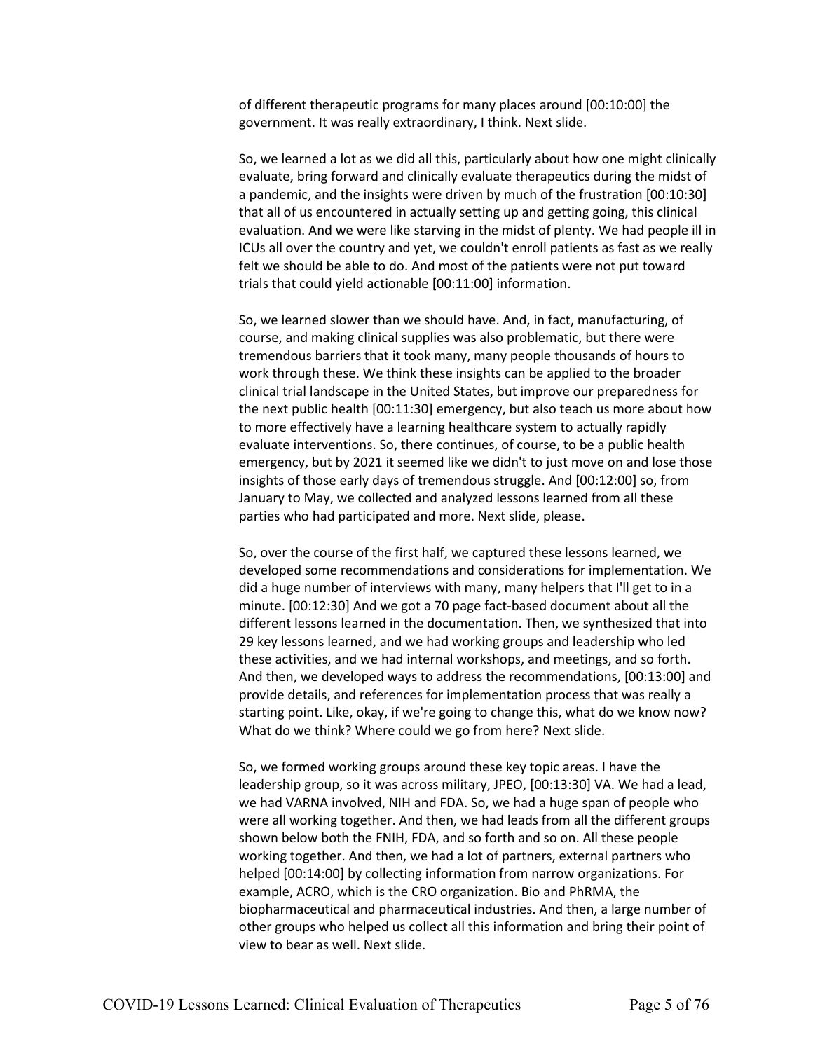of different therapeutic programs for many places around [00:10:00] the government. It was really extraordinary, I think. Next slide.

So, we learned a lot as we did all this, particularly about how one might clinically evaluate, bring forward and clinically evaluate therapeutics during the midst of a pandemic, and the insights were driven by much of the frustration [00:10:30] that all of us encountered in actually setting up and getting going, this clinical evaluation. And we were like starving in the midst of plenty. We had people ill in ICUs all over the country and yet, we couldn't enroll patients as fast as we really felt we should be able to do. And most of the patients were not put toward trials that could yield actionable [00:11:00] information.

So, we learned slower than we should have. And, in fact, manufacturing, of course, and making clinical supplies was also problematic, but there were tremendous barriers that it took many, many people thousands of hours to work through these. We think these insights can be applied to the broader clinical trial landscape in the United States, but improve our preparedness for the next public health [00:11:30] emergency, but also teach us more about how to more effectively have a learning healthcare system to actually rapidly evaluate interventions. So, there continues, of course, to be a public health emergency, but by 2021 it seemed like we didn't to just move on and lose those insights of those early days of tremendous struggle. And [00:12:00] so, from January to May, we collected and analyzed lessons learned from all these parties who had participated and more. Next slide, please.

So, over the course of the first half, we captured these lessons learned, we developed some recommendations and considerations for implementation. We did a huge number of interviews with many, many helpers that I'll get to in a minute. [00:12:30] And we got a 70 page fact-based document about all the different lessons learned in the documentation. Then, we synthesized that into 29 key lessons learned, and we had working groups and leadership who led these activities, and we had internal workshops, and meetings, and so forth. And then, we developed ways to address the recommendations, [00:13:00] and provide details, and references for implementation process that was really a starting point. Like, okay, if we're going to change this, what do we know now? What do we think? Where could we go from here? Next slide.

So, we formed working groups around these key topic areas. I have the leadership group, so it was across military, JPEO, [00:13:30] VA. We had a lead, we had VARNA involved, NIH and FDA. So, we had a huge span of people who were all working together. And then, we had leads from all the different groups shown below both the FNIH, FDA, and so forth and so on. All these people working together. And then, we had a lot of partners, external partners who helped [00:14:00] by collecting information from narrow organizations. For example, ACRO, which is the CRO organization. Bio and PhRMA, the biopharmaceutical and pharmaceutical industries. And then, a large number of other groups who helped us collect all this information and bring their point of view to bear as well. Next slide.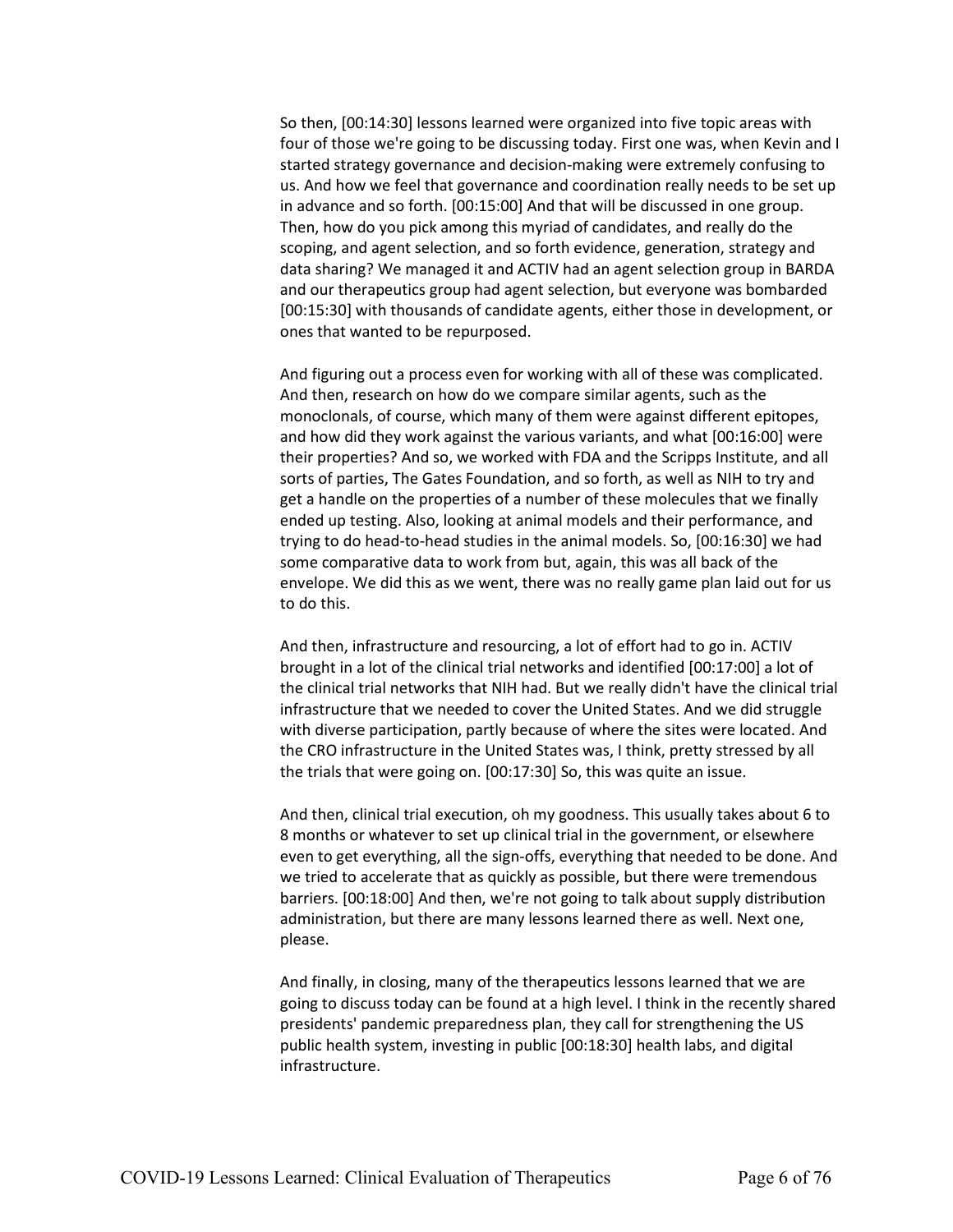So then, [00:14:30] lessons learned were organized into five topic areas with four of those we're going to be discussing today. First one was, when Kevin and I started strategy governance and decision-making were extremely confusing to us. And how we feel that governance and coordination really needs to be set up in advance and so forth. [00:15:00] And that will be discussed in one group. Then, how do you pick among this myriad of candidates, and really do the scoping, and agent selection, and so forth evidence, generation, strategy and data sharing? We managed it and ACTIV had an agent selection group in BARDA and our therapeutics group had agent selection, but everyone was bombarded [00:15:30] with thousands of candidate agents, either those in development, or ones that wanted to be repurposed.

And figuring out a process even for working with all of these was complicated. And then, research on how do we compare similar agents, such as the monoclonals, of course, which many of them were against different epitopes, and how did they work against the various variants, and what [00:16:00] were their properties? And so, we worked with FDA and the Scripps Institute, and all sorts of parties, The Gates Foundation, and so forth, as well as NIH to try and get a handle on the properties of a number of these molecules that we finally ended up testing. Also, looking at animal models and their performance, and trying to do head-to-head studies in the animal models. So, [00:16:30] we had some comparative data to work from but, again, this was all back of the envelope. We did this as we went, there was no really game plan laid out for us to do this.

And then, infrastructure and resourcing, a lot of effort had to go in. ACTIV brought in a lot of the clinical trial networks and identified [00:17:00] a lot of the clinical trial networks that NIH had. But we really didn't have the clinical trial infrastructure that we needed to cover the United States. And we did struggle with diverse participation, partly because of where the sites were located. And the CRO infrastructure in the United States was, I think, pretty stressed by all the trials that were going on. [00:17:30] So, this was quite an issue.

And then, clinical trial execution, oh my goodness. This usually takes about 6 to 8 months or whatever to set up clinical trial in the government, or elsewhere even to get everything, all the sign-offs, everything that needed to be done. And we tried to accelerate that as quickly as possible, but there were tremendous barriers. [00:18:00] And then, we're not going to talk about supply distribution administration, but there are many lessons learned there as well. Next one, please.

And finally, in closing, many of the therapeutics lessons learned that we are going to discuss today can be found at a high level. I think in the recently shared presidents' pandemic preparedness plan, they call for strengthening the US public health system, investing in public [00:18:30] health labs, and digital infrastructure.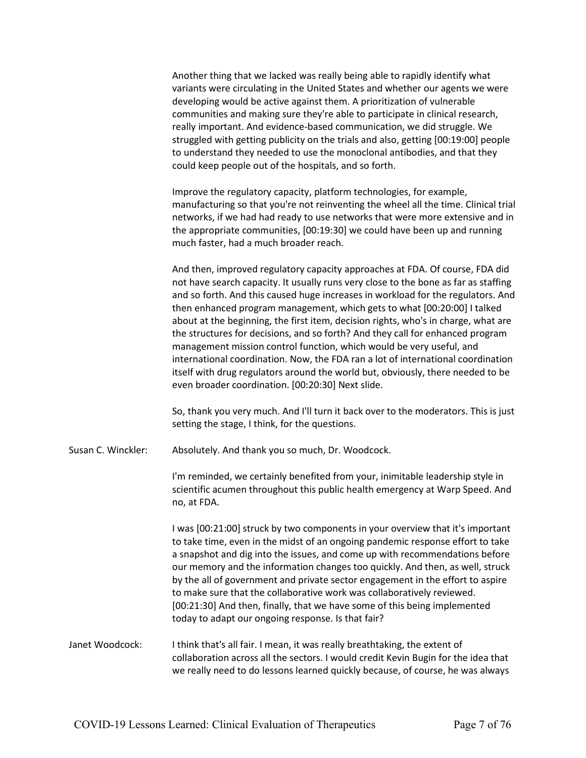Another thing that we lacked was really being able to rapidly identify what variants were circulating in the United States and whether our agents we were developing would be active against them. A prioritization of vulnerable communities and making sure they're able to participate in clinical research, really important. And evidence-based communication, we did struggle. We struggled with getting publicity on the trials and also, getting [00:19:00] people to understand they needed to use the monoclonal antibodies, and that they could keep people out of the hospitals, and so forth.

Improve the regulatory capacity, platform technologies, for example, manufacturing so that you're not reinventing the wheel all the time. Clinical trial networks, if we had had ready to use networks that were more extensive and in the appropriate communities, [00:19:30] we could have been up and running much faster, had a much broader reach.

And then, improved regulatory capacity approaches at FDA. Of course, FDA did not have search capacity. It usually runs very close to the bone as far as staffing and so forth. And this caused huge increases in workload for the regulators. And then enhanced program management, which gets to what [00:20:00] I talked about at the beginning, the first item, decision rights, who's in charge, what are the structures for decisions, and so forth? And they call for enhanced program management mission control function, which would be very useful, and international coordination. Now, the FDA ran a lot of international coordination itself with drug regulators around the world but, obviously, there needed to be even broader coordination. [00:20:30] Next slide.

So, thank you very much. And I'll turn it back over to the moderators. This is just setting the stage, I think, for the questions.

Susan C. Winckler: Absolutely. And thank you so much, Dr. Woodcock.

I'm reminded, we certainly benefited from your, inimitable leadership style in scientific acumen throughout this public health emergency at Warp Speed. And no, at FDA.

I was [00:21:00] struck by two components in your overview that it's important to take time, even in the midst of an ongoing pandemic response effort to take a snapshot and dig into the issues, and come up with recommendations before our memory and the information changes too quickly. And then, as well, struck by the all of government and private sector engagement in the effort to aspire to make sure that the collaborative work was collaboratively reviewed. [00:21:30] And then, finally, that we have some of this being implemented today to adapt our ongoing response. Is that fair?

Janet Woodcock: I think that's all fair. I mean, it was really breathtaking, the extent of collaboration across all the sectors. I would credit Kevin Bugin for the idea that we really need to do lessons learned quickly because, of course, he was always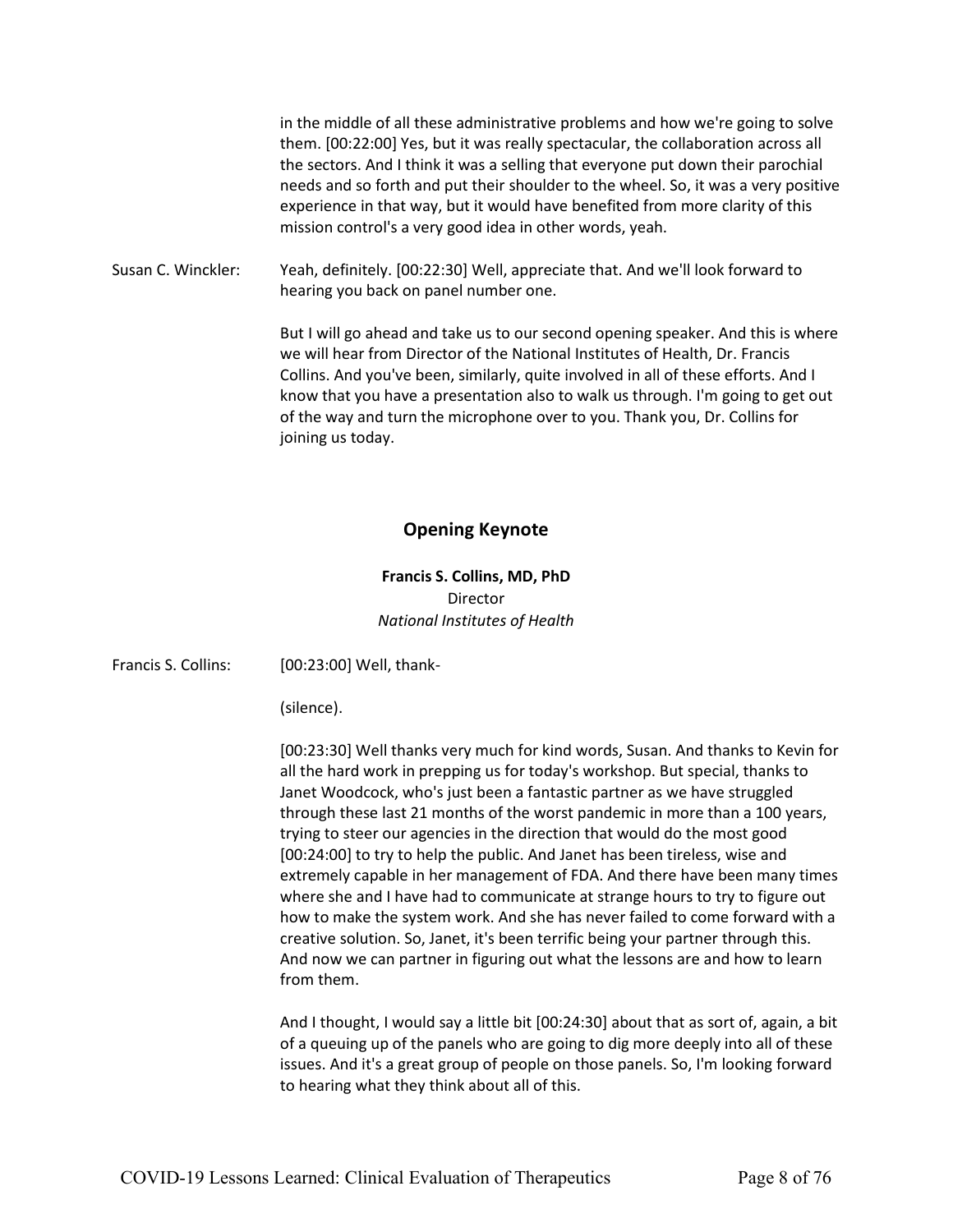in the middle of all these administrative problems and how we're going to solve them. [00:22:00] Yes, but it was really spectacular, the collaboration across all the sectors. And I think it was a selling that everyone put down their parochial needs and so forth and put their shoulder to the wheel. So, it was a very positive experience in that way, but it would have benefited from more clarity of this mission control's a very good idea in other words, yeah.

Susan C. Winckler: Yeah, definitely. [00:22:30] Well, appreciate that. And we'll look forward to hearing you back on panel number one.

But I will go ahead and take us to our second opening speaker. And this is where we will hear from Director of the National Institutes of Health, Dr. Francis Collins. And you've been, similarly, quite involved in all of these efforts. And I know that you have a presentation also to walk us through. I'm going to get out of the way and turn the microphone over to you. Thank you, Dr. Collins for joining us today.

## Opening Keynote

**Francis S. Collins, MD, PhD**
Director
*National Institutes of Health*

Francis S. Collins: [00:23:00] Well, thank-

(silence).

[00:23:30] Well thanks very much for kind words, Susan. And thanks to Kevin for all the hard work in prepping us for today's workshop. But special, thanks to Janet Woodcock, who's just been a fantastic partner as we have struggled through these last 21 months of the worst pandemic in more than a 100 years, trying to steer our agencies in the direction that would do the most good [00:24:00] to try to help the public. And Janet has been tireless, wise and extremely capable in her management of FDA. And there have been many times where she and I have had to communicate at strange hours to try to figure out how to make the system work. And she has never failed to come forward with a creative solution. So, Janet, it's been terrific being your partner through this. And now we can partner in figuring out what the lessons are and how to learn from them.

And I thought, I would say a little bit [00:24:30] about that as sort of, again, a bit of a queuing up of the panels who are going to dig more deeply into all of these issues. And it's a great group of people on those panels. So, I'm looking forward to hearing what they think about all of this.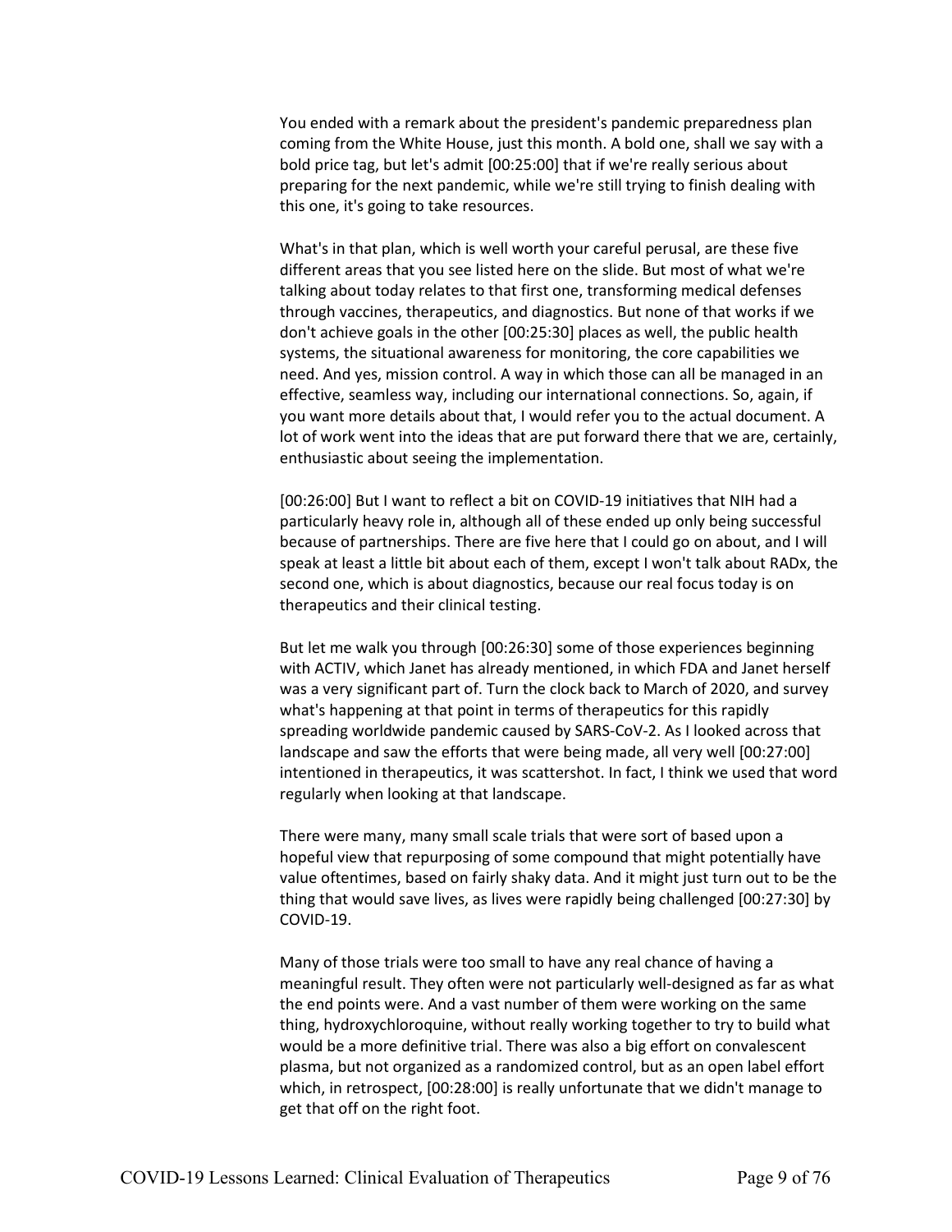You ended with a remark about the president's pandemic preparedness plan coming from the White House, just this month. A bold one, shall we say with a bold price tag, but let's admit [00:25:00] that if we're really serious about preparing for the next pandemic, while we're still trying to finish dealing with this one, it's going to take resources.

What's in that plan, which is well worth your careful perusal, are these five different areas that you see listed here on the slide. But most of what we're talking about today relates to that first one, transforming medical defenses through vaccines, therapeutics, and diagnostics. But none of that works if we don't achieve goals in the other [00:25:30] places as well, the public health systems, the situational awareness for monitoring, the core capabilities we need. And yes, mission control. A way in which those can all be managed in an effective, seamless way, including our international connections. So, again, if you want more details about that, I would refer you to the actual document. A lot of work went into the ideas that are put forward there that we are, certainly, enthusiastic about seeing the implementation.

[00:26:00] But I want to reflect a bit on COVID-19 initiatives that NIH had a particularly heavy role in, although all of these ended up only being successful because of partnerships. There are five here that I could go on about, and I will speak at least a little bit about each of them, except I won't talk about RADx, the second one, which is about diagnostics, because our real focus today is on therapeutics and their clinical testing.

But let me walk you through [00:26:30] some of those experiences beginning with ACTIV, which Janet has already mentioned, in which FDA and Janet herself was a very significant part of. Turn the clock back to March of 2020, and survey what's happening at that point in terms of therapeutics for this rapidly spreading worldwide pandemic caused by SARS-CoV-2. As I looked across that landscape and saw the efforts that were being made, all very well [00:27:00] intentioned in therapeutics, it was scattershot. In fact, I think we used that word regularly when looking at that landscape.

There were many, many small scale trials that were sort of based upon a hopeful view that repurposing of some compound that might potentially have value oftentimes, based on fairly shaky data. And it might just turn out to be the thing that would save lives, as lives were rapidly being challenged [00:27:30] by COVID-19.

Many of those trials were too small to have any real chance of having a meaningful result. They often were not particularly well-designed as far as what the end points were. And a vast number of them were working on the same thing, hydroxychloroquine, without really working together to try to build what would be a more definitive trial. There was also a big effort on convalescent plasma, but not organized as a randomized control, but as an open label effort which, in retrospect, [00:28:00] is really unfortunate that we didn't manage to get that off on the right foot.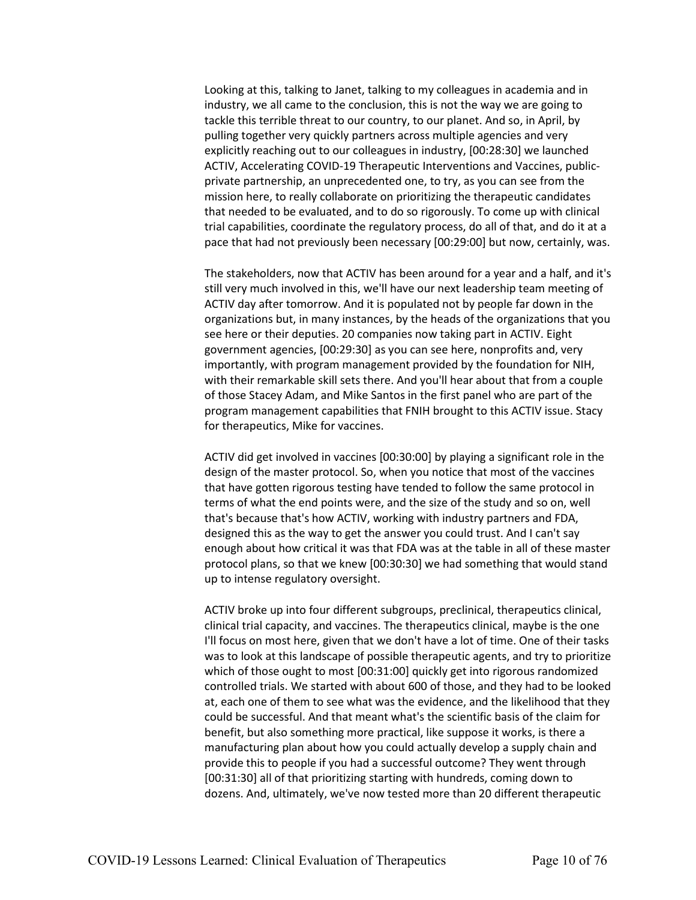Looking at this, talking to Janet, talking to my colleagues in academia and in industry, we all came to the conclusion, this is not the way we are going to tackle this terrible threat to our country, to our planet. And so, in April, by pulling together very quickly partners across multiple agencies and very explicitly reaching out to our colleagues in industry, [00:28:30] we launched ACTIV, Accelerating COVID-19 Therapeutic Interventions and Vaccines, public-private partnership, an unprecedented one, to try, as you can see from the mission here, to really collaborate on prioritizing the therapeutic candidates that needed to be evaluated, and to do so rigorously. To come up with clinical trial capabilities, coordinate the regulatory process, do all of that, and do it at a pace that had not previously been necessary [00:29:00] but now, certainly, was.

The stakeholders, now that ACTIV has been around for a year and a half, and it's still very much involved in this, we'll have our next leadership team meeting of ACTIV day after tomorrow. And it is populated not by people far down in the organizations but, in many instances, by the heads of the organizations that you see here or their deputies. 20 companies now taking part in ACTIV. Eight government agencies, [00:29:30] as you can see here, nonprofits and, very importantly, with program management provided by the foundation for NIH, with their remarkable skill sets there. And you'll hear about that from a couple of those Stacey Adam, and Mike Santos in the first panel who are part of the program management capabilities that FNIH brought to this ACTIV issue. Stacy for therapeutics, Mike for vaccines.

ACTIV did get involved in vaccines [00:30:00] by playing a significant role in the design of the master protocol. So, when you notice that most of the vaccines that have gotten rigorous testing have tended to follow the same protocol in terms of what the end points were, and the size of the study and so on, well that's because that's how ACTIV, working with industry partners and FDA, designed this as the way to get the answer you could trust. And I can't say enough about how critical it was that FDA was at the table in all of these master protocol plans, so that we knew [00:30:30] we had something that would stand up to intense regulatory oversight.

ACTIV broke up into four different subgroups, preclinical, therapeutics clinical, clinical trial capacity, and vaccines. The therapeutics clinical, maybe is the one I'll focus on most here, given that we don't have a lot of time. One of their tasks was to look at this landscape of possible therapeutic agents, and try to prioritize which of those ought to most [00:31:00] quickly get into rigorous randomized controlled trials. We started with about 600 of those, and they had to be looked at, each one of them to see what was the evidence, and the likelihood that they could be successful. And that meant what's the scientific basis of the claim for benefit, but also something more practical, like suppose it works, is there a manufacturing plan about how you could actually develop a supply chain and provide this to people if you had a successful outcome? They went through [00:31:30] all of that prioritizing starting with hundreds, coming down to dozens. And, ultimately, we've now tested more than 20 different therapeutic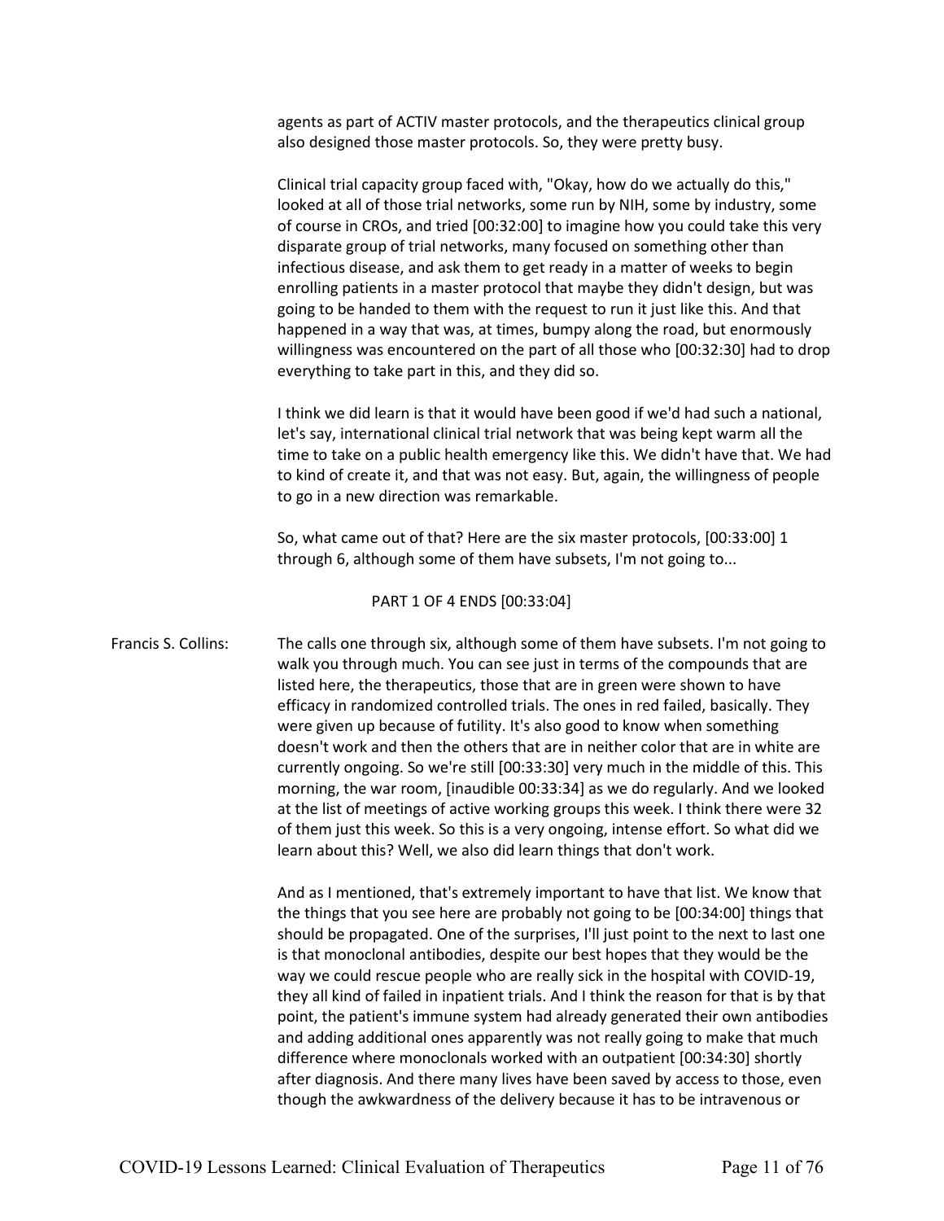agents as part of ACTIV master protocols, and the therapeutics clinical group also designed those master protocols. So, they were pretty busy.

Clinical trial capacity group faced with, "Okay, how do we actually do this," looked at all of those trial networks, some run by NIH, some by industry, some of course in CROs, and tried [00:32:00] to imagine how you could take this very disparate group of trial networks, many focused on something other than infectious disease, and ask them to get ready in a matter of weeks to begin enrolling patients in a master protocol that maybe they didn't design, but was going to be handed to them with the request to run it just like this. And that happened in a way that was, at times, bumpy along the road, but enormously willingness was encountered on the part of all those who [00:32:30] had to drop everything to take part in this, and they did so.

I think we did learn is that it would have been good if we'd had such a national, let's say, international clinical trial network that was being kept warm all the time to take on a public health emergency like this. We didn't have that. We had to kind of create it, and that was not easy. But, again, the willingness of people to go in a new direction was remarkable.

So, what came out of that? Here are the six master protocols, [00:33:00] 1 through 6, although some of them have subsets, I'm not going to...

PART 1 OF 4 ENDS [00:33:04]

Francis S. Collins: The calls one through six, although some of them have subsets. I'm not going to walk you through much. You can see just in terms of the compounds that are listed here, the therapeutics, those that are in green were shown to have efficacy in randomized controlled trials. The ones in red failed, basically. They were given up because of futility. It's also good to know when something doesn't work and then the others that are in neither color that are in white are currently ongoing. So we're still [00:33:30] very much in the middle of this. This morning, the war room, [inaudible 00:33:34] as we do regularly. And we looked at the list of meetings of active working groups this week. I think there were 32 of them just this week. So this is a very ongoing, intense effort. So what did we learn about this? Well, we also did learn things that don't work.

And as I mentioned, that's extremely important to have that list. We know that the things that you see here are probably not going to be [00:34:00] things that should be propagated. One of the surprises, I'll just point to the next to last one is that monoclonal antibodies, despite our best hopes that they would be the way we could rescue people who are really sick in the hospital with COVID-19, they all kind of failed in inpatient trials. And I think the reason for that is by that point, the patient's immune system had already generated their own antibodies and adding additional ones apparently was not really going to make that much difference where monoclonals worked with an outpatient [00:34:30] shortly after diagnosis. And there many lives have been saved by access to those, even though the awkwardness of the delivery because it has to be intravenous or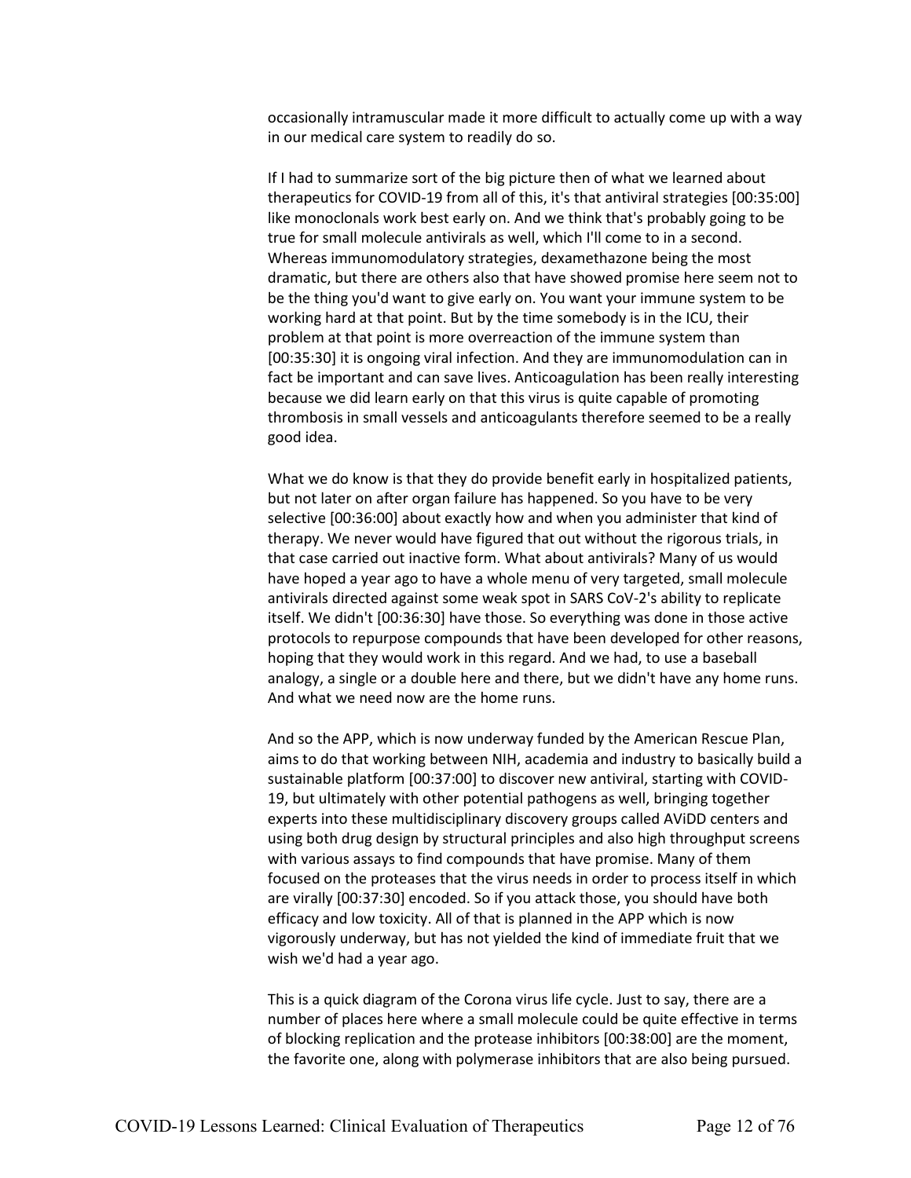occasionally intramuscular made it more difficult to actually come up with a way in our medical care system to readily do so.

If I had to summarize sort of the big picture then of what we learned about therapeutics for COVID-19 from all of this, it's that antiviral strategies [00:35:00] like monoclonals work best early on. And we think that's probably going to be true for small molecule antivirals as well, which I'll come to in a second. Whereas immunomodulatory strategies, dexamethazone being the most dramatic, but there are others also that have showed promise here seem not to be the thing you'd want to give early on. You want your immune system to be working hard at that point. But by the time somebody is in the ICU, their problem at that point is more overreaction of the immune system than [00:35:30] it is ongoing viral infection. And they are immunomodulation can in fact be important and can save lives. Anticoagulation has been really interesting because we did learn early on that this virus is quite capable of promoting thrombosis in small vessels and anticoagulants therefore seemed to be a really good idea.

What we do know is that they do provide benefit early in hospitalized patients, but not later on after organ failure has happened. So you have to be very selective [00:36:00] about exactly how and when you administer that kind of therapy. We never would have figured that out without the rigorous trials, in that case carried out inactive form. What about antivirals? Many of us would have hoped a year ago to have a whole menu of very targeted, small molecule antivirals directed against some weak spot in SARS CoV-2's ability to replicate itself. We didn't [00:36:30] have those. So everything was done in those active protocols to repurpose compounds that have been developed for other reasons, hoping that they would work in this regard. And we had, to use a baseball analogy, a single or a double here and there, but we didn't have any home runs. And what we need now are the home runs.

And so the APP, which is now underway funded by the American Rescue Plan, aims to do that working between NIH, academia and industry to basically build a sustainable platform [00:37:00] to discover new antiviral, starting with COVID-19, but ultimately with other potential pathogens as well, bringing together experts into these multidisciplinary discovery groups called AViDD centers and using both drug design by structural principles and also high throughput screens with various assays to find compounds that have promise. Many of them focused on the proteases that the virus needs in order to process itself in which are virally [00:37:30] encoded. So if you attack those, you should have both efficacy and low toxicity. All of that is planned in the APP which is now vigorously underway, but has not yielded the kind of immediate fruit that we wish we'd had a year ago.

This is a quick diagram of the Corona virus life cycle. Just to say, there are a number of places here where a small molecule could be quite effective in terms of blocking replication and the protease inhibitors [00:38:00] are the moment, the favorite one, along with polymerase inhibitors that are also being pursued.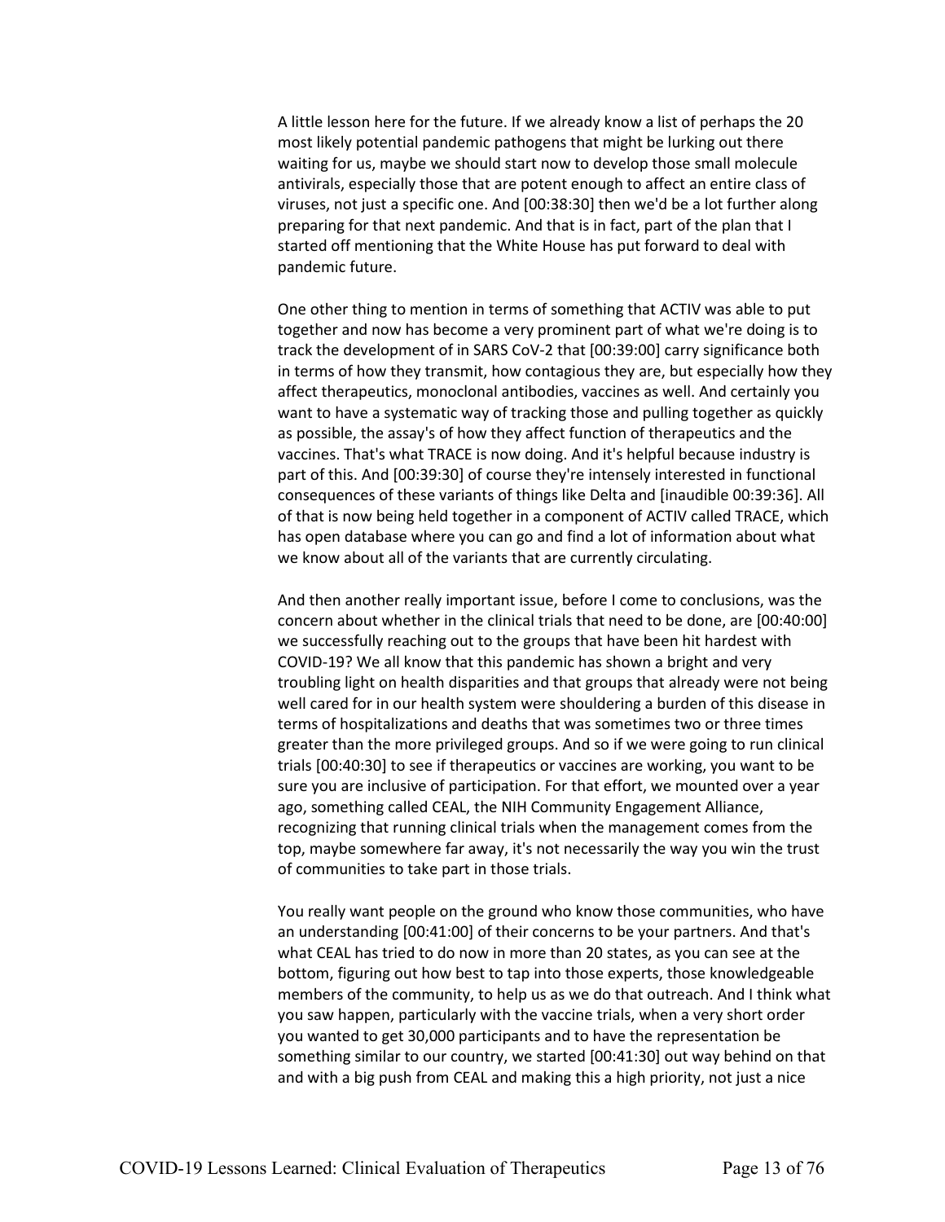A little lesson here for the future. If we already know a list of perhaps the 20 most likely potential pandemic pathogens that might be lurking out there waiting for us, maybe we should start now to develop those small molecule antivirals, especially those that are potent enough to affect an entire class of viruses, not just a specific one. And [00:38:30] then we'd be a lot further along preparing for that next pandemic. And that is in fact, part of the plan that I started off mentioning that the White House has put forward to deal with pandemic future.

One other thing to mention in terms of something that ACTIV was able to put together and now has become a very prominent part of what we're doing is to track the development of in SARS CoV-2 that [00:39:00] carry significance both in terms of how they transmit, how contagious they are, but especially how they affect therapeutics, monoclonal antibodies, vaccines as well. And certainly you want to have a systematic way of tracking those and pulling together as quickly as possible, the assay's of how they affect function of therapeutics and the vaccines. That's what TRACE is now doing. And it's helpful because industry is part of this. And [00:39:30] of course they're intensely interested in functional consequences of these variants of things like Delta and [inaudible 00:39:36]. All of that is now being held together in a component of ACTIV called TRACE, which has open database where you can go and find a lot of information about what we know about all of the variants that are currently circulating.

And then another really important issue, before I come to conclusions, was the concern about whether in the clinical trials that need to be done, are [00:40:00] we successfully reaching out to the groups that have been hit hardest with COVID-19? We all know that this pandemic has shown a bright and very troubling light on health disparities and that groups that already were not being well cared for in our health system were shouldering a burden of this disease in terms of hospitalizations and deaths that was sometimes two or three times greater than the more privileged groups. And so if we were going to run clinical trials [00:40:30] to see if therapeutics or vaccines are working, you want to be sure you are inclusive of participation. For that effort, we mounted over a year ago, something called CEAL, the NIH Community Engagement Alliance, recognizing that running clinical trials when the management comes from the top, maybe somewhere far away, it's not necessarily the way you win the trust of communities to take part in those trials.

You really want people on the ground who know those communities, who have an understanding [00:41:00] of their concerns to be your partners. And that's what CEAL has tried to do now in more than 20 states, as you can see at the bottom, figuring out how best to tap into those experts, those knowledgeable members of the community, to help us as we do that outreach. And I think what you saw happen, particularly with the vaccine trials, when a very short order you wanted to get 30,000 participants and to have the representation be something similar to our country, we started [00:41:30] out way behind on that and with a big push from CEAL and making this a high priority, not just a nice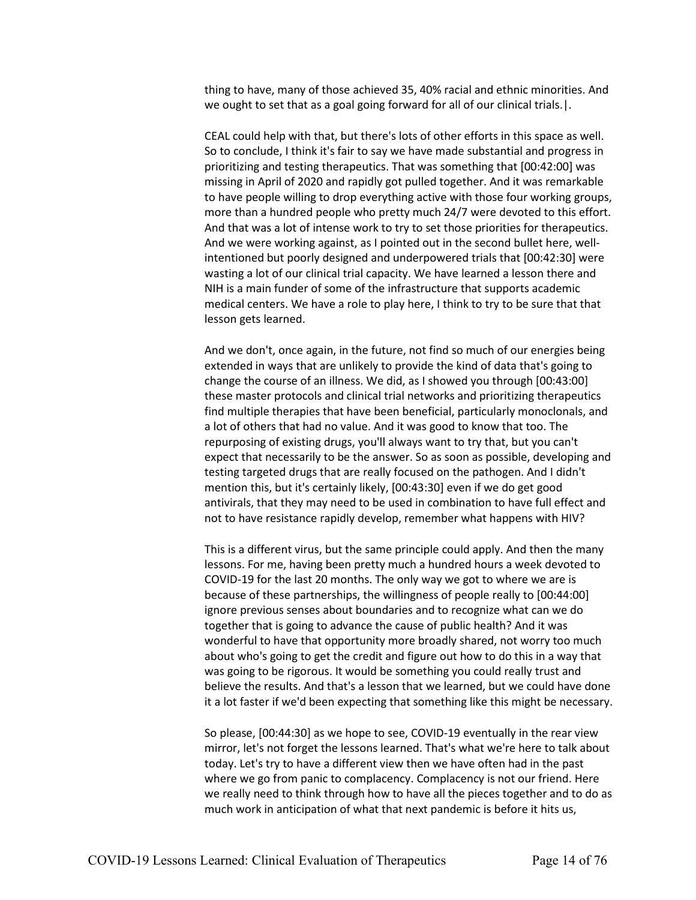thing to have, many of those achieved 35, 40% racial and ethnic minorities. And we ought to set that as a goal going forward for all of our clinical trials.|.

CEAL could help with that, but there's lots of other efforts in this space as well. So to conclude, I think it's fair to say we have made substantial and progress in prioritizing and testing therapeutics. That was something that [00:42:00] was missing in April of 2020 and rapidly got pulled together. And it was remarkable to have people willing to drop everything active with those four working groups, more than a hundred people who pretty much 24/7 were devoted to this effort. And that was a lot of intense work to try to set those priorities for therapeutics. And we were working against, as I pointed out in the second bullet here, well-intentioned but poorly designed and underpowered trials that [00:42:30] were wasting a lot of our clinical trial capacity. We have learned a lesson there and NIH is a main funder of some of the infrastructure that supports academic medical centers. We have a role to play here, I think to try to be sure that that lesson gets learned.

And we don't, once again, in the future, not find so much of our energies being extended in ways that are unlikely to provide the kind of data that's going to change the course of an illness. We did, as I showed you through [00:43:00] these master protocols and clinical trial networks and prioritizing therapeutics find multiple therapies that have been beneficial, particularly monoclonals, and a lot of others that had no value. And it was good to know that too. The repurposing of existing drugs, you'll always want to try that, but you can't expect that necessarily to be the answer. So as soon as possible, developing and testing targeted drugs that are really focused on the pathogen. And I didn't mention this, but it's certainly likely, [00:43:30] even if we do get good antivirals, that they may need to be used in combination to have full effect and not to have resistance rapidly develop, remember what happens with HIV?

This is a different virus, but the same principle could apply. And then the many lessons. For me, having been pretty much a hundred hours a week devoted to COVID-19 for the last 20 months. The only way we got to where we are is because of these partnerships, the willingness of people really to [00:44:00] ignore previous senses about boundaries and to recognize what can we do together that is going to advance the cause of public health? And it was wonderful to have that opportunity more broadly shared, not worry too much about who's going to get the credit and figure out how to do this in a way that was going to be rigorous. It would be something you could really trust and believe the results. And that's a lesson that we learned, but we could have done it a lot faster if we'd been expecting that something like this might be necessary.

So please, [00:44:30] as we hope to see, COVID-19 eventually in the rear view mirror, let's not forget the lessons learned. That's what we're here to talk about today. Let's try to have a different view then we have often had in the past where we go from panic to complacency. Complacency is not our friend. Here we really need to think through how to have all the pieces together and to do as much work in anticipation of what that next pandemic is before it hits us,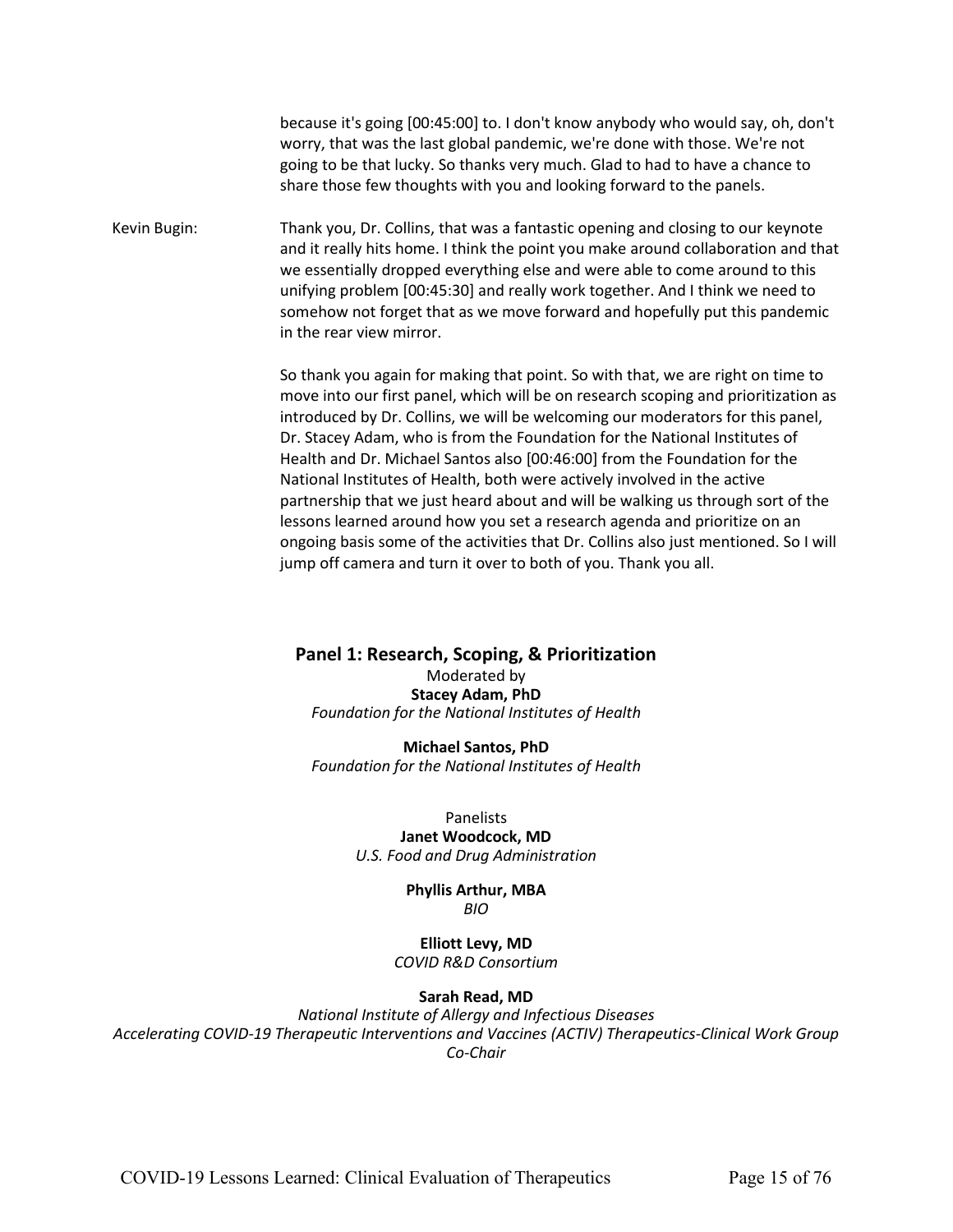because it's going [00:45:00] to. I don't know anybody who would say, oh, don't worry, that was the last global pandemic, we're done with those. We're not going to be that lucky. So thanks very much. Glad to had to have a chance to share those few thoughts with you and looking forward to the panels.

Kevin Bugin: Thank you, Dr. Collins, that was a fantastic opening and closing to our keynote and it really hits home. I think the point you make around collaboration and that we essentially dropped everything else and were able to come around to this unifying problem [00:45:30] and really work together. And I think we need to somehow not forget that as we move forward and hopefully put this pandemic in the rear view mirror.

So thank you again for making that point. So with that, we are right on time to move into our first panel, which will be on research scoping and prioritization as introduced by Dr. Collins, we will be welcoming our moderators for this panel, Dr. Stacey Adam, who is from the Foundation for the National Institutes of Health and Dr. Michael Santos also [00:46:00] from the Foundation for the National Institutes of Health, both were actively involved in the active partnership that we just heard about and will be walking us through sort of the lessons learned around how you set a research agenda and prioritize on an ongoing basis some of the activities that Dr. Collins also just mentioned. So I will jump off camera and turn it over to both of you. Thank you all.

## Panel 1: Research, Scoping, & Prioritization

Moderated by

**Stacey Adam, PhD**
*Foundation for the National Institutes of Health*

**Michael Santos, PhD**
*Foundation for the National Institutes of Health*

Panelists

**Janet Woodcock, MD**
*U.S. Food and Drug Administration*

**Phyllis Arthur, MBA**
*BIO*

**Elliott Levy, MD**
*COVID R&D Consortium*

**Sarah Read, MD**
*National Institute of Allergy and Infectious Diseases*
*Accelerating COVID-19 Therapeutic Interventions and Vaccines (ACTIV) Therapeutics-Clinical Work Group Co-Chair*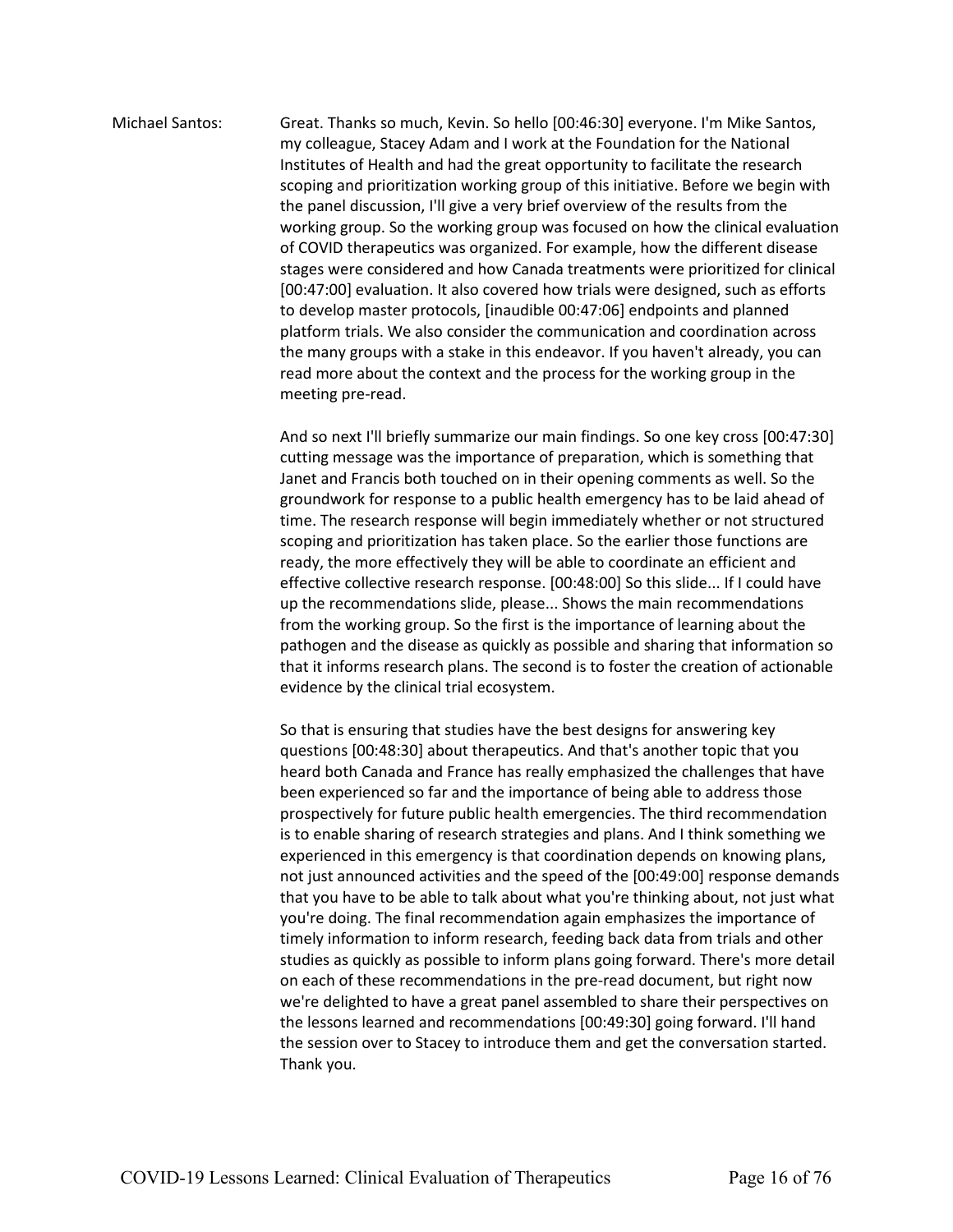Michael Santos: Great. Thanks so much, Kevin. So hello [00:46:30] everyone. I'm Mike Santos, my colleague, Stacey Adam and I work at the Foundation for the National Institutes of Health and had the great opportunity to facilitate the research scoping and prioritization working group of this initiative. Before we begin with the panel discussion, I'll give a very brief overview of the results from the working group. So the working group was focused on how the clinical evaluation of COVID therapeutics was organized. For example, how the different disease stages were considered and how Canada treatments were prioritized for clinical [00:47:00] evaluation. It also covered how trials were designed, such as efforts to develop master protocols, [inaudible 00:47:06] endpoints and planned platform trials. We also consider the communication and coordination across the many groups with a stake in this endeavor. If you haven't already, you can read more about the context and the process for the working group in the meeting pre-read.

And so next I'll briefly summarize our main findings. So one key cross [00:47:30] cutting message was the importance of preparation, which is something that Janet and Francis both touched on in their opening comments as well. So the groundwork for response to a public health emergency has to be laid ahead of time. The research response will begin immediately whether or not structured scoping and prioritization has taken place. So the earlier those functions are ready, the more effectively they will be able to coordinate an efficient and effective collective research response. [00:48:00] So this slide... If I could have up the recommendations slide, please... Shows the main recommendations from the working group. So the first is the importance of learning about the pathogen and the disease as quickly as possible and sharing that information so that it informs research plans. The second is to foster the creation of actionable evidence by the clinical trial ecosystem.

So that is ensuring that studies have the best designs for answering key questions [00:48:30] about therapeutics. And that's another topic that you heard both Canada and France has really emphasized the challenges that have been experienced so far and the importance of being able to address those prospectively for future public health emergencies. The third recommendation is to enable sharing of research strategies and plans. And I think something we experienced in this emergency is that coordination depends on knowing plans, not just announced activities and the speed of the [00:49:00] response demands that you have to be able to talk about what you're thinking about, not just what you're doing. The final recommendation again emphasizes the importance of timely information to inform research, feeding back data from trials and other studies as quickly as possible to inform plans going forward. There's more detail on each of these recommendations in the pre-read document, but right now we're delighted to have a great panel assembled to share their perspectives on the lessons learned and recommendations [00:49:30] going forward. I'll hand the session over to Stacey to introduce them and get the conversation started. Thank you.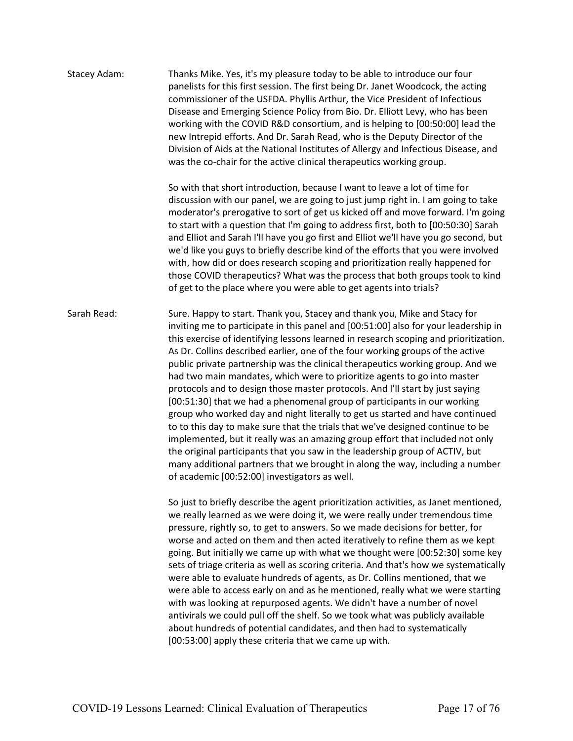Stacey Adam: Thanks Mike. Yes, it's my pleasure today to be able to introduce our four panelists for this first session. The first being Dr. Janet Woodcock, the acting commissioner of the USFDA. Phyllis Arthur, the Vice President of Infectious Disease and Emerging Science Policy from Bio. Dr. Elliott Levy, who has been working with the COVID R&D consortium, and is helping to [00:50:00] lead the new Intrepid efforts. And Dr. Sarah Read, who is the Deputy Director of the Division of Aids at the National Institutes of Allergy and Infectious Disease, and was the co-chair for the active clinical therapeutics working group.

So with that short introduction, because I want to leave a lot of time for discussion with our panel, we are going to just jump right in. I am going to take moderator's prerogative to sort of get us kicked off and move forward. I'm going to start with a question that I'm going to address first, both to [00:50:30] Sarah and Elliot and Sarah I'll have you go first and Elliot we'll have you go second, but we'd like you guys to briefly describe kind of the efforts that you were involved with, how did or does research scoping and prioritization really happened for those COVID therapeutics? What was the process that both groups took to kind of get to the place where you were able to get agents into trials?

Sarah Read: Sure. Happy to start. Thank you, Stacey and thank you, Mike and Stacy for inviting me to participate in this panel and [00:51:00] also for your leadership in this exercise of identifying lessons learned in research scoping and prioritization. As Dr. Collins described earlier, one of the four working groups of the active public private partnership was the clinical therapeutics working group. And we had two main mandates, which were to prioritize agents to go into master protocols and to design those master protocols. And I'll start by just saying [00:51:30] that we had a phenomenal group of participants in our working group who worked day and night literally to get us started and have continued to to this day to make sure that the trials that we've designed continue to be implemented, but it really was an amazing group effort that included not only the original participants that you saw in the leadership group of ACTIV, but many additional partners that we brought in along the way, including a number of academic [00:52:00] investigators as well.

So just to briefly describe the agent prioritization activities, as Janet mentioned, we really learned as we were doing it, we were really under tremendous time pressure, rightly so, to get to answers. So we made decisions for better, for worse and acted on them and then acted iteratively to refine them as we kept going. But initially we came up with what we thought were [00:52:30] some key sets of triage criteria as well as scoring criteria. And that's how we systematically were able to evaluate hundreds of agents, as Dr. Collins mentioned, that we were able to access early on and as he mentioned, really what we were starting with was looking at repurposed agents. We didn't have a number of novel antivirals we could pull off the shelf. So we took what was publicly available about hundreds of potential candidates, and then had to systematically [00:53:00] apply these criteria that we came up with.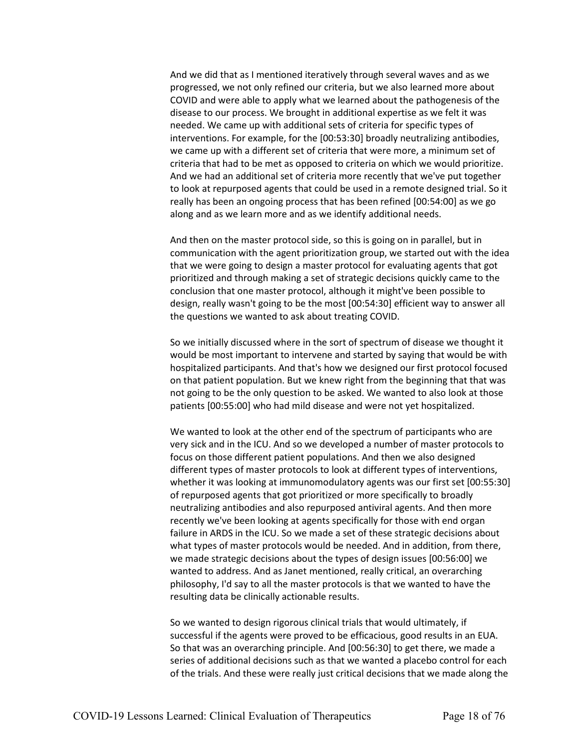And we did that as I mentioned iteratively through several waves and as we progressed, we not only refined our criteria, but we also learned more about COVID and were able to apply what we learned about the pathogenesis of the disease to our process. We brought in additional expertise as we felt it was needed. We came up with additional sets of criteria for specific types of interventions. For example, for the [00:53:30] broadly neutralizing antibodies, we came up with a different set of criteria that were more, a minimum set of criteria that had to be met as opposed to criteria on which we would prioritize. And we had an additional set of criteria more recently that we've put together to look at repurposed agents that could be used in a remote designed trial. So it really has been an ongoing process that has been refined [00:54:00] as we go along and as we learn more and as we identify additional needs.

And then on the master protocol side, so this is going on in parallel, but in communication with the agent prioritization group, we started out with the idea that we were going to design a master protocol for evaluating agents that got prioritized and through making a set of strategic decisions quickly came to the conclusion that one master protocol, although it might've been possible to design, really wasn't going to be the most [00:54:30] efficient way to answer all the questions we wanted to ask about treating COVID.

So we initially discussed where in the sort of spectrum of disease we thought it would be most important to intervene and started by saying that would be with hospitalized participants. And that's how we designed our first protocol focused on that patient population. But we knew right from the beginning that that was not going to be the only question to be asked. We wanted to also look at those patients [00:55:00] who had mild disease and were not yet hospitalized.

We wanted to look at the other end of the spectrum of participants who are very sick and in the ICU. And so we developed a number of master protocols to focus on those different patient populations. And then we also designed different types of master protocols to look at different types of interventions, whether it was looking at immunomodulatory agents was our first set [00:55:30] of repurposed agents that got prioritized or more specifically to broadly neutralizing antibodies and also repurposed antiviral agents. And then more recently we've been looking at agents specifically for those with end organ failure in ARDS in the ICU. So we made a set of these strategic decisions about what types of master protocols would be needed. And in addition, from there, we made strategic decisions about the types of design issues [00:56:00] we wanted to address. And as Janet mentioned, really critical, an overarching philosophy, I'd say to all the master protocols is that we wanted to have the resulting data be clinically actionable results.

So we wanted to design rigorous clinical trials that would ultimately, if successful if the agents were proved to be efficacious, good results in an EUA. So that was an overarching principle. And [00:56:30] to get there, we made a series of additional decisions such as that we wanted a placebo control for each of the trials. And these were really just critical decisions that we made along the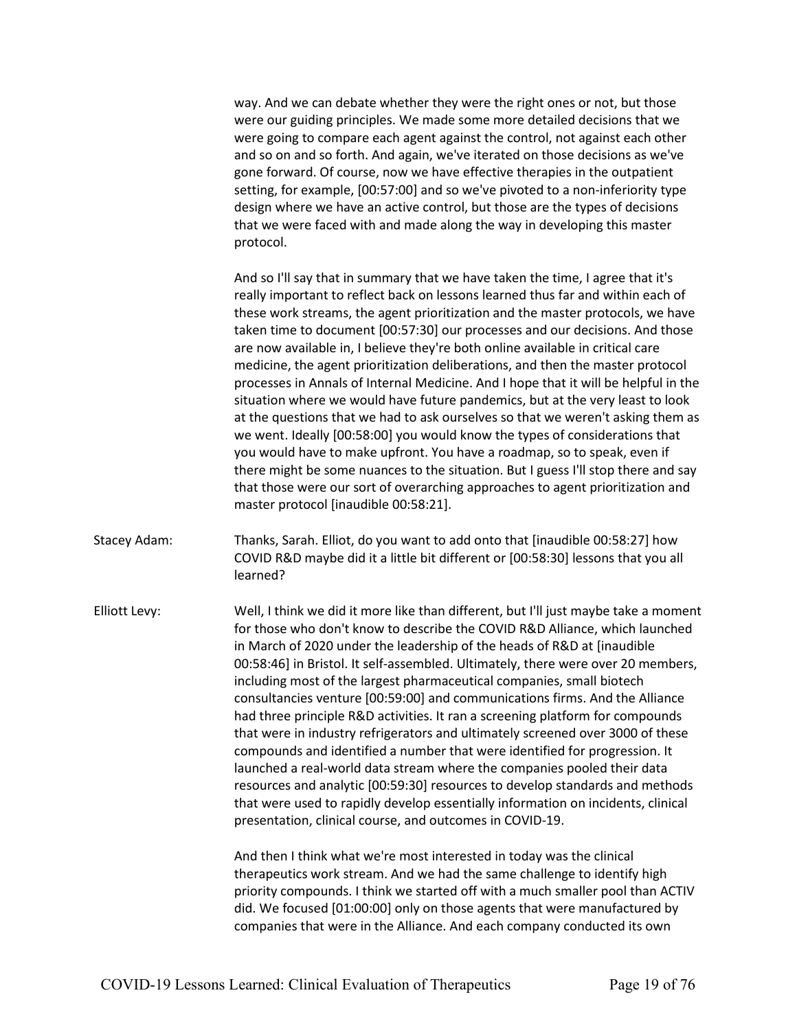way. And we can debate whether they were the right ones or not, but those were our guiding principles. We made some more detailed decisions that we were going to compare each agent against the control, not against each other and so on and so forth. And again, we've iterated on those decisions as we've gone forward. Of course, now we have effective therapies in the outpatient setting, for example, [00:57:00] and so we've pivoted to a non-inferiority type design where we have an active control, but those are the types of decisions that we were faced with and made along the way in developing this master protocol.

And so I'll say that in summary that we have taken the time, I agree that it's really important to reflect back on lessons learned thus far and within each of these work streams, the agent prioritization and the master protocols, we have taken time to document [00:57:30] our processes and our decisions. And those are now available in, I believe they're both online available in critical care medicine, the agent prioritization deliberations, and then the master protocol processes in Annals of Internal Medicine. And I hope that it will be helpful in the situation where we would have future pandemics, but at the very least to look at the questions that we had to ask ourselves so that we weren't asking them as we went. Ideally [00:58:00] you would know the types of considerations that you would have to make upfront. You have a roadmap, so to speak, even if there might be some nuances to the situation. But I guess I'll stop there and say that those were our sort of overarching approaches to agent prioritization and master protocol [inaudible 00:58:21].

Stacey Adam: Thanks, Sarah. Elliot, do you want to add onto that [inaudible 00:58:27] how COVID R&D maybe did it a little bit different or [00:58:30] lessons that you all learned?

Elliott Levy: Well, I think we did it more like than different, but I'll just maybe take a moment for those who don't know to describe the COVID R&D Alliance, which launched in March of 2020 under the leadership of the heads of R&D at [inaudible 00:58:46] in Bristol. It self-assembled. Ultimately, there were over 20 members, including most of the largest pharmaceutical companies, small biotech consultancies venture [00:59:00] and communications firms. And the Alliance had three principle R&D activities. It ran a screening platform for compounds that were in industry refrigerators and ultimately screened over 3000 of these compounds and identified a number that were identified for progression. It launched a real-world data stream where the companies pooled their data resources and analytic [00:59:30] resources to develop standards and methods that were used to rapidly develop essentially information on incidents, clinical presentation, clinical course, and outcomes in COVID-19.

And then I think what we're most interested in today was the clinical therapeutics work stream. And we had the same challenge to identify high priority compounds. I think we started off with a much smaller pool than ACTIV did. We focused [01:00:00] only on those agents that were manufactured by companies that were in the Alliance. And each company conducted its own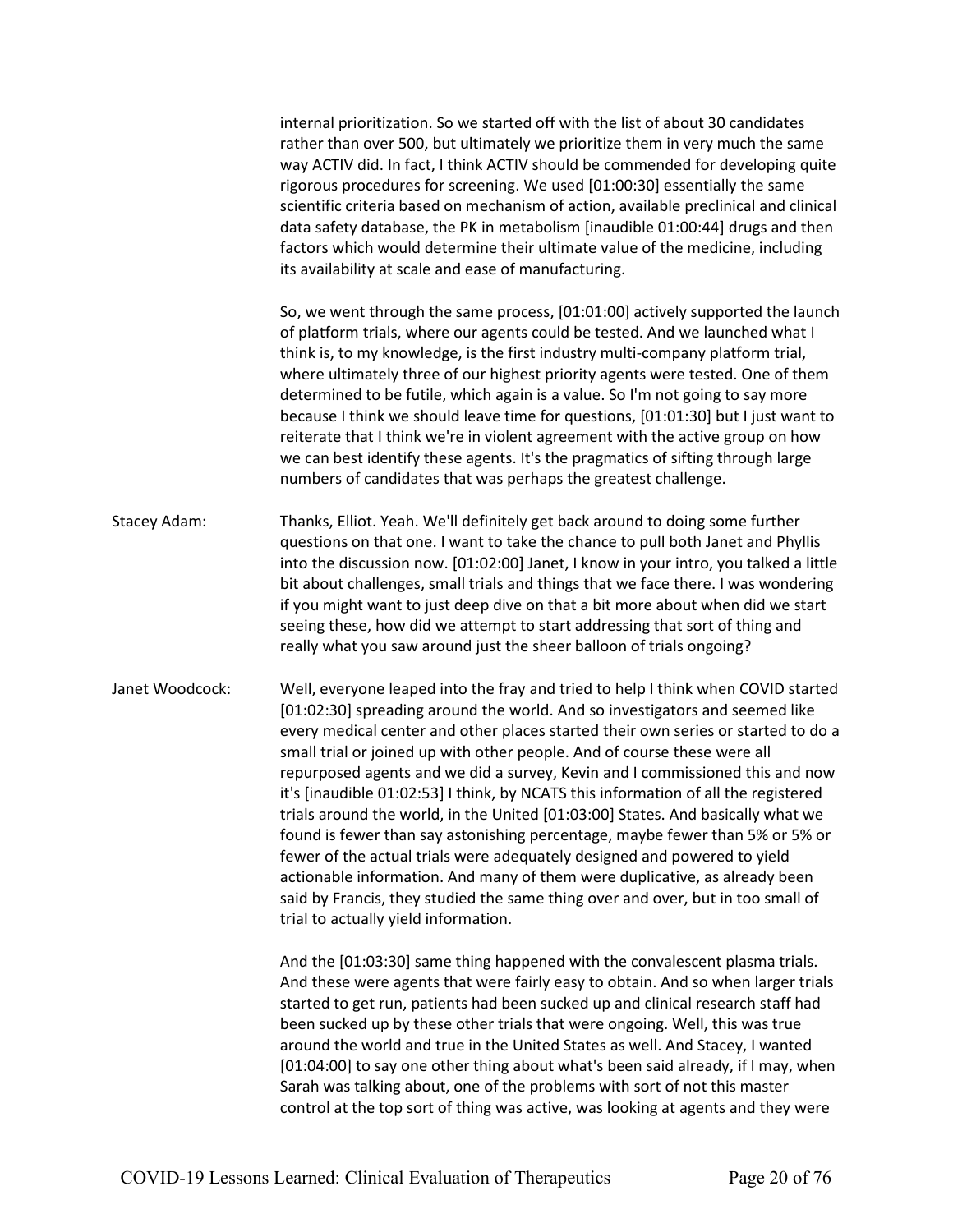internal prioritization. So we started off with the list of about 30 candidates rather than over 500, but ultimately we prioritize them in very much the same way ACTIV did. In fact, I think ACTIV should be commended for developing quite rigorous procedures for screening. We used [01:00:30] essentially the same scientific criteria based on mechanism of action, available preclinical and clinical data safety database, the PK in metabolism [inaudible 01:00:44] drugs and then factors which would determine their ultimate value of the medicine, including its availability at scale and ease of manufacturing.

So, we went through the same process, [01:01:00] actively supported the launch of platform trials, where our agents could be tested. And we launched what I think is, to my knowledge, is the first industry multi-company platform trial, where ultimately three of our highest priority agents were tested. One of them determined to be futile, which again is a value. So I'm not going to say more because I think we should leave time for questions, [01:01:30] but I just want to reiterate that I think we're in violent agreement with the active group on how we can best identify these agents. It's the pragmatics of sifting through large numbers of candidates that was perhaps the greatest challenge.

Stacey Adam: Thanks, Elliot. Yeah. We'll definitely get back around to doing some further questions on that one. I want to take the chance to pull both Janet and Phyllis into the discussion now. [01:02:00] Janet, I know in your intro, you talked a little bit about challenges, small trials and things that we face there. I was wondering if you might want to just deep dive on that a bit more about when did we start seeing these, how did we attempt to start addressing that sort of thing and really what you saw around just the sheer balloon of trials ongoing?

Janet Woodcock: Well, everyone leaped into the fray and tried to help I think when COVID started [01:02:30] spreading around the world. And so investigators and seemed like every medical center and other places started their own series or started to do a small trial or joined up with other people. And of course these were all repurposed agents and we did a survey, Kevin and I commissioned this and now it's [inaudible 01:02:53] I think, by NCATS this information of all the registered trials around the world, in the United [01:03:00] States. And basically what we found is fewer than say astonishing percentage, maybe fewer than 5% or 5% or fewer of the actual trials were adequately designed and powered to yield actionable information. And many of them were duplicative, as already been said by Francis, they studied the same thing over and over, but in too small of trial to actually yield information.

And the [01:03:30] same thing happened with the convalescent plasma trials. And these were agents that were fairly easy to obtain. And so when larger trials started to get run, patients had been sucked up and clinical research staff had been sucked up by these other trials that were ongoing. Well, this was true around the world and true in the United States as well. And Stacey, I wanted [01:04:00] to say one other thing about what's been said already, if I may, when Sarah was talking about, one of the problems with sort of not this master control at the top sort of thing was active, was looking at agents and they were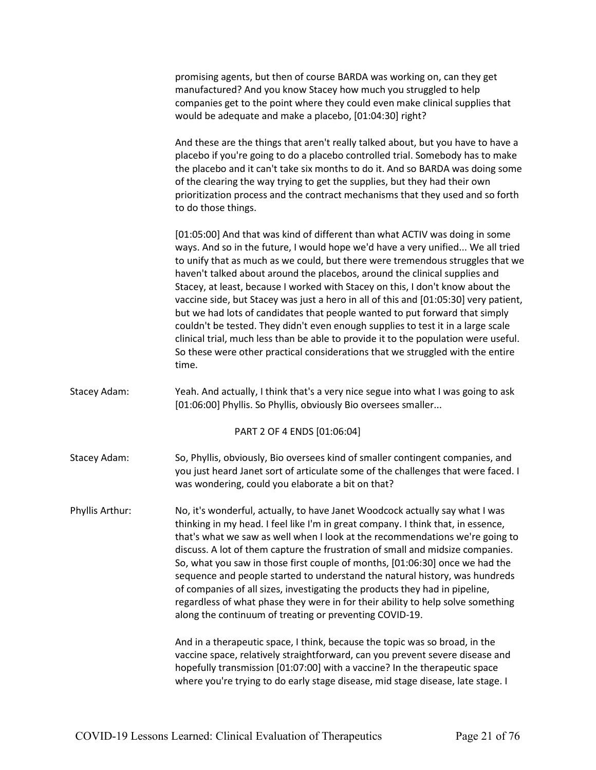promising agents, but then of course BARDA was working on, can they get manufactured? And you know Stacey how much you struggled to help companies get to the point where they could even make clinical supplies that would be adequate and make a placebo, [01:04:30] right?

And these are the things that aren't really talked about, but you have to have a placebo if you're going to do a placebo controlled trial. Somebody has to make the placebo and it can't take six months to do it. And so BARDA was doing some of the clearing the way trying to get the supplies, but they had their own prioritization process and the contract mechanisms that they used and so forth to do those things.

[01:05:00] And that was kind of different than what ACTIV was doing in some ways. And so in the future, I would hope we'd have a very unified... We all tried to unify that as much as we could, but there were tremendous struggles that we haven't talked about around the placebos, around the clinical supplies and Stacey, at least, because I worked with Stacey on this, I don't know about the vaccine side, but Stacey was just a hero in all of this and [01:05:30] very patient, but we had lots of candidates that people wanted to put forward that simply couldn't be tested. They didn't even enough supplies to test it in a large scale clinical trial, much less than be able to provide it to the population were useful. So these were other practical considerations that we struggled with the entire time.

**Stacey Adam:** Yeah. And actually, I think that's a very nice segue into what I was going to ask [01:06:00] Phyllis. So Phyllis, obviously Bio oversees smaller...

PART 2 OF 4 ENDS [01:06:04]

**Stacey Adam:** So, Phyllis, obviously, Bio oversees kind of smaller contingent companies, and you just heard Janet sort of articulate some of the challenges that were faced. I was wondering, could you elaborate a bit on that?

**Phyllis Arthur:** No, it's wonderful, actually, to have Janet Woodcock actually say what I was thinking in my head. I feel like I'm in great company. I think that, in essence, that's what we saw as well when I look at the recommendations we're going to discuss. A lot of them capture the frustration of small and midsize companies. So, what you saw in those first couple of months, [01:06:30] once we had the sequence and people started to understand the natural history, was hundreds of companies of all sizes, investigating the products they had in pipeline, regardless of what phase they were in for their ability to help solve something along the continuum of treating or preventing COVID-19.

And in a therapeutic space, I think, because the topic was so broad, in the vaccine space, relatively straightforward, can you prevent severe disease and hopefully transmission [01:07:00] with a vaccine? In the therapeutic space where you're trying to do early stage disease, mid stage disease, late stage. I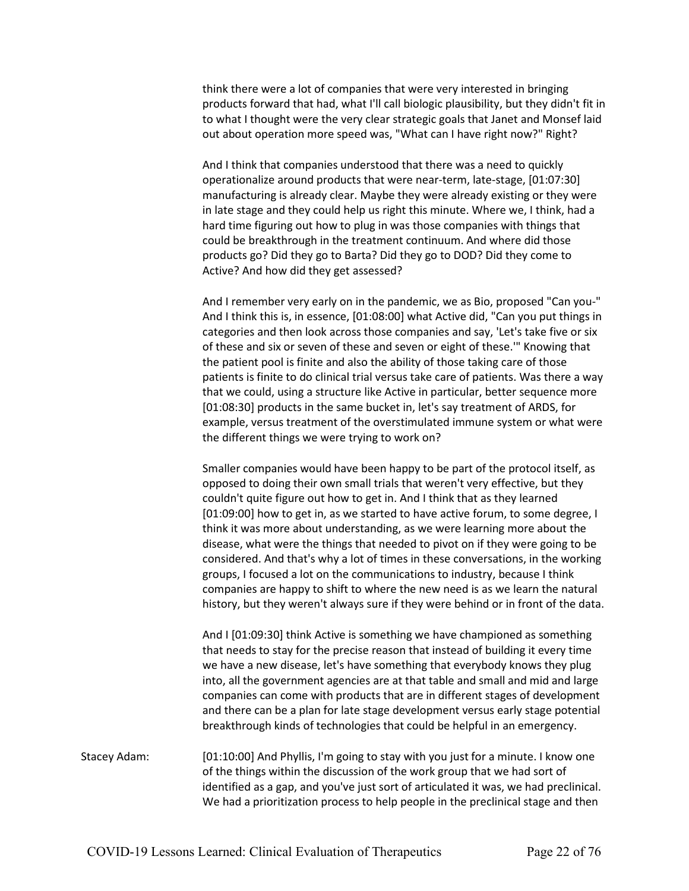think there were a lot of companies that were very interested in bringing products forward that had, what I'll call biologic plausibility, but they didn't fit in to what I thought were the very clear strategic goals that Janet and Monsef laid out about operation more speed was, "What can I have right now?" Right?

And I think that companies understood that there was a need to quickly operationalize around products that were near-term, late-stage, [01:07:30] manufacturing is already clear. Maybe they were already existing or they were in late stage and they could help us right this minute. Where we, I think, had a hard time figuring out how to plug in was those companies with things that could be breakthrough in the treatment continuum. And where did those products go? Did they go to Barta? Did they go to DOD? Did they come to Active? And how did they get assessed?

And I remember very early on in the pandemic, we as Bio, proposed "Can you-" And I think this is, in essence, [01:08:00] what Active did, "Can you put things in categories and then look across those companies and say, 'Let's take five or six of these and six or seven of these and seven or eight of these.'" Knowing that the patient pool is finite and also the ability of those taking care of those patients is finite to do clinical trial versus take care of patients. Was there a way that we could, using a structure like Active in particular, better sequence more [01:08:30] products in the same bucket in, let's say treatment of ARDS, for example, versus treatment of the overstimulated immune system or what were the different things we were trying to work on?

Smaller companies would have been happy to be part of the protocol itself, as opposed to doing their own small trials that weren't very effective, but they couldn't quite figure out how to get in. And I think that as they learned [01:09:00] how to get in, as we started to have active forum, to some degree, I think it was more about understanding, as we were learning more about the disease, what were the things that needed to pivot on if they were going to be considered. And that's why a lot of times in these conversations, in the working groups, I focused a lot on the communications to industry, because I think companies are happy to shift to where the new need is as we learn the natural history, but they weren't always sure if they were behind or in front of the data.

And I [01:09:30] think Active is something we have championed as something that needs to stay for the precise reason that instead of building it every time we have a new disease, let's have something that everybody knows they plug into, all the government agencies are at that table and small and mid and large companies can come with products that are in different stages of development and there can be a plan for late stage development versus early stage potential breakthrough kinds of technologies that could be helpful in an emergency.

Stacey Adam: [01:10:00] And Phyllis, I'm going to stay with you just for a minute. I know one of the things within the discussion of the work group that we had sort of identified as a gap, and you've just sort of articulated it was, we had preclinical. We had a prioritization process to help people in the preclinical stage and then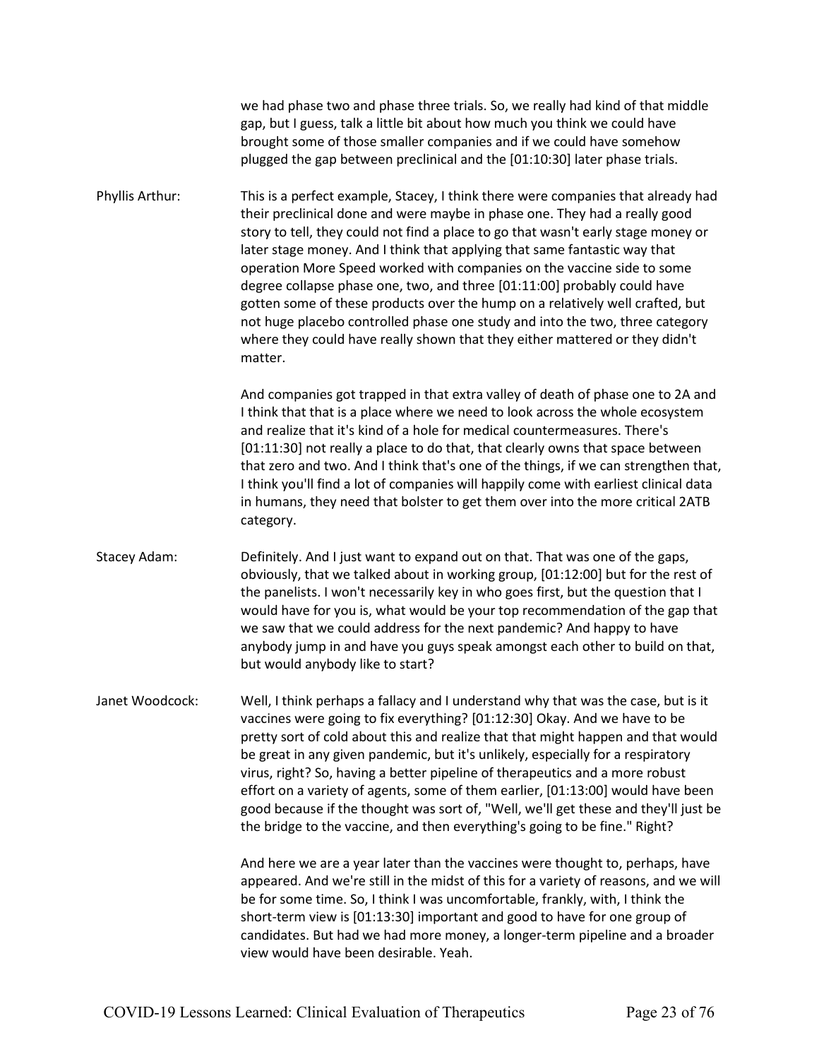we had phase two and phase three trials. So, we really had kind of that middle gap, but I guess, talk a little bit about how much you think we could have brought some of those smaller companies and if we could have somehow plugged the gap between preclinical and the [01:10:30] later phase trials.

**Phyllis Arthur:** This is a perfect example, Stacey, I think there were companies that already had their preclinical done and were maybe in phase one. They had a really good story to tell, they could not find a place to go that wasn't early stage money or later stage money. And I think that applying that same fantastic way that operation More Speed worked with companies on the vaccine side to some degree collapse phase one, two, and three [01:11:00] probably could have gotten some of these products over the hump on a relatively well crafted, but not huge placebo controlled phase one study and into the two, three category where they could have really shown that they either mattered or they didn't matter.

And companies got trapped in that extra valley of death of phase one to 2A and I think that that is a place where we need to look across the whole ecosystem and realize that it's kind of a hole for medical countermeasures. There's [01:11:30] not really a place to do that, that clearly owns that space between that zero and two. And I think that's one of the things, if we can strengthen that, I think you'll find a lot of companies will happily come with earliest clinical data in humans, they need that bolster to get them over into the more critical 2ATB category.

**Stacey Adam:** Definitely. And I just want to expand out on that. That was one of the gaps, obviously, that we talked about in working group, [01:12:00] but for the rest of the panelists. I won't necessarily key in who goes first, but the question that I would have for you is, what would be your top recommendation of the gap that we saw that we could address for the next pandemic? And happy to have anybody jump in and have you guys speak amongst each other to build on that, but would anybody like to start?

**Janet Woodcock:** Well, I think perhaps a fallacy and I understand why that was the case, but is it vaccines were going to fix everything? [01:12:30] Okay. And we have to be pretty sort of cold about this and realize that that might happen and that would be great in any given pandemic, but it's unlikely, especially for a respiratory virus, right? So, having a better pipeline of therapeutics and a more robust effort on a variety of agents, some of them earlier, [01:13:00] would have been good because if the thought was sort of, "Well, we'll get these and they'll just be the bridge to the vaccine, and then everything's going to be fine." Right?

And here we are a year later than the vaccines were thought to, perhaps, have appeared. And we're still in the midst of this for a variety of reasons, and we will be for some time. So, I think I was uncomfortable, frankly, with, I think the short-term view is [01:13:30] important and good to have for one group of candidates. But had we had more money, a longer-term pipeline and a broader view would have been desirable. Yeah.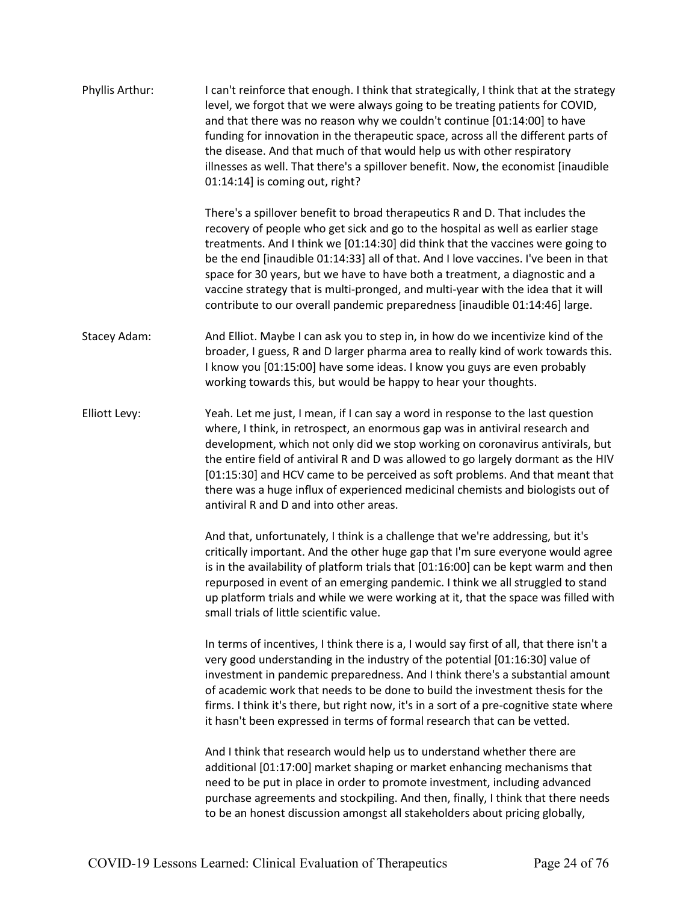Phyllis Arthur: I can't reinforce that enough. I think that strategically, I think that at the strategy level, we forgot that we were always going to be treating patients for COVID, and that there was no reason why we couldn't continue [01:14:00] to have funding for innovation in the therapeutic space, across all the different parts of the disease. And that much of that would help us with other respiratory illnesses as well. That there's a spillover benefit. Now, the economist [inaudible 01:14:14] is coming out, right?

There's a spillover benefit to broad therapeutics R and D. That includes the recovery of people who get sick and go to the hospital as well as earlier stage treatments. And I think we [01:14:30] did think that the vaccines were going to be the end [inaudible 01:14:33] all of that. And I love vaccines. I've been in that space for 30 years, but we have to have both a treatment, a diagnostic and a vaccine strategy that is multi-pronged, and multi-year with the idea that it will contribute to our overall pandemic preparedness [inaudible 01:14:46] large.

Stacey Adam: And Elliot. Maybe I can ask you to step in, in how do we incentivize kind of the broader, I guess, R and D larger pharma area to really kind of work towards this. I know you [01:15:00] have some ideas. I know you guys are even probably working towards this, but would be happy to hear your thoughts.

Elliott Levy: Yeah. Let me just, I mean, if I can say a word in response to the last question where, I think, in retrospect, an enormous gap was in antiviral research and development, which not only did we stop working on coronavirus antivirals, but the entire field of antiviral R and D was allowed to go largely dormant as the HIV [01:15:30] and HCV came to be perceived as soft problems. And that meant that there was a huge influx of experienced medicinal chemists and biologists out of antiviral R and D and into other areas.

And that, unfortunately, I think is a challenge that we're addressing, but it's critically important. And the other huge gap that I'm sure everyone would agree is in the availability of platform trials that [01:16:00] can be kept warm and then repurposed in event of an emerging pandemic. I think we all struggled to stand up platform trials and while we were working at it, that the space was filled with small trials of little scientific value.

In terms of incentives, I think there is a, I would say first of all, that there isn't a very good understanding in the industry of the potential [01:16:30] value of investment in pandemic preparedness. And I think there's a substantial amount of academic work that needs to be done to build the investment thesis for the firms. I think it's there, but right now, it's in a sort of a pre-cognitive state where it hasn't been expressed in terms of formal research that can be vetted.

And I think that research would help us to understand whether there are additional [01:17:00] market shaping or market enhancing mechanisms that need to be put in place in order to promote investment, including advanced purchase agreements and stockpiling. And then, finally, I think that there needs to be an honest discussion amongst all stakeholders about pricing globally,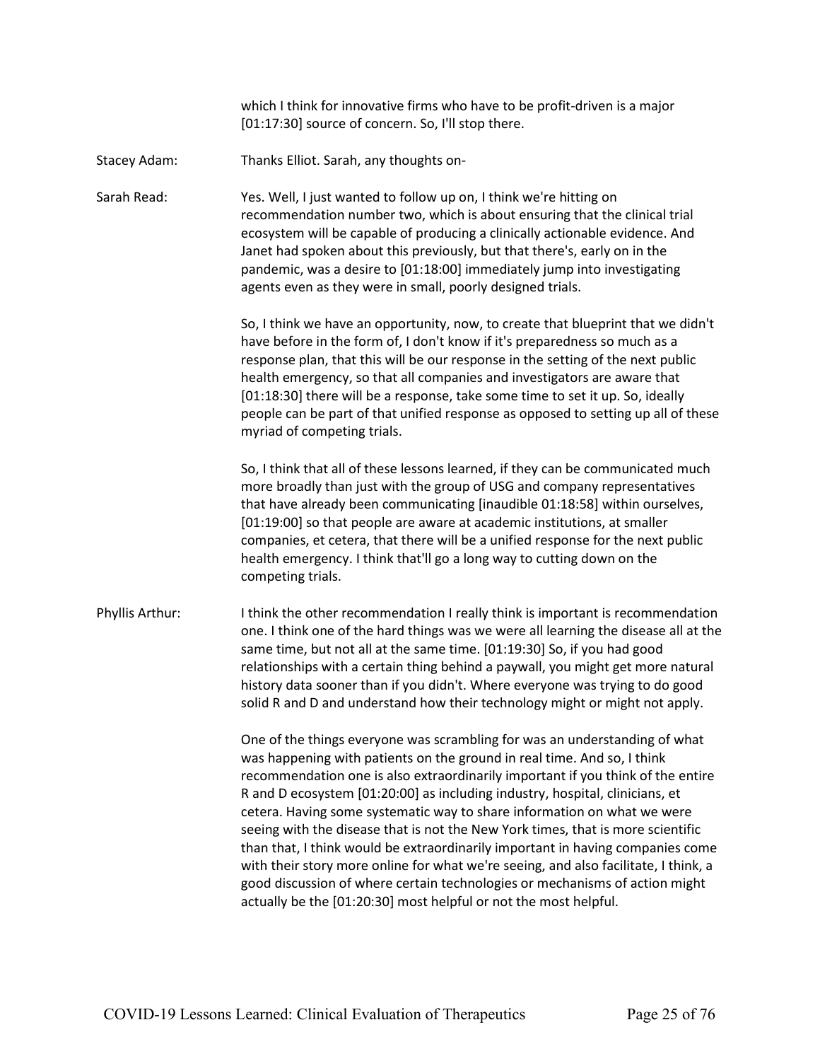which I think for innovative firms who have to be profit-driven is a major [01:17:30] source of concern. So, I'll stop there.

**Stacey Adam:** Thanks Elliot. Sarah, any thoughts on-

**Sarah Read:** Yes. Well, I just wanted to follow up on, I think we're hitting on recommendation number two, which is about ensuring that the clinical trial ecosystem will be capable of producing a clinically actionable evidence. And Janet had spoken about this previously, but that there's, early on in the pandemic, was a desire to [01:18:00] immediately jump into investigating agents even as they were in small, poorly designed trials.

So, I think we have an opportunity, now, to create that blueprint that we didn't have before in the form of, I don't know if it's preparedness so much as a response plan, that this will be our response in the setting of the next public health emergency, so that all companies and investigators are aware that [01:18:30] there will be a response, take some time to set it up. So, ideally people can be part of that unified response as opposed to setting up all of these myriad of competing trials.

So, I think that all of these lessons learned, if they can be communicated much more broadly than just with the group of USG and company representatives that have already been communicating [inaudible 01:18:58] within ourselves, [01:19:00] so that people are aware at academic institutions, at smaller companies, et cetera, that there will be a unified response for the next public health emergency. I think that'll go a long way to cutting down on the competing trials.

**Phyllis Arthur:** I think the other recommendation I really think is important is recommendation one. I think one of the hard things was we were all learning the disease all at the same time, but not all at the same time. [01:19:30] So, if you had good relationships with a certain thing behind a paywall, you might get more natural history data sooner than if you didn't. Where everyone was trying to do good solid R and D and understand how their technology might or might not apply.

One of the things everyone was scrambling for was an understanding of what was happening with patients on the ground in real time. And so, I think recommendation one is also extraordinarily important if you think of the entire R and D ecosystem [01:20:00] as including industry, hospital, clinicians, et cetera. Having some systematic way to share information on what we were seeing with the disease that is not the New York times, that is more scientific than that, I think would be extraordinarily important in having companies come with their story more online for what we're seeing, and also facilitate, I think, a good discussion of where certain technologies or mechanisms of action might actually be the [01:20:30] most helpful or not the most helpful.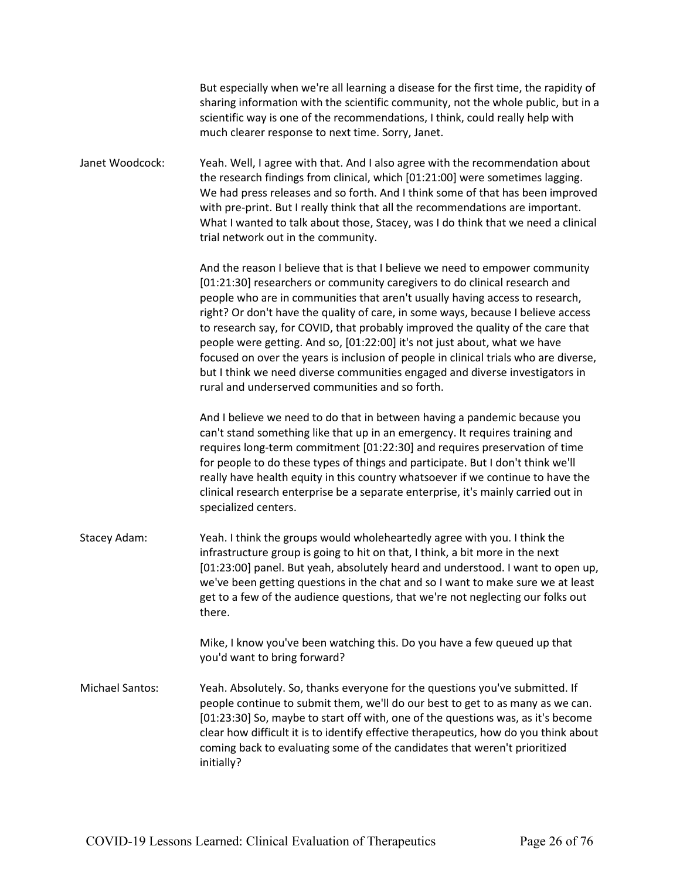But especially when we're all learning a disease for the first time, the rapidity of sharing information with the scientific community, not the whole public, but in a scientific way is one of the recommendations, I think, could really help with much clearer response to next time. Sorry, Janet.

**Janet Woodcock:** Yeah. Well, I agree with that. And I also agree with the recommendation about the research findings from clinical, which [01:21:00] were sometimes lagging. We had press releases and so forth. And I think some of that has been improved with pre-print. But I really think that all the recommendations are important. What I wanted to talk about those, Stacey, was I do think that we need a clinical trial network out in the community.

And the reason I believe that is that I believe we need to empower community [01:21:30] researchers or community caregivers to do clinical research and people who are in communities that aren't usually having access to research, right? Or don't have the quality of care, in some ways, because I believe access to research say, for COVID, that probably improved the quality of the care that people were getting. And so, [01:22:00] it's not just about, what we have focused on over the years is inclusion of people in clinical trials who are diverse, but I think we need diverse communities engaged and diverse investigators in rural and underserved communities and so forth.

And I believe we need to do that in between having a pandemic because you can't stand something like that up in an emergency. It requires training and requires long-term commitment [01:22:30] and requires preservation of time for people to do these types of things and participate. But I don't think we'll really have health equity in this country whatsoever if we continue to have the clinical research enterprise be a separate enterprise, it's mainly carried out in specialized centers.

**Stacey Adam:** Yeah. I think the groups would wholeheartedly agree with you. I think the infrastructure group is going to hit on that, I think, a bit more in the next [01:23:00] panel. But yeah, absolutely heard and understood. I want to open up, we've been getting questions in the chat and so I want to make sure we at least get to a few of the audience questions, that we're not neglecting our folks out there.

Mike, I know you've been watching this. Do you have a few queued up that you'd want to bring forward?

**Michael Santos:** Yeah. Absolutely. So, thanks everyone for the questions you've submitted. If people continue to submit them, we'll do our best to get to as many as we can. [01:23:30] So, maybe to start off with, one of the questions was, as it's become clear how difficult it is to identify effective therapeutics, how do you think about coming back to evaluating some of the candidates that weren't prioritized initially?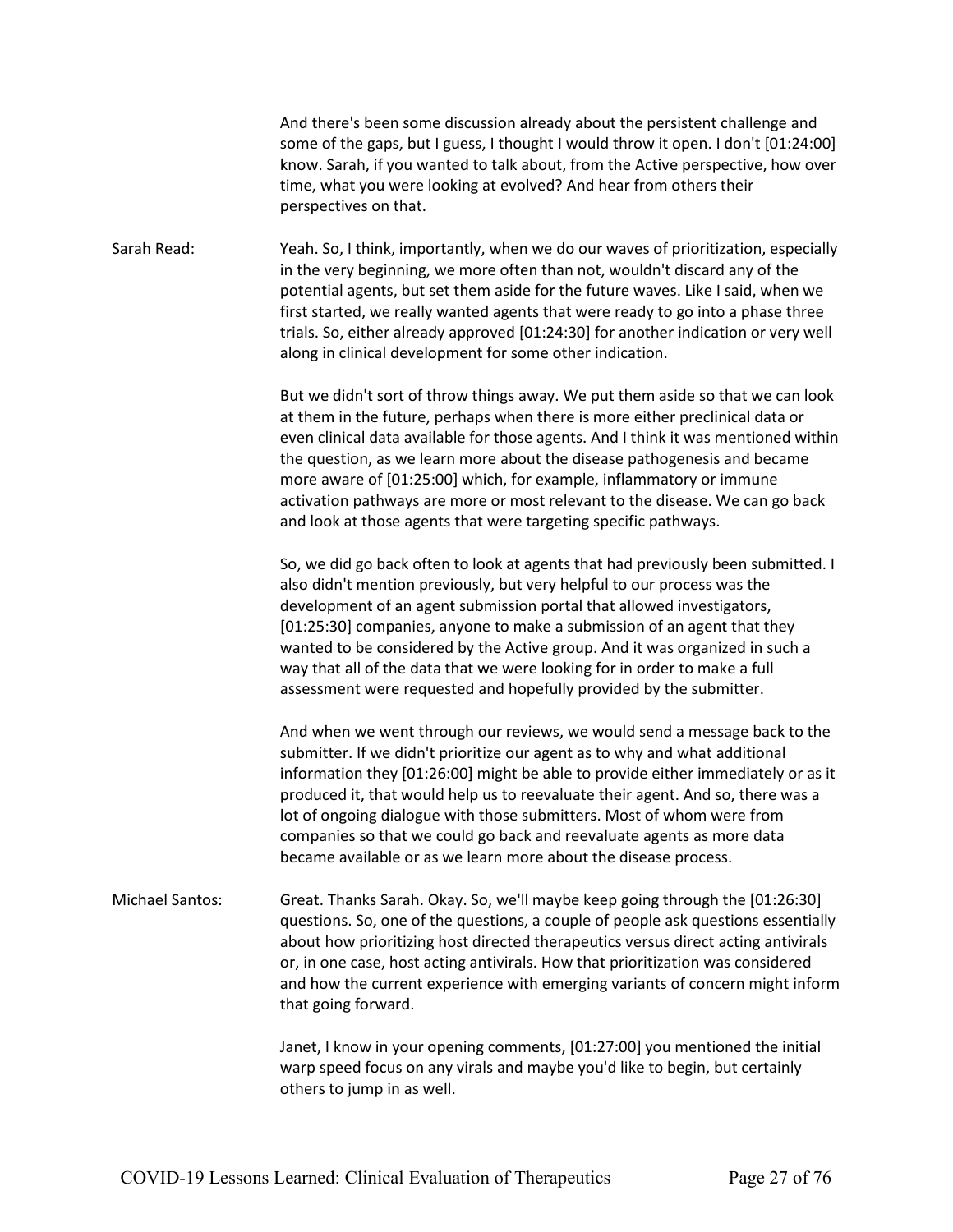And there's been some discussion already about the persistent challenge and some of the gaps, but I guess, I thought I would throw it open. I don't [01:24:00] know. Sarah, if you wanted to talk about, from the Active perspective, how over time, what you were looking at evolved? And hear from others their perspectives on that.

**Sarah Read:** Yeah. So, I think, importantly, when we do our waves of prioritization, especially in the very beginning, we more often than not, wouldn't discard any of the potential agents, but set them aside for the future waves. Like I said, when we first started, we really wanted agents that were ready to go into a phase three trials. So, either already approved [01:24:30] for another indication or very well along in clinical development for some other indication.

But we didn't sort of throw things away. We put them aside so that we can look at them in the future, perhaps when there is more either preclinical data or even clinical data available for those agents. And I think it was mentioned within the question, as we learn more about the disease pathogenesis and became more aware of [01:25:00] which, for example, inflammatory or immune activation pathways are more or most relevant to the disease. We can go back and look at those agents that were targeting specific pathways.

So, we did go back often to look at agents that had previously been submitted. I also didn't mention previously, but very helpful to our process was the development of an agent submission portal that allowed investigators, [01:25:30] companies, anyone to make a submission of an agent that they wanted to be considered by the Active group. And it was organized in such a way that all of the data that we were looking for in order to make a full assessment were requested and hopefully provided by the submitter.

And when we went through our reviews, we would send a message back to the submitter. If we didn't prioritize our agent as to why and what additional information they [01:26:00] might be able to provide either immediately or as it produced it, that would help us to reevaluate their agent. And so, there was a lot of ongoing dialogue with those submitters. Most of whom were from companies so that we could go back and reevaluate agents as more data became available or as we learn more about the disease process.

**Michael Santos:** Great. Thanks Sarah. Okay. So, we'll maybe keep going through the [01:26:30] questions. So, one of the questions, a couple of people ask questions essentially about how prioritizing host directed therapeutics versus direct acting antivirals or, in one case, host acting antivirals. How that prioritization was considered and how the current experience with emerging variants of concern might inform that going forward.

Janet, I know in your opening comments, [01:27:00] you mentioned the initial warp speed focus on any virals and maybe you'd like to begin, but certainly others to jump in as well.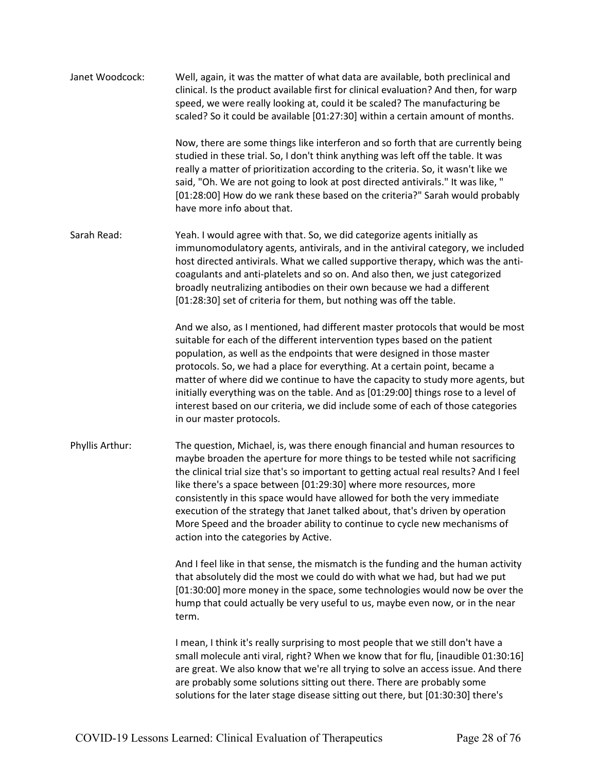**Janet Woodcock:** Well, again, it was the matter of what data are available, both preclinical and clinical. Is the product available first for clinical evaluation? And then, for warp speed, we were really looking at, could it be scaled? The manufacturing be scaled? So it could be available [01:27:30] within a certain amount of months.

Now, there are some things like interferon and so forth that are currently being studied in these trial. So, I don't think anything was left off the table. It was really a matter of prioritization according to the criteria. So, it wasn't like we said, "Oh. We are not going to look at post directed antivirals." It was like, " [01:28:00] How do we rank these based on the criteria?" Sarah would probably have more info about that.

**Sarah Read:** Yeah. I would agree with that. So, we did categorize agents initially as immunomodulatory agents, antivirals, and in the antiviral category, we included host directed antivirals. What we called supportive therapy, which was the anti-coagulants and anti-platelets and so on. And also then, we just categorized broadly neutralizing antibodies on their own because we had a different [01:28:30] set of criteria for them, but nothing was off the table.

And we also, as I mentioned, had different master protocols that would be most suitable for each of the different intervention types based on the patient population, as well as the endpoints that were designed in those master protocols. So, we had a place for everything. At a certain point, became a matter of where did we continue to have the capacity to study more agents, but initially everything was on the table. And as [01:29:00] things rose to a level of interest based on our criteria, we did include some of each of those categories in our master protocols.

**Phyllis Arthur:** The question, Michael, is, was there enough financial and human resources to maybe broaden the aperture for more things to be tested while not sacrificing the clinical trial size that's so important to getting actual real results? And I feel like there's a space between [01:29:30] where more resources, more consistently in this space would have allowed for both the very immediate execution of the strategy that Janet talked about, that's driven by operation More Speed and the broader ability to continue to cycle new mechanisms of action into the categories by Active.

And I feel like in that sense, the mismatch is the funding and the human activity that absolutely did the most we could do with what we had, but had we put [01:30:00] more money in the space, some technologies would now be over the hump that could actually be very useful to us, maybe even now, or in the near term.

I mean, I think it's really surprising to most people that we still don't have a small molecule anti viral, right? When we know that for flu, [inaudible 01:30:16] are great. We also know that we're all trying to solve an access issue. And there are probably some solutions sitting out there. There are probably some solutions for the later stage disease sitting out there, but [01:30:30] there's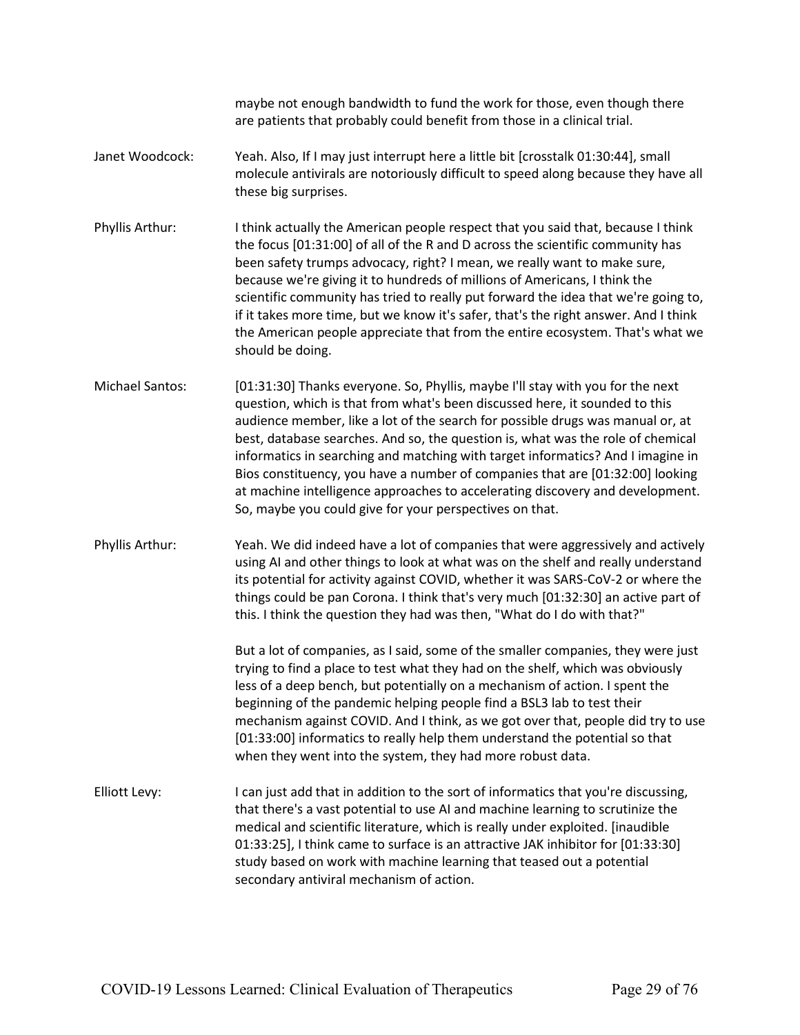maybe not enough bandwidth to fund the work for those, even though there are patients that probably could benefit from those in a clinical trial.

Janet Woodcock: Yeah. Also, If I may just interrupt here a little bit [crosstalk 01:30:44], small molecule antivirals are notoriously difficult to speed along because they have all these big surprises.

Phyllis Arthur: I think actually the American people respect that you said that, because I think the focus [01:31:00] of all of the R and D across the scientific community has been safety trumps advocacy, right? I mean, we really want to make sure, because we're giving it to hundreds of millions of Americans, I think the scientific community has tried to really put forward the idea that we're going to, if it takes more time, but we know it's safer, that's the right answer. And I think the American people appreciate that from the entire ecosystem. That's what we should be doing.

Michael Santos: [01:31:30] Thanks everyone. So, Phyllis, maybe I'll stay with you for the next question, which is that from what's been discussed here, it sounded to this audience member, like a lot of the search for possible drugs was manual or, at best, database searches. And so, the question is, what was the role of chemical informatics in searching and matching with target informatics? And I imagine in Bios constituency, you have a number of companies that are [01:32:00] looking at machine intelligence approaches to accelerating discovery and development. So, maybe you could give for your perspectives on that.

Phyllis Arthur: Yeah. We did indeed have a lot of companies that were aggressively and actively using AI and other things to look at what was on the shelf and really understand its potential for activity against COVID, whether it was SARS-CoV-2 or where the things could be pan Corona. I think that's very much [01:32:30] an active part of this. I think the question they had was then, "What do I do with that?"

But a lot of companies, as I said, some of the smaller companies, they were just trying to find a place to test what they had on the shelf, which was obviously less of a deep bench, but potentially on a mechanism of action. I spent the beginning of the pandemic helping people find a BSL3 lab to test their mechanism against COVID. And I think, as we got over that, people did try to use [01:33:00] informatics to really help them understand the potential so that when they went into the system, they had more robust data.

Elliott Levy: I can just add that in addition to the sort of informatics that you're discussing, that there's a vast potential to use AI and machine learning to scrutinize the medical and scientific literature, which is really under exploited. [inaudible 01:33:25], I think came to surface is an attractive JAK inhibitor for [01:33:30] study based on work with machine learning that teased out a potential secondary antiviral mechanism of action.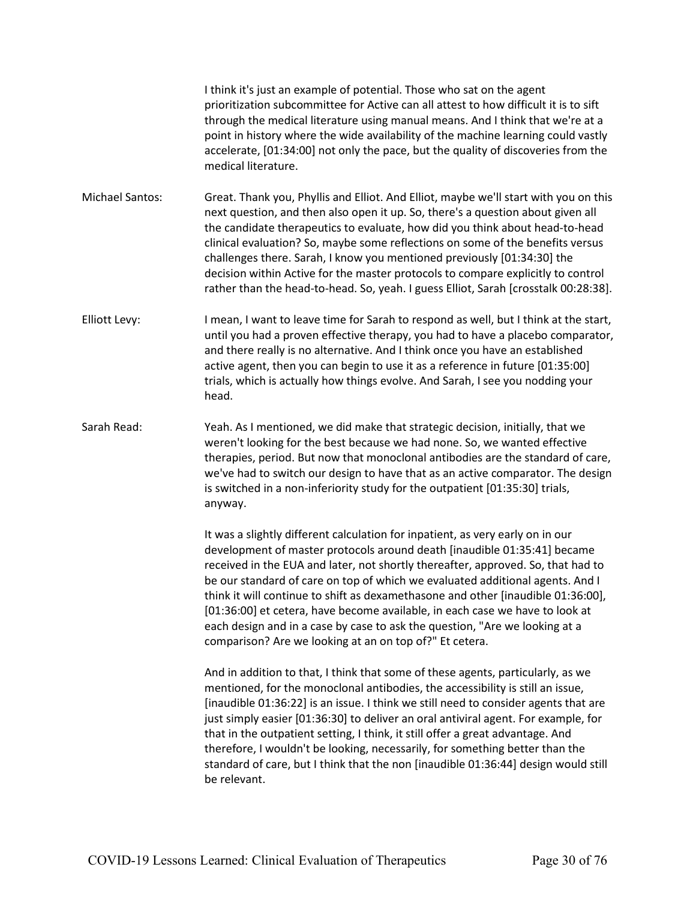I think it's just an example of potential. Those who sat on the agent prioritization subcommittee for Active can all attest to how difficult it is to sift through the medical literature using manual means. And I think that we're at a point in history where the wide availability of the machine learning could vastly accelerate, [01:34:00] not only the pace, but the quality of discoveries from the medical literature.

**Michael Santos:** Great. Thank you, Phyllis and Elliot. And Elliot, maybe we'll start with you on this next question, and then also open it up. So, there's a question about given all the candidate therapeutics to evaluate, how did you think about head-to-head clinical evaluation? So, maybe some reflections on some of the benefits versus challenges there. Sarah, I know you mentioned previously [01:34:30] the decision within Active for the master protocols to compare explicitly to control rather than the head-to-head. So, yeah. I guess Elliot, Sarah [crosstalk 00:28:38].

**Elliott Levy:** I mean, I want to leave time for Sarah to respond as well, but I think at the start, until you had a proven effective therapy, you had to have a placebo comparator, and there really is no alternative. And I think once you have an established active agent, then you can begin to use it as a reference in future [01:35:00] trials, which is actually how things evolve. And Sarah, I see you nodding your head.

**Sarah Read:** Yeah. As I mentioned, we did make that strategic decision, initially, that we weren't looking for the best because we had none. So, we wanted effective therapies, period. But now that monoclonal antibodies are the standard of care, we've had to switch our design to have that as an active comparator. The design is switched in a non-inferiority study for the outpatient [01:35:30] trials, anyway.

It was a slightly different calculation for inpatient, as very early on in our development of master protocols around death [inaudible 01:35:41] became received in the EUA and later, not shortly thereafter, approved. So, that had to be our standard of care on top of which we evaluated additional agents. And I think it will continue to shift as dexamethasone and other [inaudible 01:36:00], [01:36:00] et cetera, have become available, in each case we have to look at each design and in a case by case to ask the question, "Are we looking at a comparison? Are we looking at an on top of?" Et cetera.

And in addition to that, I think that some of these agents, particularly, as we mentioned, for the monoclonal antibodies, the accessibility is still an issue, [inaudible 01:36:22] is an issue. I think we still need to consider agents that are just simply easier [01:36:30] to deliver an oral antiviral agent. For example, for that in the outpatient setting, I think, it still offer a great advantage. And therefore, I wouldn't be looking, necessarily, for something better than the standard of care, but I think that the non [inaudible 01:36:44] design would still be relevant.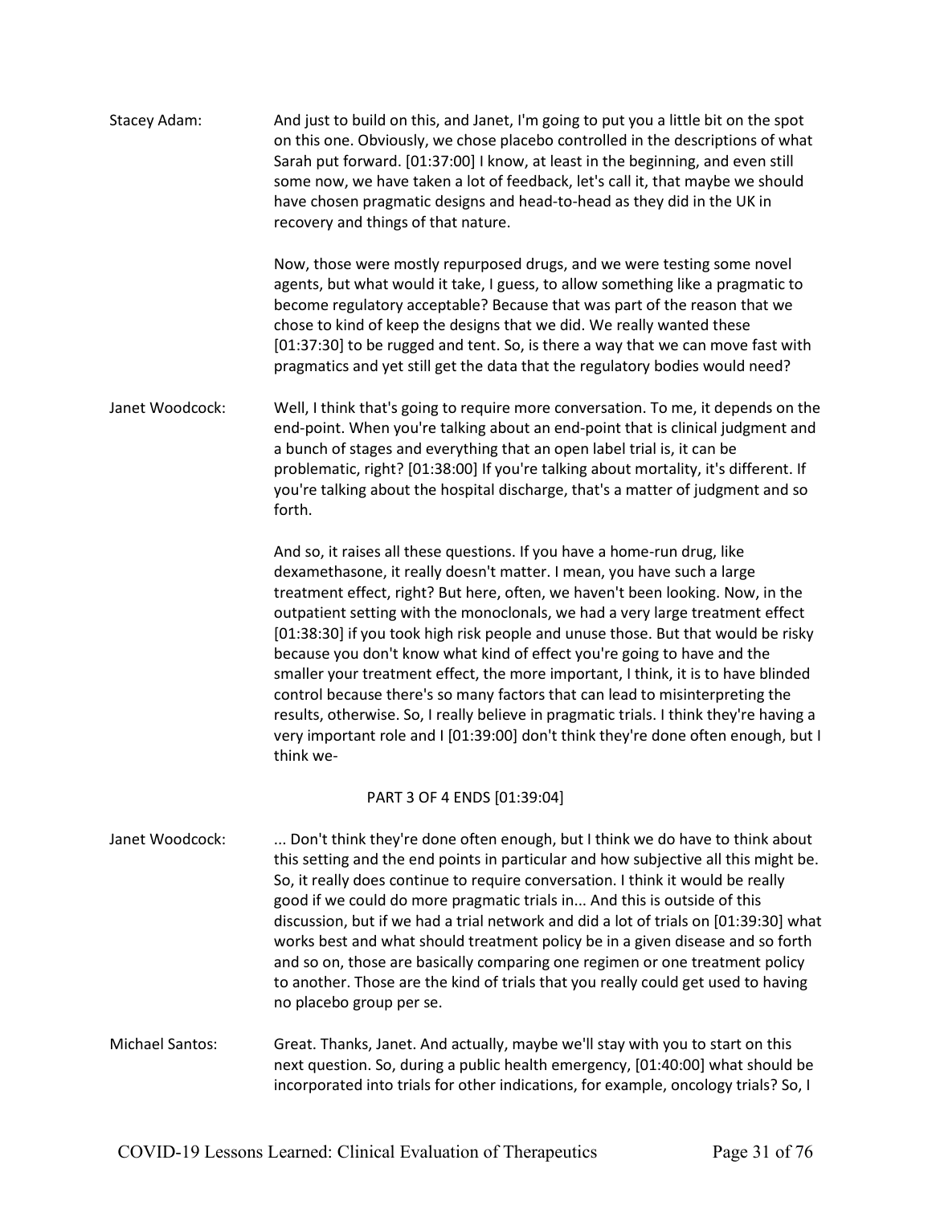**Stacey Adam:** And just to build on this, and Janet, I'm going to put you a little bit on the spot on this one. Obviously, we chose placebo controlled in the descriptions of what Sarah put forward. [01:37:00] I know, at least in the beginning, and even still some now, we have taken a lot of feedback, let's call it, that maybe we should have chosen pragmatic designs and head-to-head as they did in the UK in recovery and things of that nature.

Now, those were mostly repurposed drugs, and we were testing some novel agents, but what would it take, I guess, to allow something like a pragmatic to become regulatory acceptable? Because that was part of the reason that we chose to kind of keep the designs that we did. We really wanted these [01:37:30] to be rugged and tent. So, is there a way that we can move fast with pragmatics and yet still get the data that the regulatory bodies would need?

**Janet Woodcock:** Well, I think that's going to require more conversation. To me, it depends on the end-point. When you're talking about an end-point that is clinical judgment and a bunch of stages and everything that an open label trial is, it can be problematic, right? [01:38:00] If you're talking about mortality, it's different. If you're talking about the hospital discharge, that's a matter of judgment and so forth.

And so, it raises all these questions. If you have a home-run drug, like dexamethasone, it really doesn't matter. I mean, you have such a large treatment effect, right? But here, often, we haven't been looking. Now, in the outpatient setting with the monoclonals, we had a very large treatment effect [01:38:30] if you took high risk people and unuse those. But that would be risky because you don't know what kind of effect you're going to have and the smaller your treatment effect, the more important, I think, it is to have blinded control because there's so many factors that can lead to misinterpreting the results, otherwise. So, I really believe in pragmatic trials. I think they're having a very important role and I [01:39:00] don't think they're done often enough, but I think we-

PART 3 OF 4 ENDS [01:39:04]

**Janet Woodcock:** ... Don't think they're done often enough, but I think we do have to think about this setting and the end points in particular and how subjective all this might be. So, it really does continue to require conversation. I think it would be really good if we could do more pragmatic trials in... And this is outside of this discussion, but if we had a trial network and did a lot of trials on [01:39:30] what works best and what should treatment policy be in a given disease and so forth and so on, those are basically comparing one regimen or one treatment policy to another. Those are the kind of trials that you really could get used to having no placebo group per se.

**Michael Santos:** Great. Thanks, Janet. And actually, maybe we'll stay with you to start on this next question. So, during a public health emergency, [01:40:00] what should be incorporated into trials for other indications, for example, oncology trials? So, I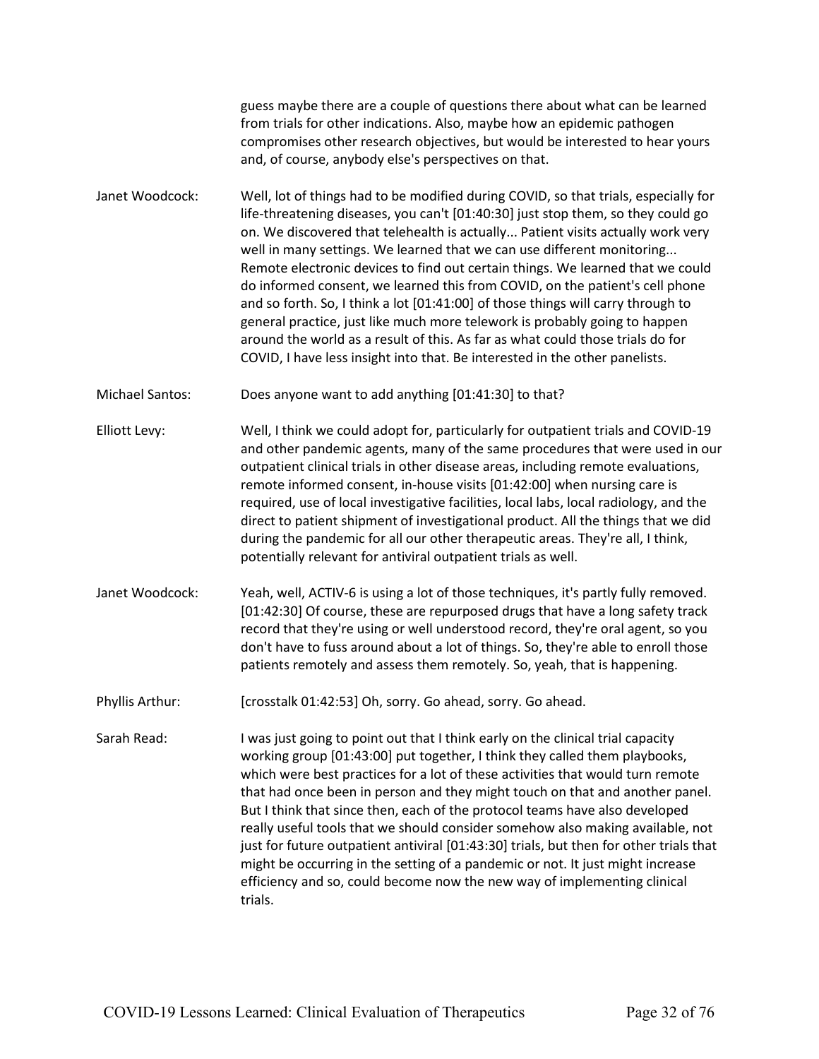guess maybe there are a couple of questions there about what can be learned from trials for other indications. Also, maybe how an epidemic pathogen compromises other research objectives, but would be interested to hear yours and, of course, anybody else's perspectives on that.

Janet Woodcock: Well, lot of things had to be modified during COVID, so that trials, especially for life-threatening diseases, you can't [01:40:30] just stop them, so they could go on. We discovered that telehealth is actually... Patient visits actually work very well in many settings. We learned that we can use different monitoring... Remote electronic devices to find out certain things. We learned that we could do informed consent, we learned this from COVID, on the patient's cell phone and so forth. So, I think a lot [01:41:00] of those things will carry through to general practice, just like much more telework is probably going to happen around the world as a result of this. As far as what could those trials do for COVID, I have less insight into that. Be interested in the other panelists.

Michael Santos: Does anyone want to add anything [01:41:30] to that?

Elliott Levy: Well, I think we could adopt for, particularly for outpatient trials and COVID-19 and other pandemic agents, many of the same procedures that were used in our outpatient clinical trials in other disease areas, including remote evaluations, remote informed consent, in-house visits [01:42:00] when nursing care is required, use of local investigative facilities, local labs, local radiology, and the direct to patient shipment of investigational product. All the things that we did during the pandemic for all our other therapeutic areas. They're all, I think, potentially relevant for antiviral outpatient trials as well.

Janet Woodcock: Yeah, well, ACTIV-6 is using a lot of those techniques, it's partly fully removed. [01:42:30] Of course, these are repurposed drugs that have a long safety track record that they're using or well understood record, they're oral agent, so you don't have to fuss around about a lot of things. So, they're able to enroll those patients remotely and assess them remotely. So, yeah, that is happening.

Phyllis Arthur: [crosstalk 01:42:53] Oh, sorry. Go ahead, sorry. Go ahead.

Sarah Read: I was just going to point out that I think early on the clinical trial capacity working group [01:43:00] put together, I think they called them playbooks, which were best practices for a lot of these activities that would turn remote that had once been in person and they might touch on that and another panel. But I think that since then, each of the protocol teams have also developed really useful tools that we should consider somehow also making available, not just for future outpatient antiviral [01:43:30] trials, but then for other trials that might be occurring in the setting of a pandemic or not. It just might increase efficiency and so, could become now the new way of implementing clinical trials.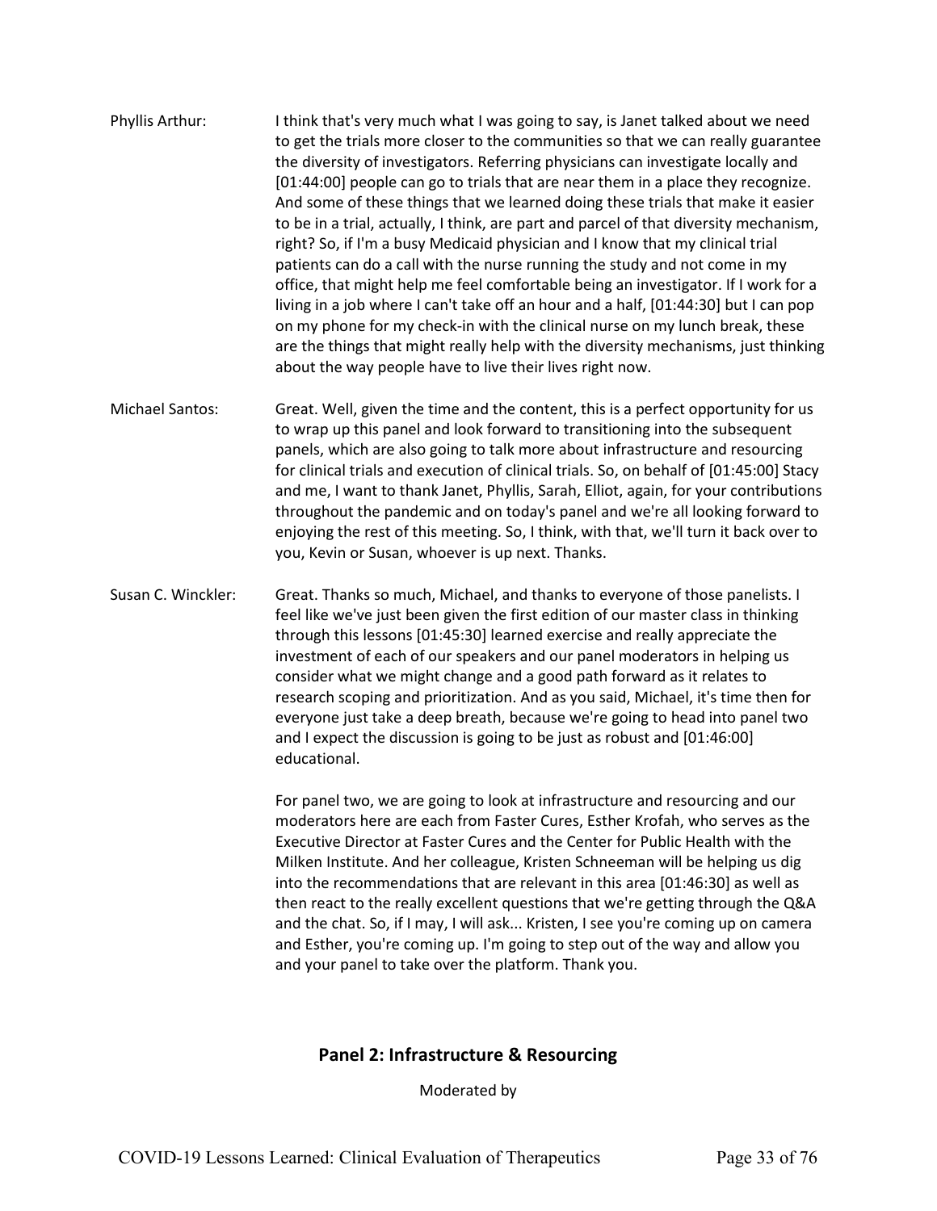Phyllis Arthur: I think that's very much what I was going to say, is Janet talked about we need to get the trials more closer to the communities so that we can really guarantee the diversity of investigators. Referring physicians can investigate locally and [01:44:00] people can go to trials that are near them in a place they recognize. And some of these things that we learned doing these trials that make it easier to be in a trial, actually, I think, are part and parcel of that diversity mechanism, right? So, if I'm a busy Medicaid physician and I know that my clinical trial patients can do a call with the nurse running the study and not come in my office, that might help me feel comfortable being an investigator. If I work for a living in a job where I can't take off an hour and a half, [01:44:30] but I can pop on my phone for my check-in with the clinical nurse on my lunch break, these are the things that might really help with the diversity mechanisms, just thinking about the way people have to live their lives right now.

Michael Santos: Great. Well, given the time and the content, this is a perfect opportunity for us to wrap up this panel and look forward to transitioning into the subsequent panels, which are also going to talk more about infrastructure and resourcing for clinical trials and execution of clinical trials. So, on behalf of [01:45:00] Stacy and me, I want to thank Janet, Phyllis, Sarah, Elliot, again, for your contributions throughout the pandemic and on today's panel and we're all looking forward to enjoying the rest of this meeting. So, I think, with that, we'll turn it back over to you, Kevin or Susan, whoever is up next. Thanks.

Susan C. Winckler: Great. Thanks so much, Michael, and thanks to everyone of those panelists. I feel like we've just been given the first edition of our master class in thinking through this lessons [01:45:30] learned exercise and really appreciate the investment of each of our speakers and our panel moderators in helping us consider what we might change and a good path forward as it relates to research scoping and prioritization. And as you said, Michael, it's time then for everyone just take a deep breath, because we're going to head into panel two and I expect the discussion is going to be just as robust and [01:46:00] educational.

For panel two, we are going to look at infrastructure and resourcing and our moderators here are each from Faster Cures, Esther Krofah, who serves as the Executive Director at Faster Cures and the Center for Public Health with the Milken Institute. And her colleague, Kristen Schneeman will be helping us dig into the recommendations that are relevant in this area [01:46:30] as well as then react to the really excellent questions that we're getting through the Q&A and the chat. So, if I may, I will ask... Kristen, I see you're coming up on camera and Esther, you're coming up. I'm going to step out of the way and allow you and your panel to take over the platform. Thank you.

## Panel 2: Infrastructure & Resourcing

Moderated by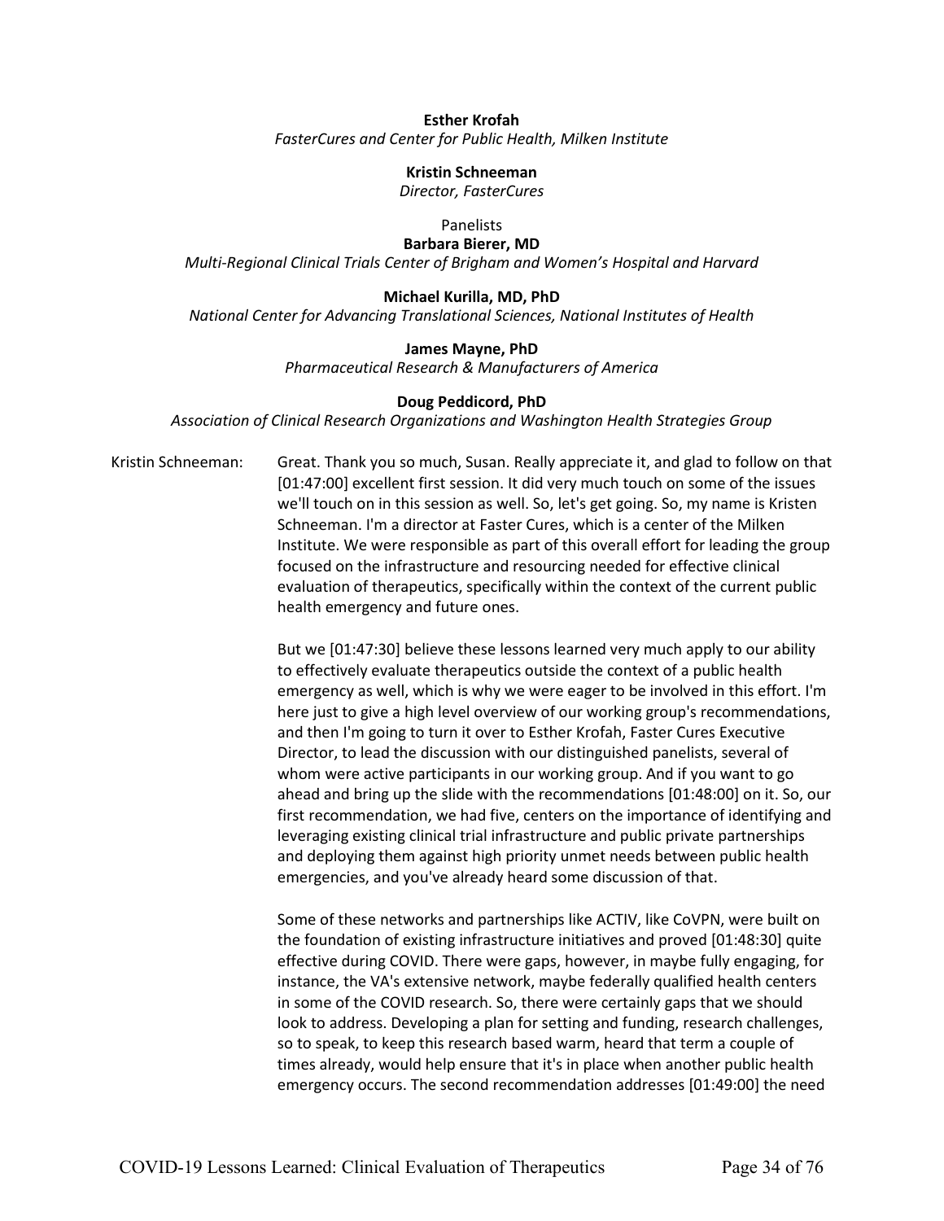**Esther Krofah**
*FasterCures and Center for Public Health, Milken Institute*

**Kristin Schneeman**
*Director, FasterCures*

Panelists

**Barbara Bierer, MD**
*Multi-Regional Clinical Trials Center of Brigham and Women's Hospital and Harvard*

**Michael Kurilla, MD, PhD**
*National Center for Advancing Translational Sciences, National Institutes of Health*

**James Mayne, PhD**
*Pharmaceutical Research & Manufacturers of America*

**Doug Peddicord, PhD**
*Association of Clinical Research Organizations and Washington Health Strategies Group*

Kristin Schneeman: Great. Thank you so much, Susan. Really appreciate it, and glad to follow on that [01:47:00] excellent first session. It did very much touch on some of the issues we'll touch on in this session as well. So, let's get going. So, my name is Kristen Schneeman. I'm a director at Faster Cures, which is a center of the Milken Institute. We were responsible as part of this overall effort for leading the group focused on the infrastructure and resourcing needed for effective clinical evaluation of therapeutics, specifically within the context of the current public health emergency and future ones.

But we [01:47:30] believe these lessons learned very much apply to our ability to effectively evaluate therapeutics outside the context of a public health emergency as well, which is why we were eager to be involved in this effort. I'm here just to give a high level overview of our working group's recommendations, and then I'm going to turn it over to Esther Krofah, Faster Cures Executive Director, to lead the discussion with our distinguished panelists, several of whom were active participants in our working group. And if you want to go ahead and bring up the slide with the recommendations [01:48:00] on it. So, our first recommendation, we had five, centers on the importance of identifying and leveraging existing clinical trial infrastructure and public private partnerships and deploying them against high priority unmet needs between public health emergencies, and you've already heard some discussion of that.

Some of these networks and partnerships like ACTIV, like CoVPN, were built on the foundation of existing infrastructure initiatives and proved [01:48:30] quite effective during COVID. There were gaps, however, in maybe fully engaging, for instance, the VA's extensive network, maybe federally qualified health centers in some of the COVID research. So, there were certainly gaps that we should look to address. Developing a plan for setting and funding, research challenges, so to speak, to keep this research based warm, heard that term a couple of times already, would help ensure that it's in place when another public health emergency occurs. The second recommendation addresses [01:49:00] the need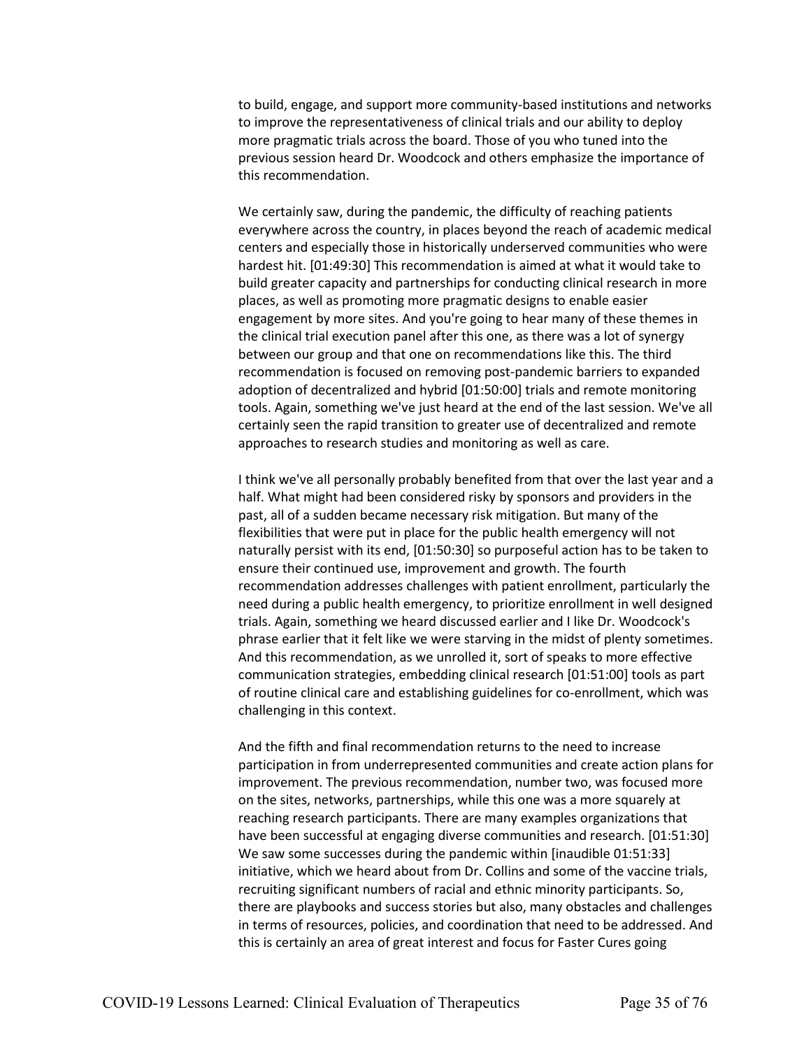to build, engage, and support more community-based institutions and networks to improve the representativeness of clinical trials and our ability to deploy more pragmatic trials across the board. Those of you who tuned into the previous session heard Dr. Woodcock and others emphasize the importance of this recommendation.

We certainly saw, during the pandemic, the difficulty of reaching patients everywhere across the country, in places beyond the reach of academic medical centers and especially those in historically underserved communities who were hardest hit. [01:49:30] This recommendation is aimed at what it would take to build greater capacity and partnerships for conducting clinical research in more places, as well as promoting more pragmatic designs to enable easier engagement by more sites. And you're going to hear many of these themes in the clinical trial execution panel after this one, as there was a lot of synergy between our group and that one on recommendations like this. The third recommendation is focused on removing post-pandemic barriers to expanded adoption of decentralized and hybrid [01:50:00] trials and remote monitoring tools. Again, something we've just heard at the end of the last session. We've all certainly seen the rapid transition to greater use of decentralized and remote approaches to research studies and monitoring as well as care.

I think we've all personally probably benefited from that over the last year and a half. What might had been considered risky by sponsors and providers in the past, all of a sudden became necessary risk mitigation. But many of the flexibilities that were put in place for the public health emergency will not naturally persist with its end, [01:50:30] so purposeful action has to be taken to ensure their continued use, improvement and growth. The fourth recommendation addresses challenges with patient enrollment, particularly the need during a public health emergency, to prioritize enrollment in well designed trials. Again, something we heard discussed earlier and I like Dr. Woodcock's phrase earlier that it felt like we were starving in the midst of plenty sometimes. And this recommendation, as we unrolled it, sort of speaks to more effective communication strategies, embedding clinical research [01:51:00] tools as part of routine clinical care and establishing guidelines for co-enrollment, which was challenging in this context.

And the fifth and final recommendation returns to the need to increase participation in from underrepresented communities and create action plans for improvement. The previous recommendation, number two, was focused more on the sites, networks, partnerships, while this one was a more squarely at reaching research participants. There are many examples organizations that have been successful at engaging diverse communities and research. [01:51:30] We saw some successes during the pandemic within [inaudible 01:51:33] initiative, which we heard about from Dr. Collins and some of the vaccine trials, recruiting significant numbers of racial and ethnic minority participants. So, there are playbooks and success stories but also, many obstacles and challenges in terms of resources, policies, and coordination that need to be addressed. And this is certainly an area of great interest and focus for Faster Cures going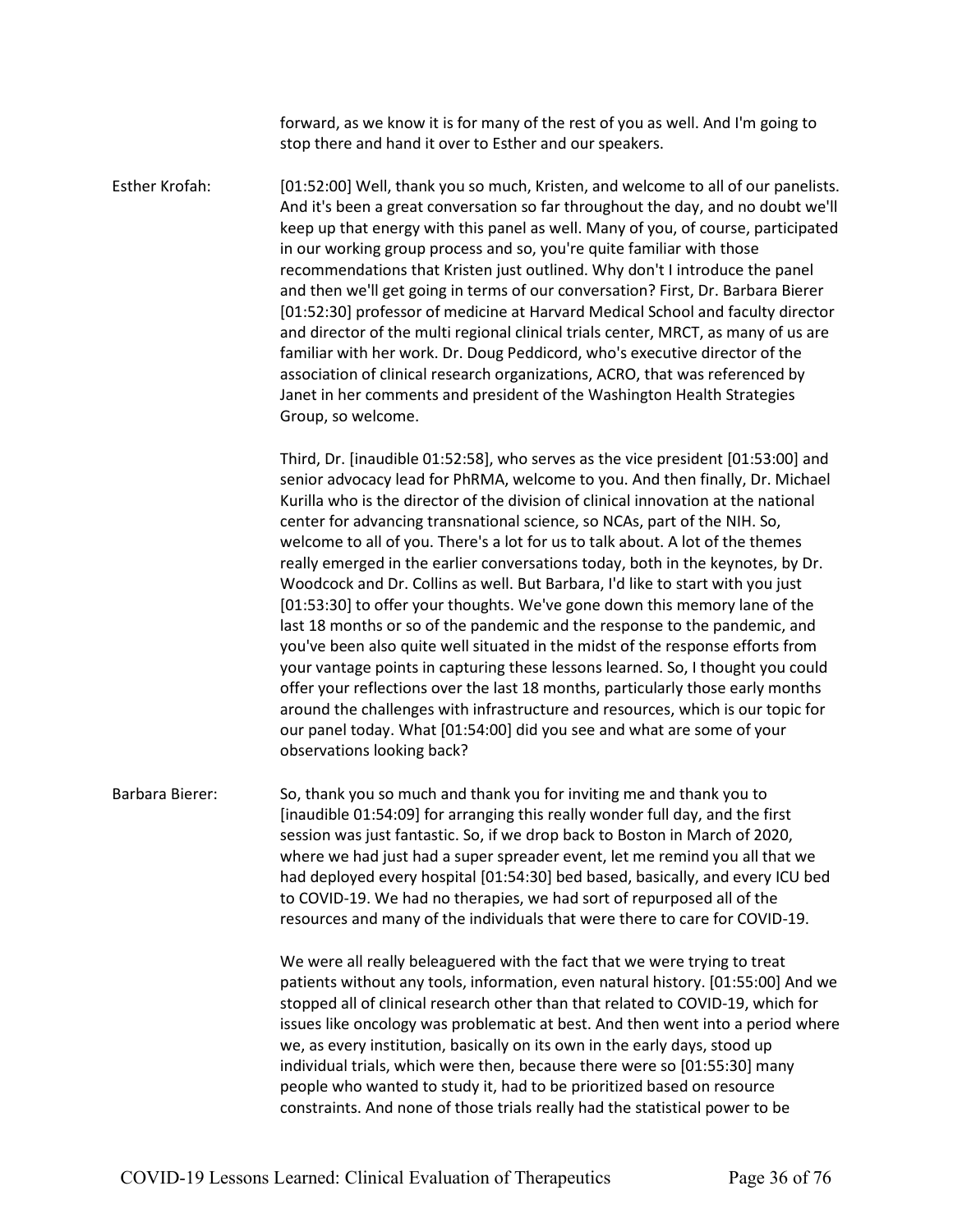forward, as we know it is for many of the rest of you as well. And I'm going to stop there and hand it over to Esther and our speakers.

**Esther Krofah:** [01:52:00] Well, thank you so much, Kristen, and welcome to all of our panelists. And it's been a great conversation so far throughout the day, and no doubt we'll keep up that energy with this panel as well. Many of you, of course, participated in our working group process and so, you're quite familiar with those recommendations that Kristen just outlined. Why don't I introduce the panel and then we'll get going in terms of our conversation? First, Dr. Barbara Bierer [01:52:30] professor of medicine at Harvard Medical School and faculty director and director of the multi regional clinical trials center, MRCT, as many of us are familiar with her work. Dr. Doug Peddicord, who's executive director of the association of clinical research organizations, ACRO, that was referenced by Janet in her comments and president of the Washington Health Strategies Group, so welcome.

Third, Dr. [inaudible 01:52:58], who serves as the vice president [01:53:00] and senior advocacy lead for PhRMA, welcome to you. And then finally, Dr. Michael Kurilla who is the director of the division of clinical innovation at the national center for advancing transnational science, so NCAs, part of the NIH. So, welcome to all of you. There's a lot for us to talk about. A lot of the themes really emerged in the earlier conversations today, both in the keynotes, by Dr. Woodcock and Dr. Collins as well. But Barbara, I'd like to start with you just [01:53:30] to offer your thoughts. We've gone down this memory lane of the last 18 months or so of the pandemic and the response to the pandemic, and you've been also quite well situated in the midst of the response efforts from your vantage points in capturing these lessons learned. So, I thought you could offer your reflections over the last 18 months, particularly those early months around the challenges with infrastructure and resources, which is our topic for our panel today. What [01:54:00] did you see and what are some of your observations looking back?

**Barbara Bierer:** So, thank you so much and thank you for inviting me and thank you to [inaudible 01:54:09] for arranging this really wonder full day, and the first session was just fantastic. So, if we drop back to Boston in March of 2020, where we had just had a super spreader event, let me remind you all that we had deployed every hospital [01:54:30] bed based, basically, and every ICU bed to COVID-19. We had no therapies, we had sort of repurposed all of the resources and many of the individuals that were there to care for COVID-19.

We were all really beleaguered with the fact that we were trying to treat patients without any tools, information, even natural history. [01:55:00] And we stopped all of clinical research other than that related to COVID-19, which for issues like oncology was problematic at best. And then went into a period where we, as every institution, basically on its own in the early days, stood up individual trials, which were then, because there were so [01:55:30] many people who wanted to study it, had to be prioritized based on resource constraints. And none of those trials really had the statistical power to be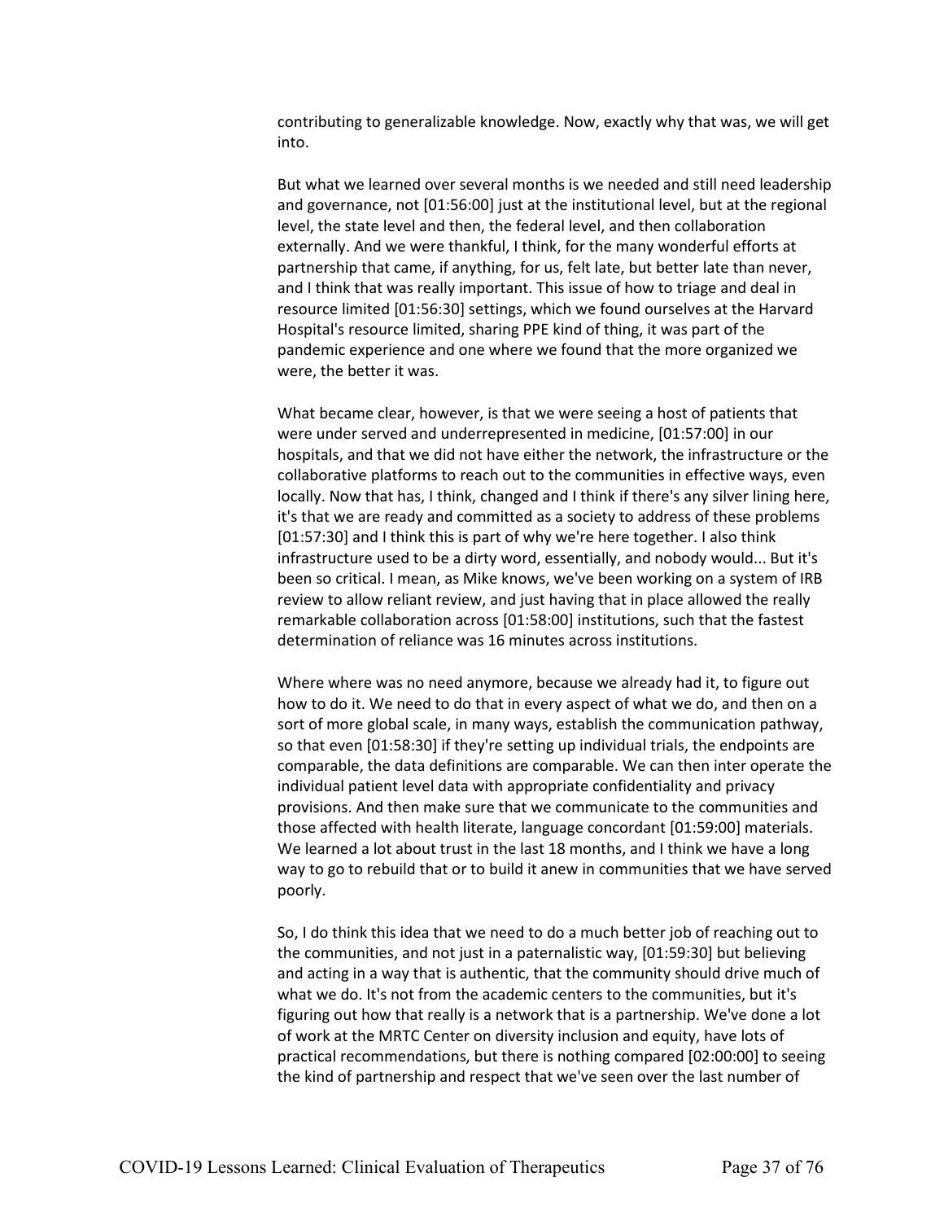contributing to generalizable knowledge. Now, exactly why that was, we will get into.

But what we learned over several months is we needed and still need leadership and governance, not [01:56:00] just at the institutional level, but at the regional level, the state level and then, the federal level, and then collaboration externally. And we were thankful, I think, for the many wonderful efforts at partnership that came, if anything, for us, felt late, but better late than never, and I think that was really important. This issue of how to triage and deal in resource limited [01:56:30] settings, which we found ourselves at the Harvard Hospital's resource limited, sharing PPE kind of thing, it was part of the pandemic experience and one where we found that the more organized we were, the better it was.

What became clear, however, is that we were seeing a host of patients that were under served and underrepresented in medicine, [01:57:00] in our hospitals, and that we did not have either the network, the infrastructure or the collaborative platforms to reach out to the communities in effective ways, even locally. Now that has, I think, changed and I think if there's any silver lining here, it's that we are ready and committed as a society to address of these problems [01:57:30] and I think this is part of why we're here together. I also think infrastructure used to be a dirty word, essentially, and nobody would... But it's been so critical. I mean, as Mike knows, we've been working on a system of IRB review to allow reliant review, and just having that in place allowed the really remarkable collaboration across [01:58:00] institutions, such that the fastest determination of reliance was 16 minutes across institutions.

Where where was no need anymore, because we already had it, to figure out how to do it. We need to do that in every aspect of what we do, and then on a sort of more global scale, in many ways, establish the communication pathway, so that even [01:58:30] if they're setting up individual trials, the endpoints are comparable, the data definitions are comparable. We can then inter operate the individual patient level data with appropriate confidentiality and privacy provisions. And then make sure that we communicate to the communities and those affected with health literate, language concordant [01:59:00] materials. We learned a lot about trust in the last 18 months, and I think we have a long way to go to rebuild that or to build it anew in communities that we have served poorly.

So, I do think this idea that we need to do a much better job of reaching out to the communities, and not just in a paternalistic way, [01:59:30] but believing and acting in a way that is authentic, that the community should drive much of what we do. It's not from the academic centers to the communities, but it's figuring out how that really is a network that is a partnership. We've done a lot of work at the MRTC Center on diversity inclusion and equity, have lots of practical recommendations, but there is nothing compared [02:00:00] to seeing the kind of partnership and respect that we've seen over the last number of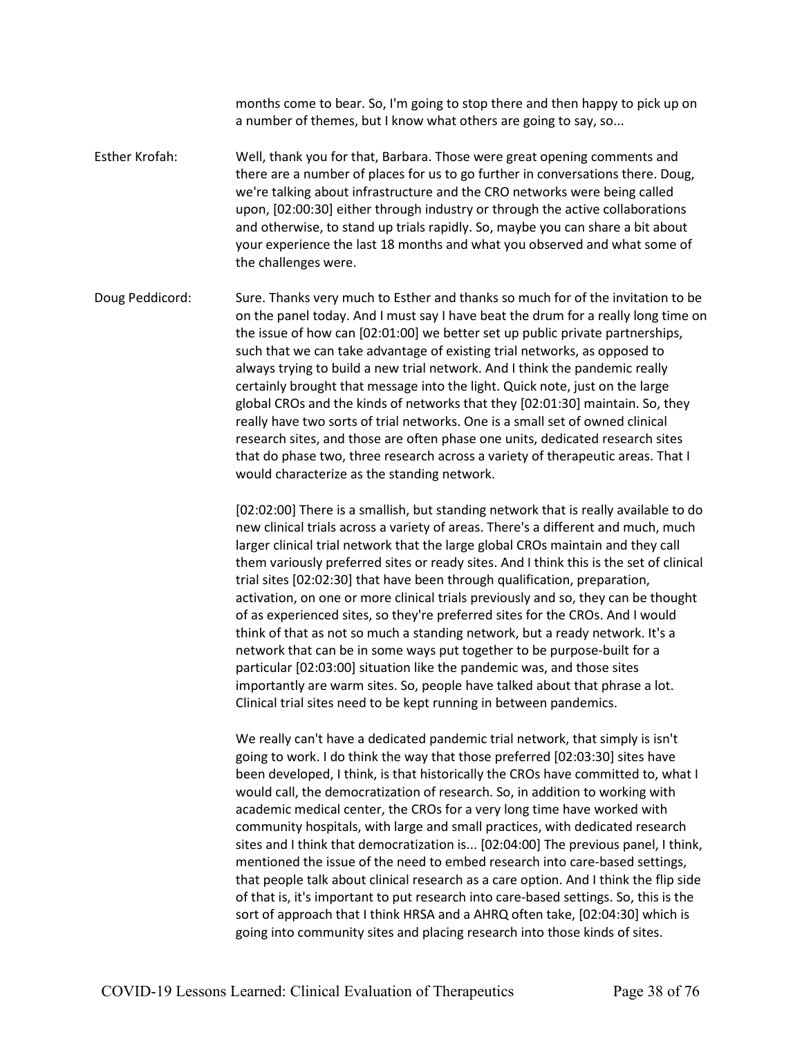months come to bear. So, I'm going to stop there and then happy to pick up on a number of themes, but I know what others are going to say, so...

Esther Krofah: Well, thank you for that, Barbara. Those were great opening comments and there are a number of places for us to go further in conversations there. Doug, we're talking about infrastructure and the CRO networks were being called upon, [02:00:30] either through industry or through the active collaborations and otherwise, to stand up trials rapidly. So, maybe you can share a bit about your experience the last 18 months and what you observed and what some of the challenges were.

Doug Peddicord: Sure. Thanks very much to Esther and thanks so much for of the invitation to be on the panel today. And I must say I have beat the drum for a really long time on the issue of how can [02:01:00] we better set up public private partnerships, such that we can take advantage of existing trial networks, as opposed to always trying to build a new trial network. And I think the pandemic really certainly brought that message into the light. Quick note, just on the large global CROs and the kinds of networks that they [02:01:30] maintain. So, they really have two sorts of trial networks. One is a small set of owned clinical research sites, and those are often phase one units, dedicated research sites that do phase two, three research across a variety of therapeutic areas. That I would characterize as the standing network.

[02:02:00] There is a smallish, but standing network that is really available to do new clinical trials across a variety of areas. There's a different and much, much larger clinical trial network that the large global CROs maintain and they call them variously preferred sites or ready sites. And I think this is the set of clinical trial sites [02:02:30] that have been through qualification, preparation, activation, on one or more clinical trials previously and so, they can be thought of as experienced sites, so they're preferred sites for the CROs. And I would think of that as not so much a standing network, but a ready network. It's a network that can be in some ways put together to be purpose-built for a particular [02:03:00] situation like the pandemic was, and those sites importantly are warm sites. So, people have talked about that phrase a lot. Clinical trial sites need to be kept running in between pandemics.

We really can't have a dedicated pandemic trial network, that simply is isn't going to work. I do think the way that those preferred [02:03:30] sites have been developed, I think, is that historically the CROs have committed to, what I would call, the democratization of research. So, in addition to working with academic medical center, the CROs for a very long time have worked with community hospitals, with large and small practices, with dedicated research sites and I think that democratization is... [02:04:00] The previous panel, I think, mentioned the issue of the need to embed research into care-based settings, that people talk about clinical research as a care option. And I think the flip side of that is, it's important to put research into care-based settings. So, this is the sort of approach that I think HRSA and a AHRQ often take, [02:04:30] which is going into community sites and placing research into those kinds of sites.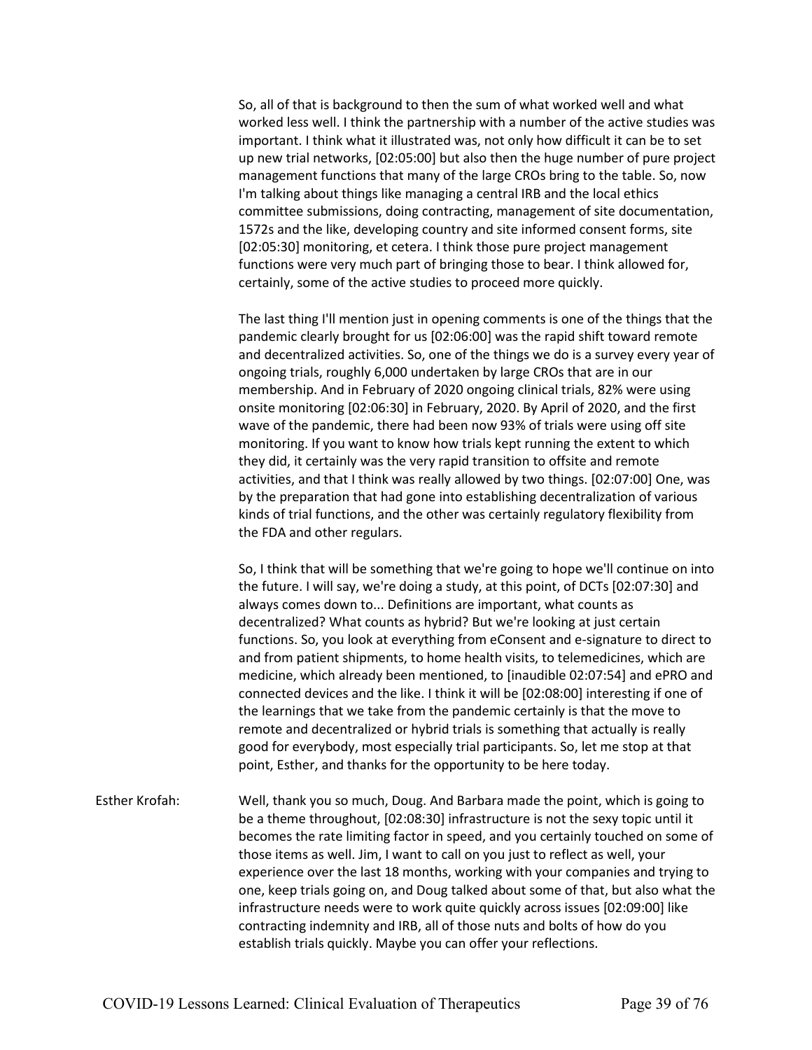So, all of that is background to then the sum of what worked well and what worked less well. I think the partnership with a number of the active studies was important. I think what it illustrated was, not only how difficult it can be to set up new trial networks, [02:05:00] but also then the huge number of pure project management functions that many of the large CROs bring to the table. So, now I'm talking about things like managing a central IRB and the local ethics committee submissions, doing contracting, management of site documentation, 1572s and the like, developing country and site informed consent forms, site [02:05:30] monitoring, et cetera. I think those pure project management functions were very much part of bringing those to bear. I think allowed for, certainly, some of the active studies to proceed more quickly.

The last thing I'll mention just in opening comments is one of the things that the pandemic clearly brought for us [02:06:00] was the rapid shift toward remote and decentralized activities. So, one of the things we do is a survey every year of ongoing trials, roughly 6,000 undertaken by large CROs that are in our membership. And in February of 2020 ongoing clinical trials, 82% were using onsite monitoring [02:06:30] in February, 2020. By April of 2020, and the first wave of the pandemic, there had been now 93% of trials were using off site monitoring. If you want to know how trials kept running the extent to which they did, it certainly was the very rapid transition to offsite and remote activities, and that I think was really allowed by two things. [02:07:00] One, was by the preparation that had gone into establishing decentralization of various kinds of trial functions, and the other was certainly regulatory flexibility from the FDA and other regulars.

So, I think that will be something that we're going to hope we'll continue on into the future. I will say, we're doing a study, at this point, of DCTs [02:07:30] and always comes down to... Definitions are important, what counts as decentralized? What counts as hybrid? But we're looking at just certain functions. So, you look at everything from eConsent and e-signature to direct to and from patient shipments, to home health visits, to telemedicines, which are medicine, which already been mentioned, to [inaudible 02:07:54] and ePRO and connected devices and the like. I think it will be [02:08:00] interesting if one of the learnings that we take from the pandemic certainly is that the move to remote and decentralized or hybrid trials is something that actually is really good for everybody, most especially trial participants. So, let me stop at that point, Esther, and thanks for the opportunity to be here today.

Esther Krofah: Well, thank you so much, Doug. And Barbara made the point, which is going to be a theme throughout, [02:08:30] infrastructure is not the sexy topic until it becomes the rate limiting factor in speed, and you certainly touched on some of those items as well. Jim, I want to call on you just to reflect as well, your experience over the last 18 months, working with your companies and trying to one, keep trials going on, and Doug talked about some of that, but also what the infrastructure needs were to work quite quickly across issues [02:09:00] like contracting indemnity and IRB, all of those nuts and bolts of how do you establish trials quickly. Maybe you can offer your reflections.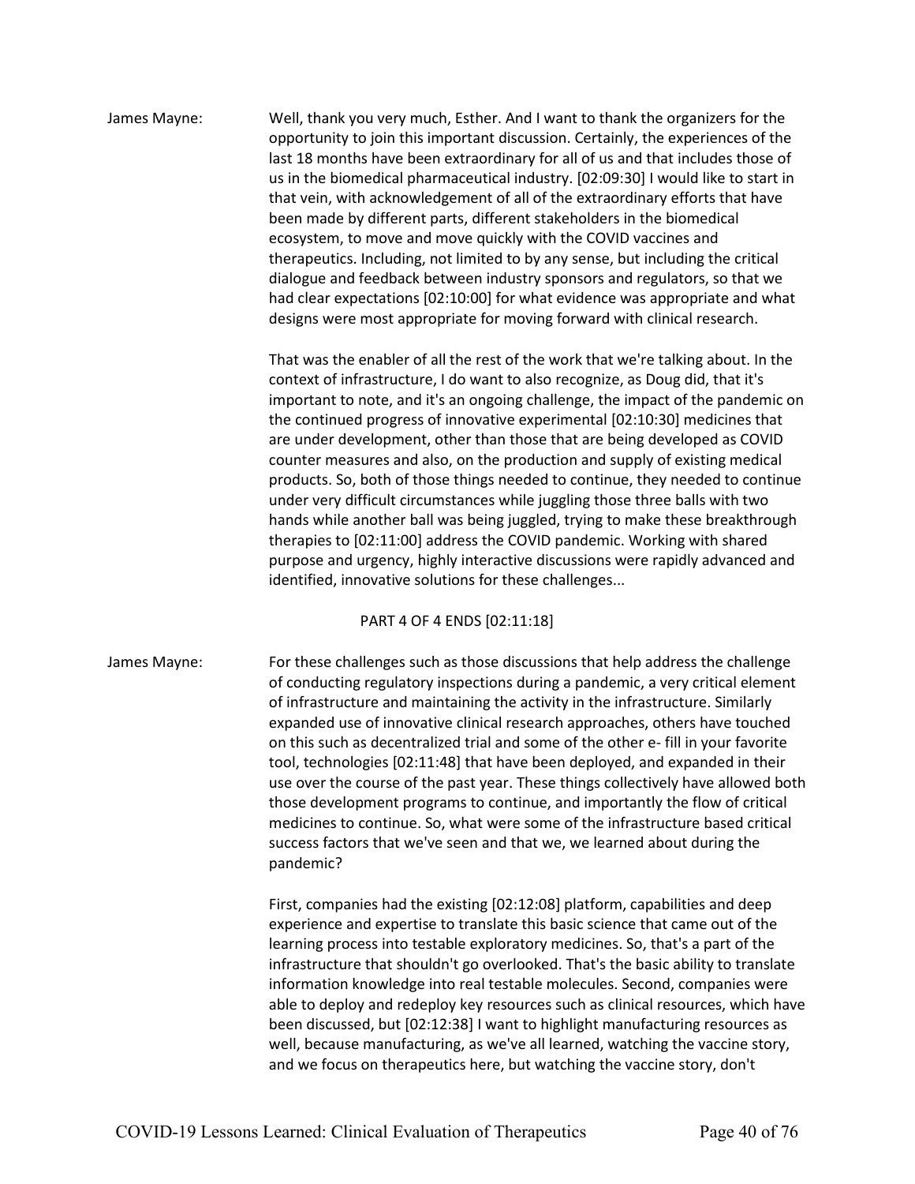James Mayne: Well, thank you very much, Esther. And I want to thank the organizers for the opportunity to join this important discussion. Certainly, the experiences of the last 18 months have been extraordinary for all of us and that includes those of us in the biomedical pharmaceutical industry. [02:09:30] I would like to start in that vein, with acknowledgement of all of the extraordinary efforts that have been made by different parts, different stakeholders in the biomedical ecosystem, to move and move quickly with the COVID vaccines and therapeutics. Including, not limited to by any sense, but including the critical dialogue and feedback between industry sponsors and regulators, so that we had clear expectations [02:10:00] for what evidence was appropriate and what designs were most appropriate for moving forward with clinical research.

That was the enabler of all the rest of the work that we're talking about. In the context of infrastructure, I do want to also recognize, as Doug did, that it's important to note, and it's an ongoing challenge, the impact of the pandemic on the continued progress of innovative experimental [02:10:30] medicines that are under development, other than those that are being developed as COVID counter measures and also, on the production and supply of existing medical products. So, both of those things needed to continue, they needed to continue under very difficult circumstances while juggling those three balls with two hands while another ball was being juggled, trying to make these breakthrough therapies to [02:11:00] address the COVID pandemic. Working with shared purpose and urgency, highly interactive discussions were rapidly advanced and identified, innovative solutions for these challenges...

PART 4 OF 4 ENDS [02:11:18]

James Mayne: For these challenges such as those discussions that help address the challenge of conducting regulatory inspections during a pandemic, a very critical element of infrastructure and maintaining the activity in the infrastructure. Similarly expanded use of innovative clinical research approaches, others have touched on this such as decentralized trial and some of the other e- fill in your favorite tool, technologies [02:11:48] that have been deployed, and expanded in their use over the course of the past year. These things collectively have allowed both those development programs to continue, and importantly the flow of critical medicines to continue. So, what were some of the infrastructure based critical success factors that we've seen and that we, we learned about during the pandemic?

First, companies had the existing [02:12:08] platform, capabilities and deep experience and expertise to translate this basic science that came out of the learning process into testable exploratory medicines. So, that's a part of the infrastructure that shouldn't go overlooked. That's the basic ability to translate information knowledge into real testable molecules. Second, companies were able to deploy and redeploy key resources such as clinical resources, which have been discussed, but [02:12:38] I want to highlight manufacturing resources as well, because manufacturing, as we've all learned, watching the vaccine story, and we focus on therapeutics here, but watching the vaccine story, don't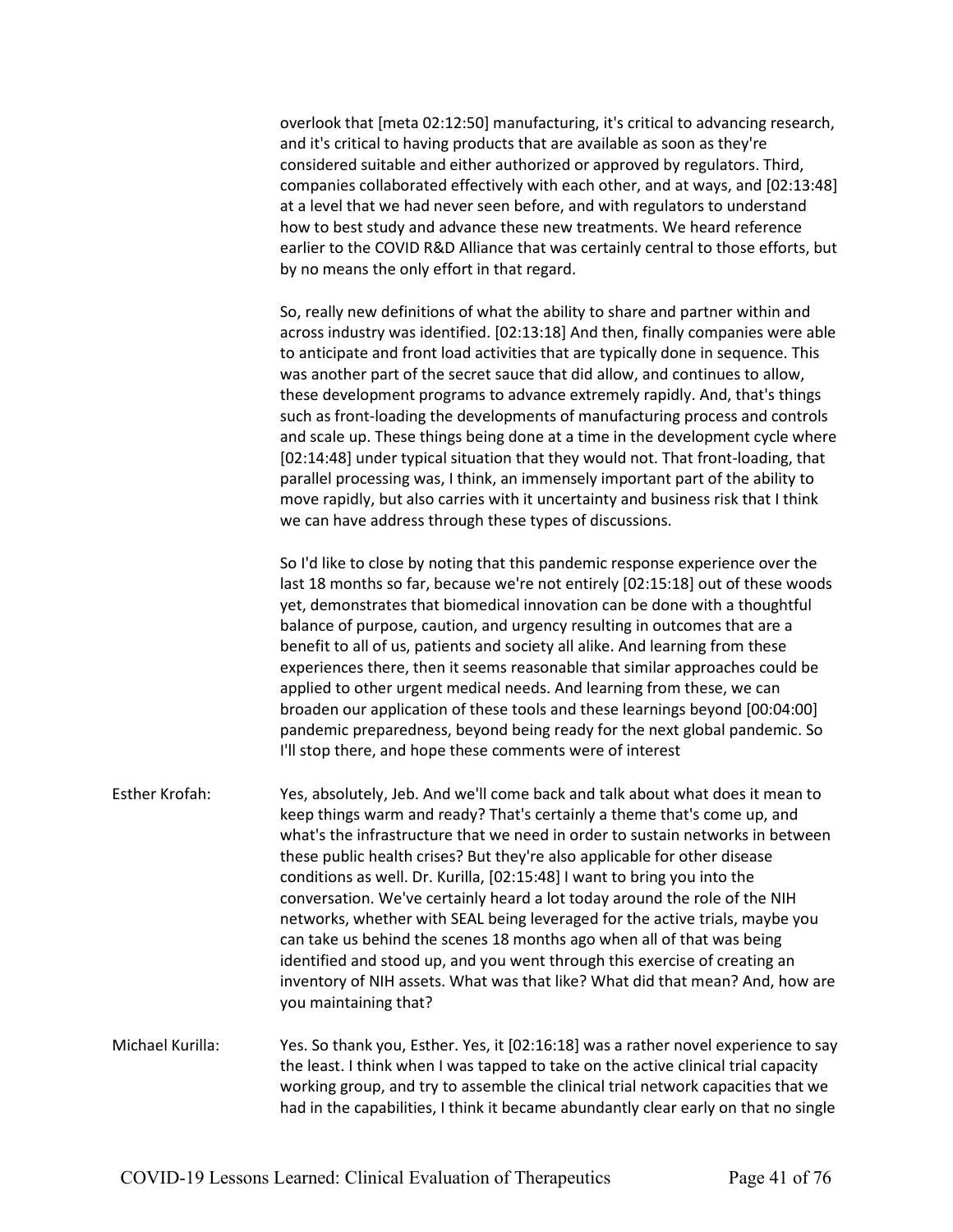overlook that [meta 02:12:50] manufacturing, it's critical to advancing research, and it's critical to having products that are available as soon as they're considered suitable and either authorized or approved by regulators. Third, companies collaborated effectively with each other, and at ways, and [02:13:48] at a level that we had never seen before, and with regulators to understand how to best study and advance these new treatments. We heard reference earlier to the COVID R&D Alliance that was certainly central to those efforts, but by no means the only effort in that regard.

So, really new definitions of what the ability to share and partner within and across industry was identified. [02:13:18] And then, finally companies were able to anticipate and front load activities that are typically done in sequence. This was another part of the secret sauce that did allow, and continues to allow, these development programs to advance extremely rapidly. And, that's things such as front-loading the developments of manufacturing process and controls and scale up. These things being done at a time in the development cycle where [02:14:48] under typical situation that they would not. That front-loading, that parallel processing was, I think, an immensely important part of the ability to move rapidly, but also carries with it uncertainty and business risk that I think we can have address through these types of discussions.

So I'd like to close by noting that this pandemic response experience over the last 18 months so far, because we're not entirely [02:15:18] out of these woods yet, demonstrates that biomedical innovation can be done with a thoughtful balance of purpose, caution, and urgency resulting in outcomes that are a benefit to all of us, patients and society all alike. And learning from these experiences there, then it seems reasonable that similar approaches could be applied to other urgent medical needs. And learning from these, we can broaden our application of these tools and these learnings beyond [00:04:00] pandemic preparedness, beyond being ready for the next global pandemic. So I'll stop there, and hope these comments were of interest

Esther Krofah: Yes, absolutely, Jeb. And we'll come back and talk about what does it mean to keep things warm and ready? That's certainly a theme that's come up, and what's the infrastructure that we need in order to sustain networks in between these public health crises? But they're also applicable for other disease conditions as well. Dr. Kurilla, [02:15:48] I want to bring you into the conversation. We've certainly heard a lot today around the role of the NIH networks, whether with SEAL being leveraged for the active trials, maybe you can take us behind the scenes 18 months ago when all of that was being identified and stood up, and you went through this exercise of creating an inventory of NIH assets. What was that like? What did that mean? And, how are you maintaining that?

Michael Kurilla: Yes. So thank you, Esther. Yes, it [02:16:18] was a rather novel experience to say the least. I think when I was tapped to take on the active clinical trial capacity working group, and try to assemble the clinical trial network capacities that we had in the capabilities, I think it became abundantly clear early on that no single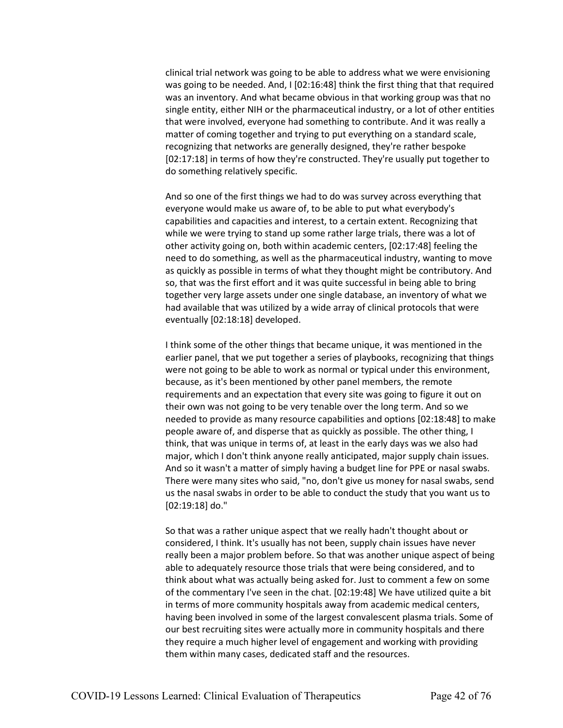clinical trial network was going to be able to address what we were envisioning was going to be needed. And, I [02:16:48] think the first thing that that required was an inventory. And what became obvious in that working group was that no single entity, either NIH or the pharmaceutical industry, or a lot of other entities that were involved, everyone had something to contribute. And it was really a matter of coming together and trying to put everything on a standard scale, recognizing that networks are generally designed, they're rather bespoke [02:17:18] in terms of how they're constructed. They're usually put together to do something relatively specific.

And so one of the first things we had to do was survey across everything that everyone would make us aware of, to be able to put what everybody's capabilities and capacities and interest, to a certain extent. Recognizing that while we were trying to stand up some rather large trials, there was a lot of other activity going on, both within academic centers, [02:17:48] feeling the need to do something, as well as the pharmaceutical industry, wanting to move as quickly as possible in terms of what they thought might be contributory. And so, that was the first effort and it was quite successful in being able to bring together very large assets under one single database, an inventory of what we had available that was utilized by a wide array of clinical protocols that were eventually [02:18:18] developed.

I think some of the other things that became unique, it was mentioned in the earlier panel, that we put together a series of playbooks, recognizing that things were not going to be able to work as normal or typical under this environment, because, as it's been mentioned by other panel members, the remote requirements and an expectation that every site was going to figure it out on their own was not going to be very tenable over the long term. And so we needed to provide as many resource capabilities and options [02:18:48] to make people aware of, and disperse that as quickly as possible. The other thing, I think, that was unique in terms of, at least in the early days was we also had major, which I don't think anyone really anticipated, major supply chain issues. And so it wasn't a matter of simply having a budget line for PPE or nasal swabs. There were many sites who said, "no, don't give us money for nasal swabs, send us the nasal swabs in order to be able to conduct the study that you want us to [02:19:18] do."

So that was a rather unique aspect that we really hadn't thought about or considered, I think. It's usually has not been, supply chain issues have never really been a major problem before. So that was another unique aspect of being able to adequately resource those trials that were being considered, and to think about what was actually being asked for. Just to comment a few on some of the commentary I've seen in the chat. [02:19:48] We have utilized quite a bit in terms of more community hospitals away from academic medical centers, having been involved in some of the largest convalescent plasma trials. Some of our best recruiting sites were actually more in community hospitals and there they require a much higher level of engagement and working with providing them within many cases, dedicated staff and the resources.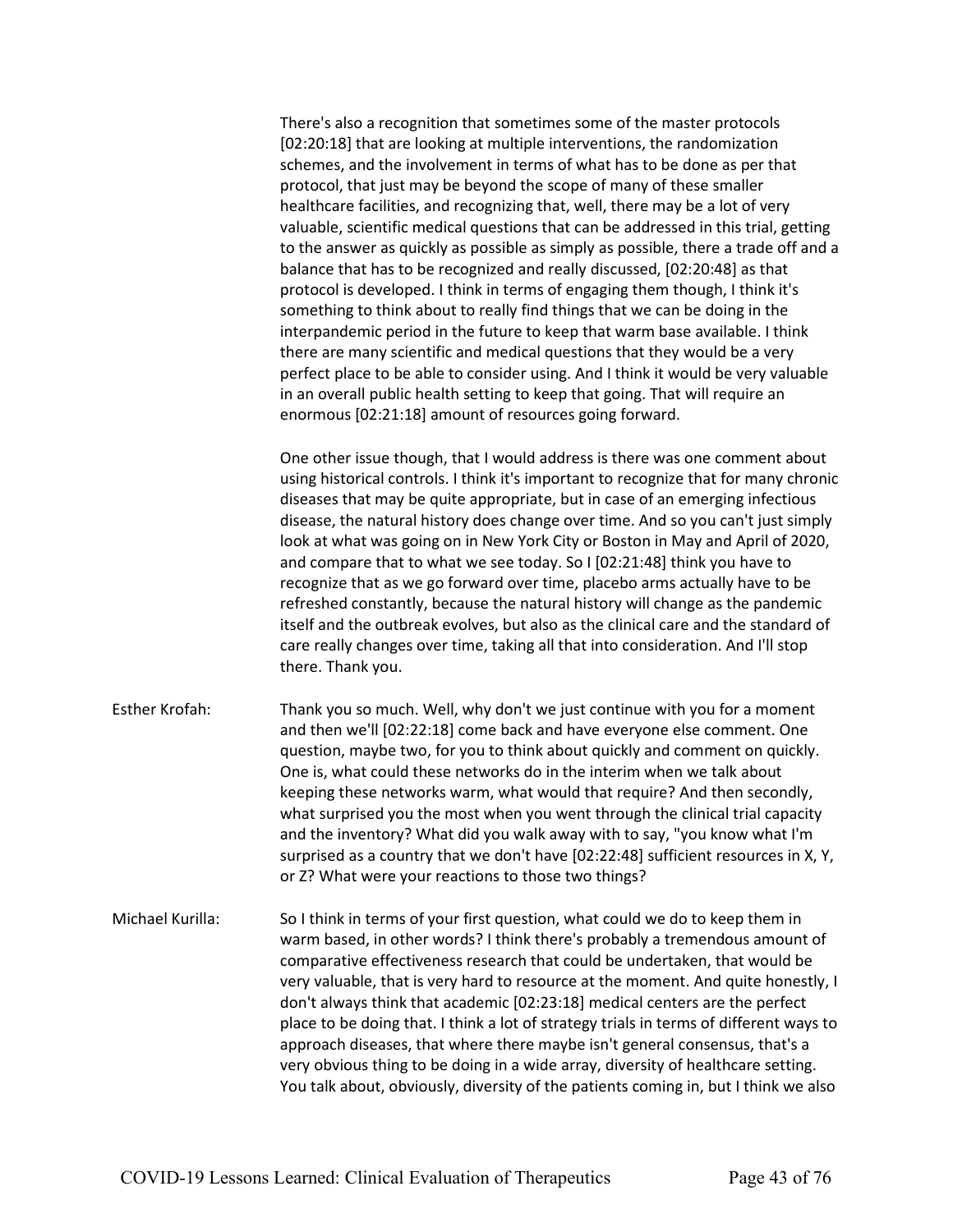There's also a recognition that sometimes some of the master protocols [02:20:18] that are looking at multiple interventions, the randomization schemes, and the involvement in terms of what has to be done as per that protocol, that just may be beyond the scope of many of these smaller healthcare facilities, and recognizing that, well, there may be a lot of very valuable, scientific medical questions that can be addressed in this trial, getting to the answer as quickly as possible as simply as possible, there a trade off and a balance that has to be recognized and really discussed, [02:20:48] as that protocol is developed. I think in terms of engaging them though, I think it's something to think about to really find things that we can be doing in the interpandemic period in the future to keep that warm base available. I think there are many scientific and medical questions that they would be a very perfect place to be able to consider using. And I think it would be very valuable in an overall public health setting to keep that going. That will require an enormous [02:21:18] amount of resources going forward.

One other issue though, that I would address is there was one comment about using historical controls. I think it's important to recognize that for many chronic diseases that may be quite appropriate, but in case of an emerging infectious disease, the natural history does change over time. And so you can't just simply look at what was going on in New York City or Boston in May and April of 2020, and compare that to what we see today. So I [02:21:48] think you have to recognize that as we go forward over time, placebo arms actually have to be refreshed constantly, because the natural history will change as the pandemic itself and the outbreak evolves, but also as the clinical care and the standard of care really changes over time, taking all that into consideration. And I'll stop there. Thank you.

Esther Krofah: Thank you so much. Well, why don't we just continue with you for a moment and then we'll [02:22:18] come back and have everyone else comment. One question, maybe two, for you to think about quickly and comment on quickly. One is, what could these networks do in the interim when we talk about keeping these networks warm, what would that require? And then secondly, what surprised you the most when you went through the clinical trial capacity and the inventory? What did you walk away with to say, "you know what I'm surprised as a country that we don't have [02:22:48] sufficient resources in X, Y, or Z? What were your reactions to those two things?

Michael Kurilla: So I think in terms of your first question, what could we do to keep them in warm based, in other words? I think there's probably a tremendous amount of comparative effectiveness research that could be undertaken, that would be very valuable, that is very hard to resource at the moment. And quite honestly, I don't always think that academic [02:23:18] medical centers are the perfect place to be doing that. I think a lot of strategy trials in terms of different ways to approach diseases, that where there maybe isn't general consensus, that's a very obvious thing to be doing in a wide array, diversity of healthcare setting. You talk about, obviously, diversity of the patients coming in, but I think we also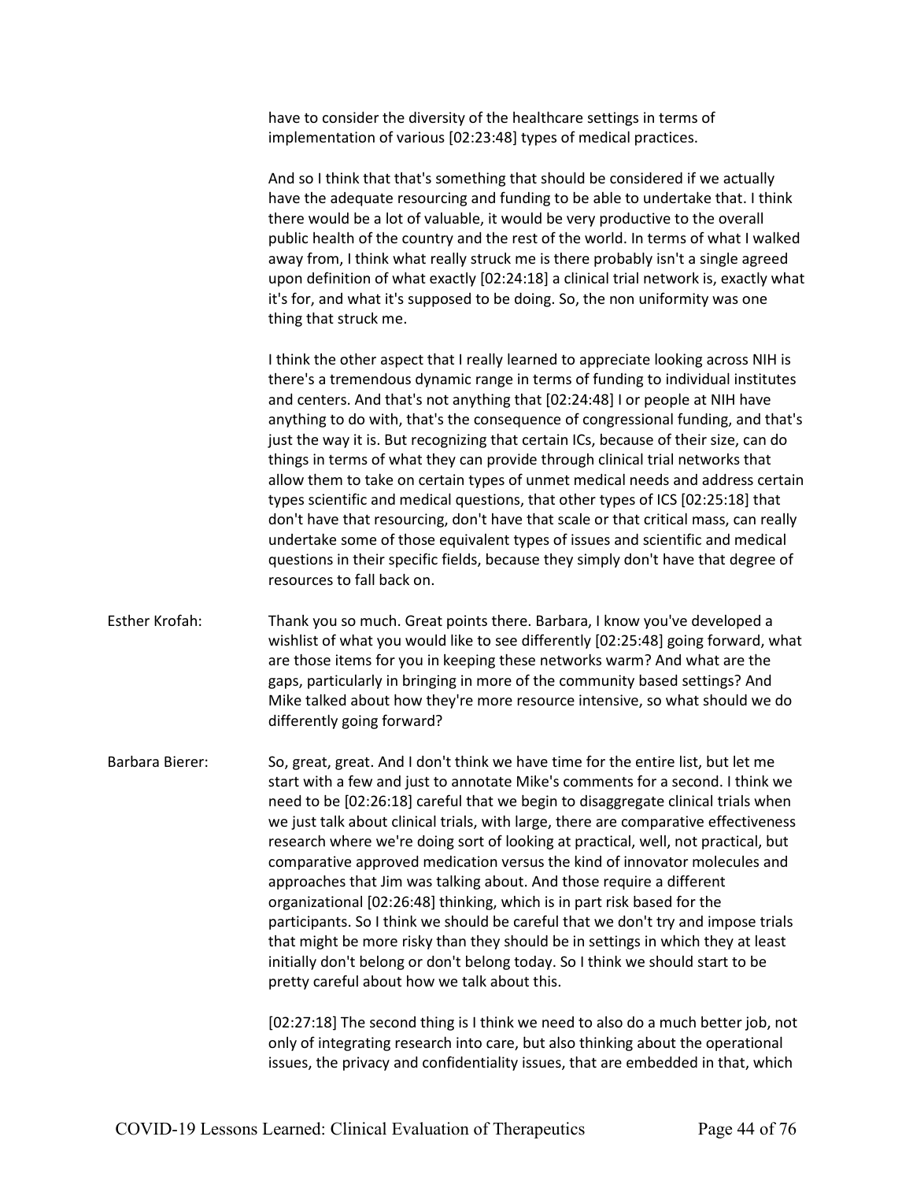have to consider the diversity of the healthcare settings in terms of implementation of various [02:23:48] types of medical practices.

And so I think that that's something that should be considered if we actually have the adequate resourcing and funding to be able to undertake that. I think there would be a lot of valuable, it would be very productive to the overall public health of the country and the rest of the world. In terms of what I walked away from, I think what really struck me is there probably isn't a single agreed upon definition of what exactly [02:24:18] a clinical trial network is, exactly what it's for, and what it's supposed to be doing. So, the non uniformity was one thing that struck me.

I think the other aspect that I really learned to appreciate looking across NIH is there's a tremendous dynamic range in terms of funding to individual institutes and centers. And that's not anything that [02:24:48] I or people at NIH have anything to do with, that's the consequence of congressional funding, and that's just the way it is. But recognizing that certain ICs, because of their size, can do things in terms of what they can provide through clinical trial networks that allow them to take on certain types of unmet medical needs and address certain types scientific and medical questions, that other types of ICS [02:25:18] that don't have that resourcing, don't have that scale or that critical mass, can really undertake some of those equivalent types of issues and scientific and medical questions in their specific fields, because they simply don't have that degree of resources to fall back on.

Esther Krofah: Thank you so much. Great points there. Barbara, I know you've developed a wishlist of what you would like to see differently [02:25:48] going forward, what are those items for you in keeping these networks warm? And what are the gaps, particularly in bringing in more of the community based settings? And Mike talked about how they're more resource intensive, so what should we do differently going forward?

Barbara Bierer: So, great, great. And I don't think we have time for the entire list, but let me start with a few and just to annotate Mike's comments for a second. I think we need to be [02:26:18] careful that we begin to disaggregate clinical trials when we just talk about clinical trials, with large, there are comparative effectiveness research where we're doing sort of looking at practical, well, not practical, but comparative approved medication versus the kind of innovator molecules and approaches that Jim was talking about. And those require a different organizational [02:26:48] thinking, which is in part risk based for the participants. So I think we should be careful that we don't try and impose trials that might be more risky than they should be in settings in which they at least initially don't belong or don't belong today. So I think we should start to be pretty careful about how we talk about this.

[02:27:18] The second thing is I think we need to also do a much better job, not only of integrating research into care, but also thinking about the operational issues, the privacy and confidentiality issues, that are embedded in that, which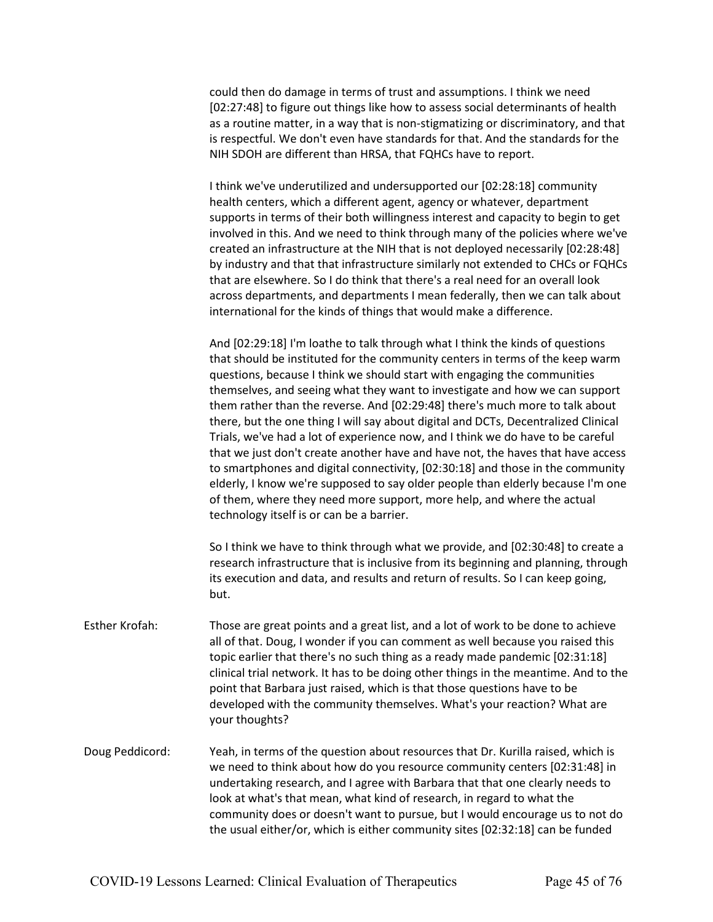could then do damage in terms of trust and assumptions. I think we need [02:27:48] to figure out things like how to assess social determinants of health as a routine matter, in a way that is non-stigmatizing or discriminatory, and that is respectful. We don't even have standards for that. And the standards for the NIH SDOH are different than HRSA, that FQHCs have to report.

I think we've underutilized and undersupported our [02:28:18] community health centers, which a different agent, agency or whatever, department supports in terms of their both willingness interest and capacity to begin to get involved in this. And we need to think through many of the policies where we've created an infrastructure at the NIH that is not deployed necessarily [02:28:48] by industry and that that infrastructure similarly not extended to CHCs or FQHCs that are elsewhere. So I do think that there's a real need for an overall look across departments, and departments I mean federally, then we can talk about international for the kinds of things that would make a difference.

And [02:29:18] I'm loathe to talk through what I think the kinds of questions that should be instituted for the community centers in terms of the keep warm questions, because I think we should start with engaging the communities themselves, and seeing what they want to investigate and how we can support them rather than the reverse. And [02:29:48] there's much more to talk about there, but the one thing I will say about digital and DCTs, Decentralized Clinical Trials, we've had a lot of experience now, and I think we do have to be careful that we just don't create another have and have not, the haves that have access to smartphones and digital connectivity, [02:30:18] and those in the community elderly, I know we're supposed to say older people than elderly because I'm one of them, where they need more support, more help, and where the actual technology itself is or can be a barrier.

So I think we have to think through what we provide, and [02:30:48] to create a research infrastructure that is inclusive from its beginning and planning, through its execution and data, and results and return of results. So I can keep going, but.

Esther Krofah: Those are great points and a great list, and a lot of work to be done to achieve all of that. Doug, I wonder if you can comment as well because you raised this topic earlier that there's no such thing as a ready made pandemic [02:31:18] clinical trial network. It has to be doing other things in the meantime. And to the point that Barbara just raised, which is that those questions have to be developed with the community themselves. What's your reaction? What are your thoughts?

Doug Peddicord: Yeah, in terms of the question about resources that Dr. Kurilla raised, which is we need to think about how do you resource community centers [02:31:48] in undertaking research, and I agree with Barbara that that one clearly needs to look at what's that mean, what kind of research, in regard to what the community does or doesn't want to pursue, but I would encourage us to not do the usual either/or, which is either community sites [02:32:18] can be funded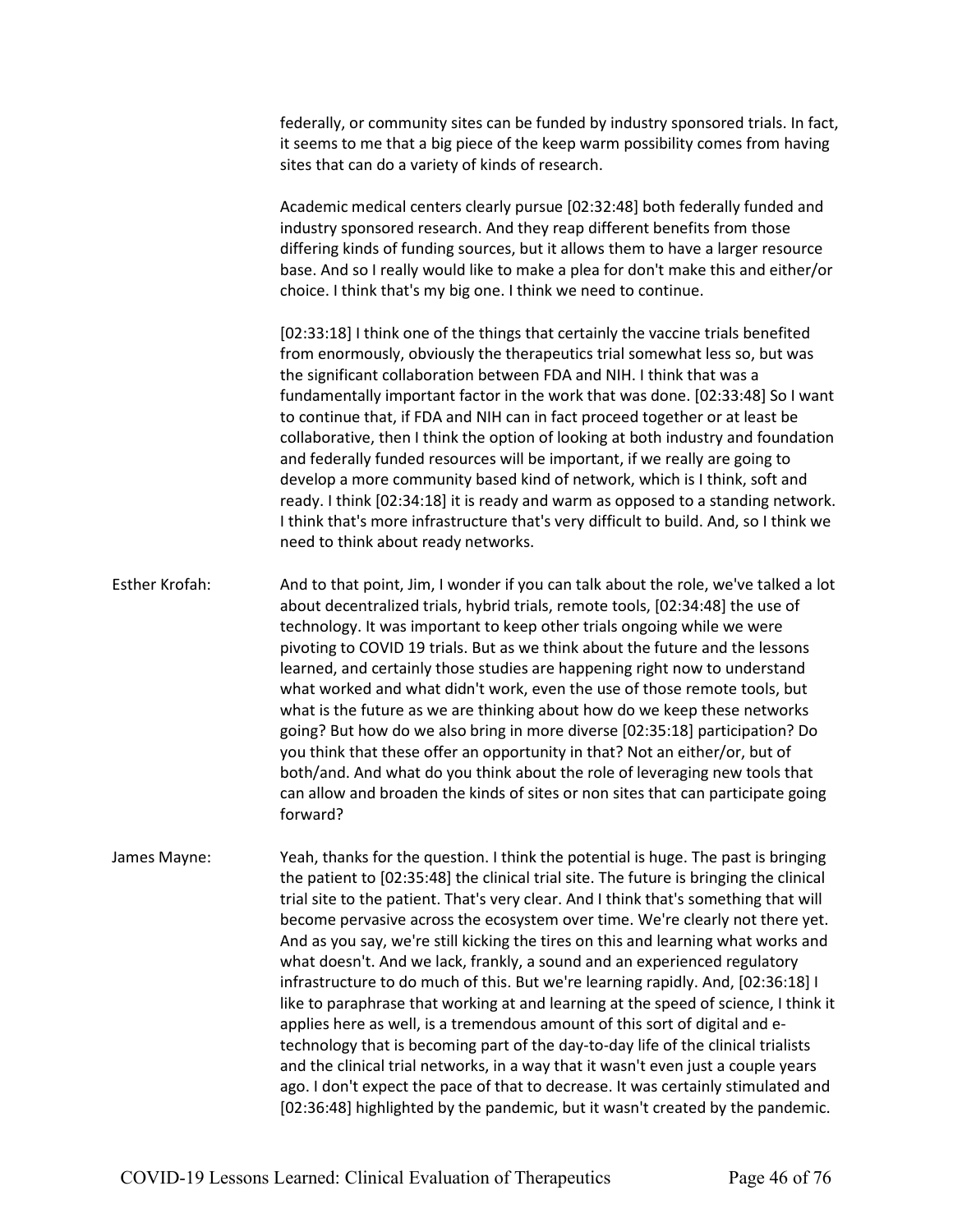federally, or community sites can be funded by industry sponsored trials. In fact, it seems to me that a big piece of the keep warm possibility comes from having sites that can do a variety of kinds of research.

Academic medical centers clearly pursue [02:32:48] both federally funded and industry sponsored research. And they reap different benefits from those differing kinds of funding sources, but it allows them to have a larger resource base. And so I really would like to make a plea for don't make this and either/or choice. I think that's my big one. I think we need to continue.

[02:33:18] I think one of the things that certainly the vaccine trials benefited from enormously, obviously the therapeutics trial somewhat less so, but was the significant collaboration between FDA and NIH. I think that was a fundamentally important factor in the work that was done. [02:33:48] So I want to continue that, if FDA and NIH can in fact proceed together or at least be collaborative, then I think the option of looking at both industry and foundation and federally funded resources will be important, if we really are going to develop a more community based kind of network, which is I think, soft and ready. I think [02:34:18] it is ready and warm as opposed to a standing network. I think that's more infrastructure that's very difficult to build. And, so I think we need to think about ready networks.

Esther Krofah: And to that point, Jim, I wonder if you can talk about the role, we've talked a lot about decentralized trials, hybrid trials, remote tools, [02:34:48] the use of technology. It was important to keep other trials ongoing while we were pivoting to COVID 19 trials. But as we think about the future and the lessons learned, and certainly those studies are happening right now to understand what worked and what didn't work, even the use of those remote tools, but what is the future as we are thinking about how do we keep these networks going? But how do we also bring in more diverse [02:35:18] participation? Do you think that these offer an opportunity in that? Not an either/or, but of both/and. And what do you think about the role of leveraging new tools that can allow and broaden the kinds of sites or non sites that can participate going forward?

James Mayne: Yeah, thanks for the question. I think the potential is huge. The past is bringing the patient to [02:35:48] the clinical trial site. The future is bringing the clinical trial site to the patient. That's very clear. And I think that's something that will become pervasive across the ecosystem over time. We're clearly not there yet. And as you say, we're still kicking the tires on this and learning what works and what doesn't. And we lack, frankly, a sound and an experienced regulatory infrastructure to do much of this. But we're learning rapidly. And, [02:36:18] I like to paraphrase that working at and learning at the speed of science, I think it applies here as well, is a tremendous amount of this sort of digital and e-technology that is becoming part of the day-to-day life of the clinical trialists and the clinical trial networks, in a way that it wasn't even just a couple years ago. I don't expect the pace of that to decrease. It was certainly stimulated and [02:36:48] highlighted by the pandemic, but it wasn't created by the pandemic.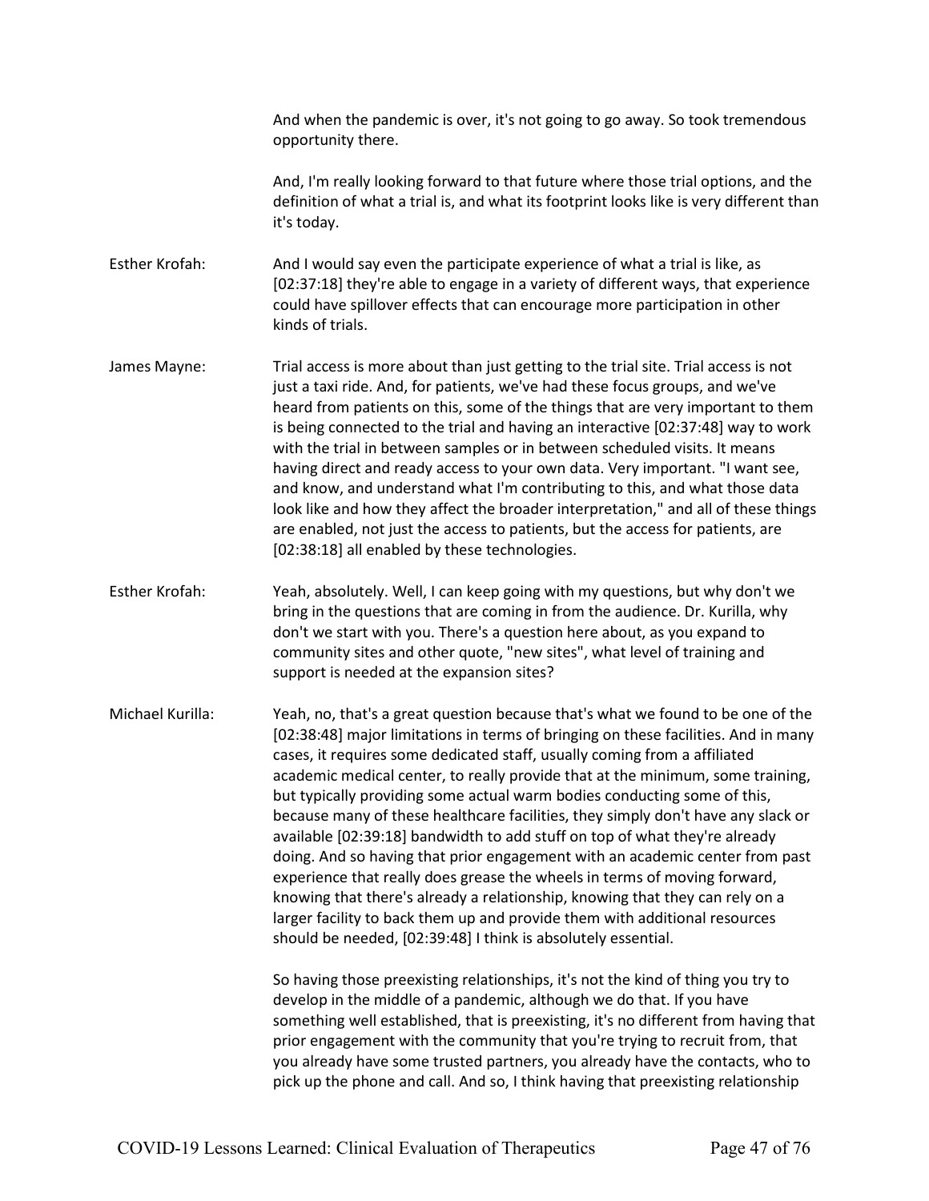And when the pandemic is over, it's not going to go away. So took tremendous opportunity there.

And, I'm really looking forward to that future where those trial options, and the definition of what a trial is, and what its footprint looks like is very different than it's today.

Esther Krofah: And I would say even the participate experience of what a trial is like, as [02:37:18] they're able to engage in a variety of different ways, that experience could have spillover effects that can encourage more participation in other kinds of trials.

James Mayne: Trial access is more about than just getting to the trial site. Trial access is not just a taxi ride. And, for patients, we've had these focus groups, and we've heard from patients on this, some of the things that are very important to them is being connected to the trial and having an interactive [02:37:48] way to work with the trial in between samples or in between scheduled visits. It means having direct and ready access to your own data. Very important. "I want see, and know, and understand what I'm contributing to this, and what those data look like and how they affect the broader interpretation," and all of these things are enabled, not just the access to patients, but the access for patients, are [02:38:18] all enabled by these technologies.

Esther Krofah: Yeah, absolutely. Well, I can keep going with my questions, but why don't we bring in the questions that are coming in from the audience. Dr. Kurilla, why don't we start with you. There's a question here about, as you expand to community sites and other quote, "new sites", what level of training and support is needed at the expansion sites?

Michael Kurilla: Yeah, no, that's a great question because that's what we found to be one of the [02:38:48] major limitations in terms of bringing on these facilities. And in many cases, it requires some dedicated staff, usually coming from a affiliated academic medical center, to really provide that at the minimum, some training, but typically providing some actual warm bodies conducting some of this, because many of these healthcare facilities, they simply don't have any slack or available [02:39:18] bandwidth to add stuff on top of what they're already doing. And so having that prior engagement with an academic center from past experience that really does grease the wheels in terms of moving forward, knowing that there's already a relationship, knowing that they can rely on a larger facility to back them up and provide them with additional resources should be needed, [02:39:48] I think is absolutely essential.

So having those preexisting relationships, it's not the kind of thing you try to develop in the middle of a pandemic, although we do that. If you have something well established, that is preexisting, it's no different from having that prior engagement with the community that you're trying to recruit from, that you already have some trusted partners, you already have the contacts, who to pick up the phone and call. And so, I think having that preexisting relationship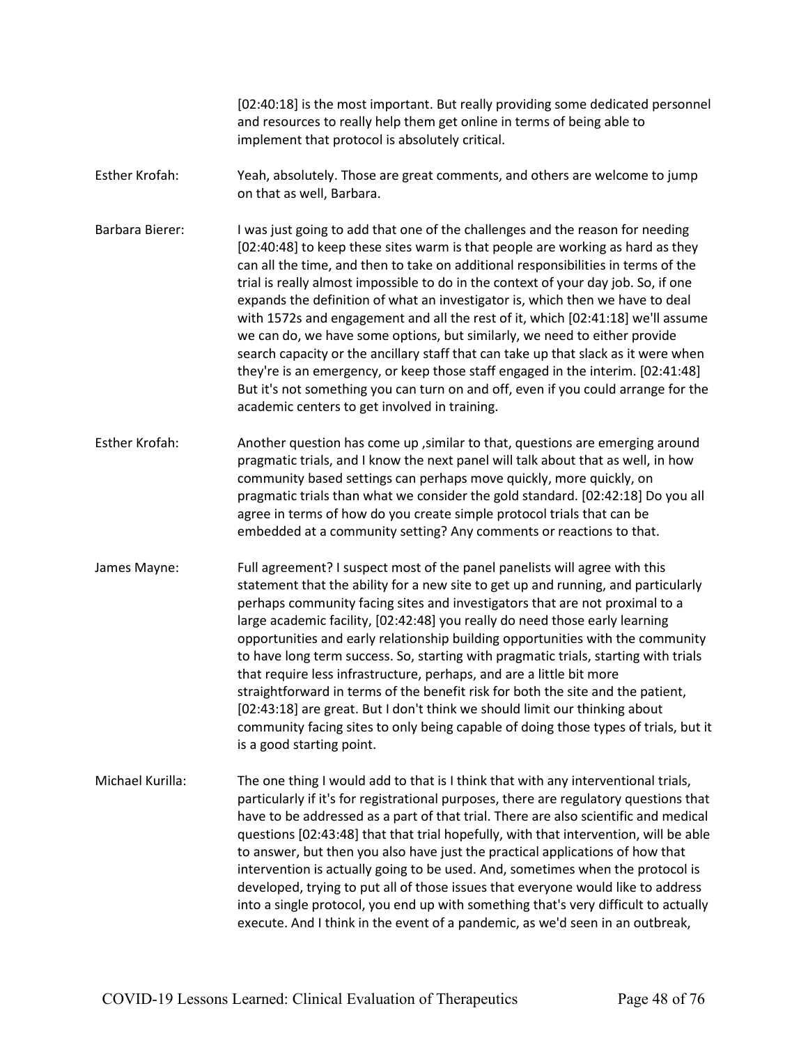[02:40:18] is the most important. But really providing some dedicated personnel and resources to really help them get online in terms of being able to implement that protocol is absolutely critical.

**Esther Krofah:** Yeah, absolutely. Those are great comments, and others are welcome to jump on that as well, Barbara.

**Barbara Bierer:** I was just going to add that one of the challenges and the reason for needing [02:40:48] to keep these sites warm is that people are working as hard as they can all the time, and then to take on additional responsibilities in terms of the trial is really almost impossible to do in the context of your day job. So, if one expands the definition of what an investigator is, which then we have to deal with 1572s and engagement and all the rest of it, which [02:41:18] we'll assume we can do, we have some options, but similarly, we need to either provide search capacity or the ancillary staff that can take up that slack as it were when they're is an emergency, or keep those staff engaged in the interim. [02:41:48] But it's not something you can turn on and off, even if you could arrange for the academic centers to get involved in training.

**Esther Krofah:** Another question has come up ,similar to that, questions are emerging around pragmatic trials, and I know the next panel will talk about that as well, in how community based settings can perhaps move quickly, more quickly, on pragmatic trials than what we consider the gold standard. [02:42:18] Do you all agree in terms of how do you create simple protocol trials that can be embedded at a community setting? Any comments or reactions to that.

**James Mayne:** Full agreement? I suspect most of the panel panelists will agree with this statement that the ability for a new site to get up and running, and particularly perhaps community facing sites and investigators that are not proximal to a large academic facility, [02:42:48] you really do need those early learning opportunities and early relationship building opportunities with the community to have long term success. So, starting with pragmatic trials, starting with trials that require less infrastructure, perhaps, and are a little bit more straightforward in terms of the benefit risk for both the site and the patient, [02:43:18] are great. But I don't think we should limit our thinking about community facing sites to only being capable of doing those types of trials, but it is a good starting point.

**Michael Kurilla:** The one thing I would add to that is I think that with any interventional trials, particularly if it's for registrational purposes, there are regulatory questions that have to be addressed as a part of that trial. There are also scientific and medical questions [02:43:48] that that trial hopefully, with that intervention, will be able to answer, but then you also have just the practical applications of how that intervention is actually going to be used. And, sometimes when the protocol is developed, trying to put all of those issues that everyone would like to address into a single protocol, you end up with something that's very difficult to actually execute. And I think in the event of a pandemic, as we'd seen in an outbreak,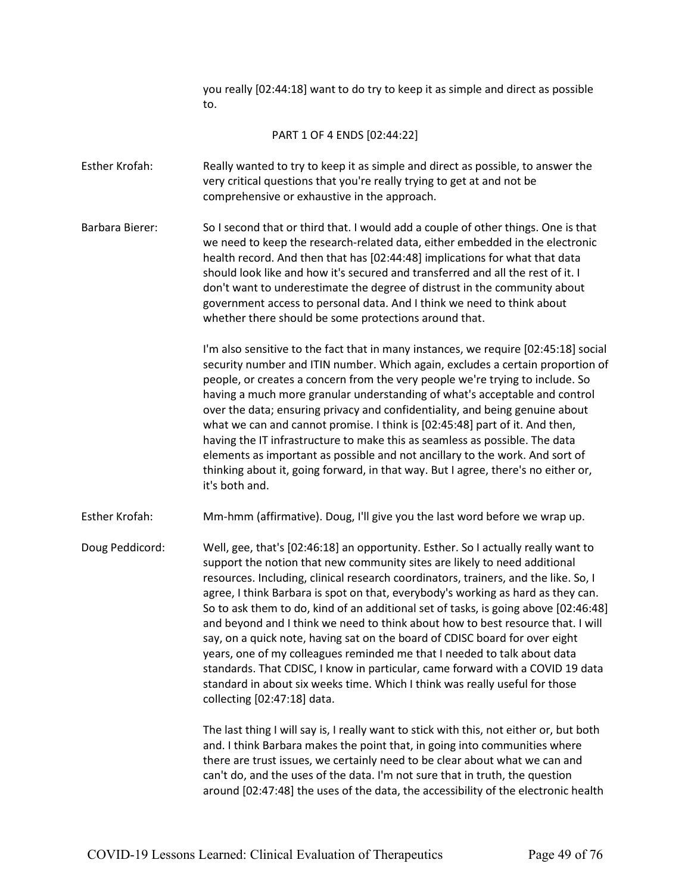you really [02:44:18] want to do try to keep it as simple and direct as possible to.

PART 1 OF 4 ENDS [02:44:22]

Esther Krofah: Really wanted to try to keep it as simple and direct as possible, to answer the very critical questions that you're really trying to get at and not be comprehensive or exhaustive in the approach.

Barbara Bierer: So I second that or third that. I would add a couple of other things. One is that we need to keep the research-related data, either embedded in the electronic health record. And then that has [02:44:48] implications for what that data should look like and how it's secured and transferred and all the rest of it. I don't want to underestimate the degree of distrust in the community about government access to personal data. And I think we need to think about whether there should be some protections around that.

I'm also sensitive to the fact that in many instances, we require [02:45:18] social security number and ITIN number. Which again, excludes a certain proportion of people, or creates a concern from the very people we're trying to include. So having a much more granular understanding of what's acceptable and control over the data; ensuring privacy and confidentiality, and being genuine about what we can and cannot promise. I think is [02:45:48] part of it. And then, having the IT infrastructure to make this as seamless as possible. The data elements as important as possible and not ancillary to the work. And sort of thinking about it, going forward, in that way. But I agree, there's no either or, it's both and.

Esther Krofah: Mm-hmm (affirmative). Doug, I'll give you the last word before we wrap up.

Doug Peddicord: Well, gee, that's [02:46:18] an opportunity. Esther. So I actually really want to support the notion that new community sites are likely to need additional resources. Including, clinical research coordinators, trainers, and the like. So, I agree, I think Barbara is spot on that, everybody's working as hard as they can. So to ask them to do, kind of an additional set of tasks, is going above [02:46:48] and beyond and I think we need to think about how to best resource that. I will say, on a quick note, having sat on the board of CDISC board for over eight years, one of my colleagues reminded me that I needed to talk about data standards. That CDISC, I know in particular, came forward with a COVID 19 data standard in about six weeks time. Which I think was really useful for those collecting [02:47:18] data.

The last thing I will say is, I really want to stick with this, not either or, but both and. I think Barbara makes the point that, in going into communities where there are trust issues, we certainly need to be clear about what we can and can't do, and the uses of the data. I'm not sure that in truth, the question around [02:47:48] the uses of the data, the accessibility of the electronic health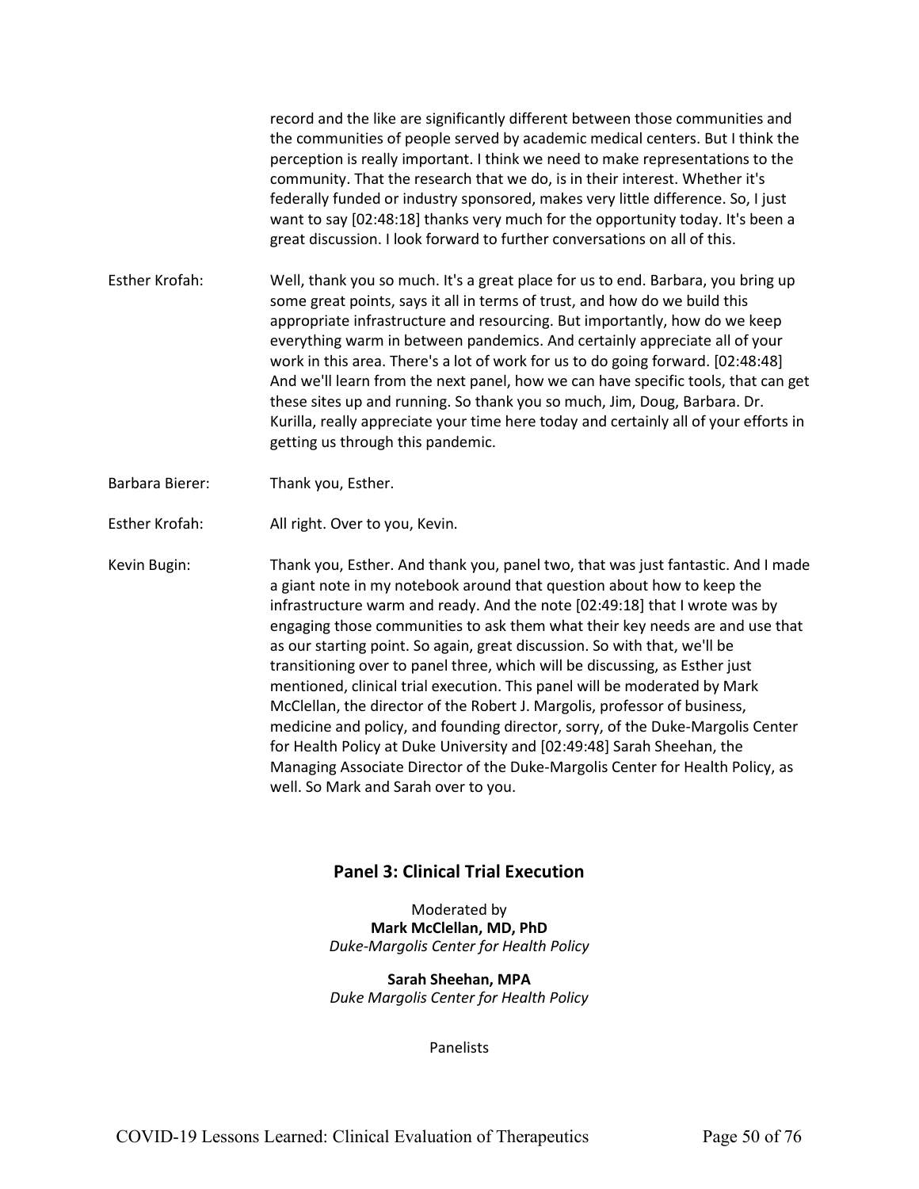record and the like are significantly different between those communities and the communities of people served by academic medical centers. But I think the perception is really important. I think we need to make representations to the community. That the research that we do, is in their interest. Whether it's federally funded or industry sponsored, makes very little difference. So, I just want to say [02:48:18] thanks very much for the opportunity today. It's been a great discussion. I look forward to further conversations on all of this.

Esther Krofah: Well, thank you so much. It's a great place for us to end. Barbara, you bring up some great points, says it all in terms of trust, and how do we build this appropriate infrastructure and resourcing. But importantly, how do we keep everything warm in between pandemics. And certainly appreciate all of your work in this area. There's a lot of work for us to do going forward. [02:48:48] And we'll learn from the next panel, how we can have specific tools, that can get these sites up and running. So thank you so much, Jim, Doug, Barbara. Dr. Kurilla, really appreciate your time here today and certainly all of your efforts in getting us through this pandemic.

Barbara Bierer: Thank you, Esther.

Esther Krofah: All right. Over to you, Kevin.

Kevin Bugin: Thank you, Esther. And thank you, panel two, that was just fantastic. And I made a giant note in my notebook around that question about how to keep the infrastructure warm and ready. And the note [02:49:18] that I wrote was by engaging those communities to ask them what their key needs are and use that as our starting point. So again, great discussion. So with that, we'll be transitioning over to panel three, which will be discussing, as Esther just mentioned, clinical trial execution. This panel will be moderated by Mark McClellan, the director of the Robert J. Margolis, professor of business, medicine and policy, and founding director, sorry, of the Duke-Margolis Center for Health Policy at Duke University and [02:49:48] Sarah Sheehan, the Managing Associate Director of the Duke-Margolis Center for Health Policy, as well. So Mark and Sarah over to you.

## Panel 3: Clinical Trial Execution

Moderated by
**Mark McClellan, MD, PhD**
*Duke-Margolis Center for Health Policy*

**Sarah Sheehan, MPA**
*Duke Margolis Center for Health Policy*

Panelists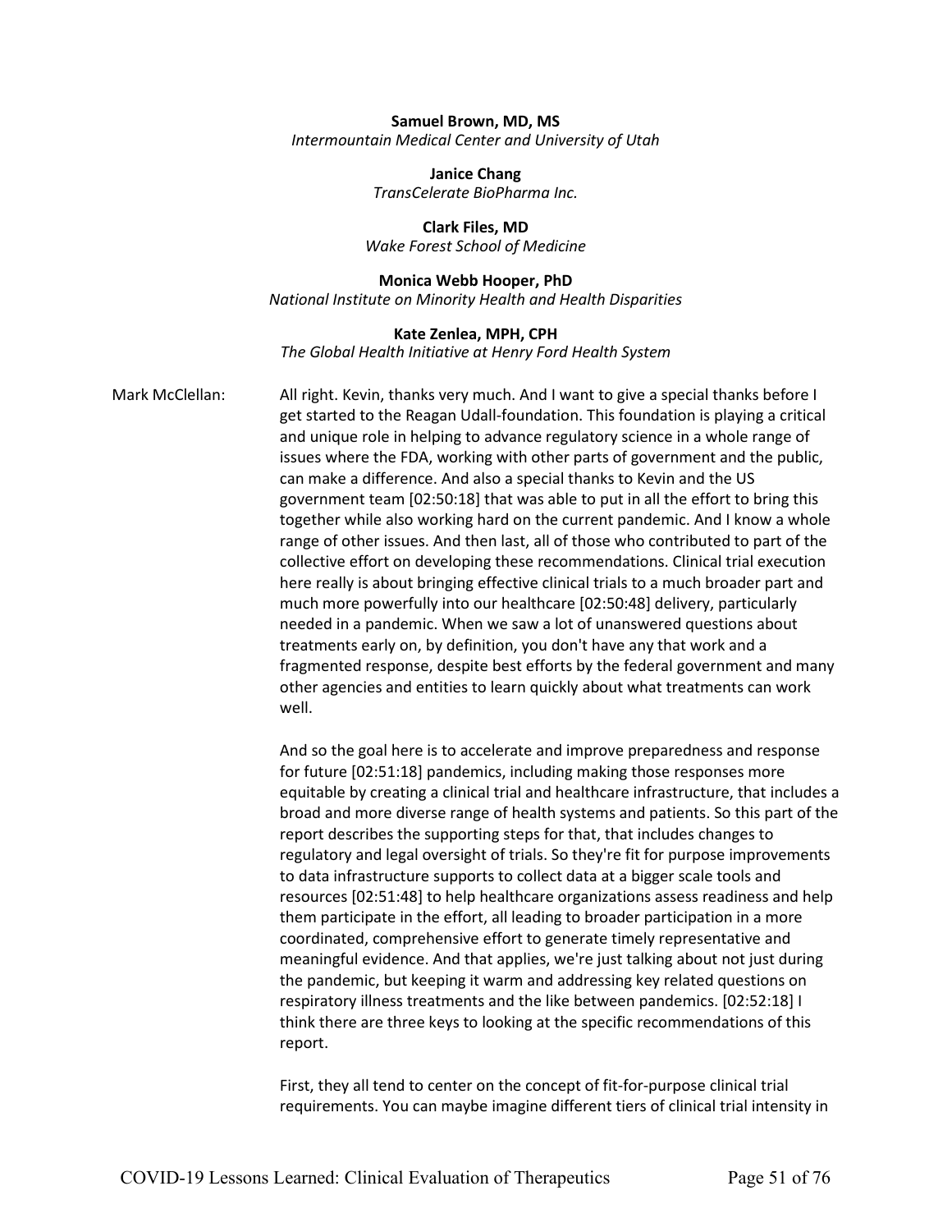**Samuel Brown, MD, MS**
*Intermountain Medical Center and University of Utah*

**Janice Chang**
*TransCelerate BioPharma Inc.*

**Clark Files, MD**
*Wake Forest School of Medicine*

**Monica Webb Hooper, PhD**
*National Institute on Minority Health and Health Disparities*

**Kate Zenlea, MPH, CPH**
*The Global Health Initiative at Henry Ford Health System*

Mark McClellan: All right. Kevin, thanks very much. And I want to give a special thanks before I get started to the Reagan Udall-foundation. This foundation is playing a critical and unique role in helping to advance regulatory science in a whole range of issues where the FDA, working with other parts of government and the public, can make a difference. And also a special thanks to Kevin and the US government team [02:50:18] that was able to put in all the effort to bring this together while also working hard on the current pandemic. And I know a whole range of other issues. And then last, all of those who contributed to part of the collective effort on developing these recommendations. Clinical trial execution here really is about bringing effective clinical trials to a much broader part and much more powerfully into our healthcare [02:50:48] delivery, particularly needed in a pandemic. When we saw a lot of unanswered questions about treatments early on, by definition, you don't have any that work and a fragmented response, despite best efforts by the federal government and many other agencies and entities to learn quickly about what treatments can work well.

And so the goal here is to accelerate and improve preparedness and response for future [02:51:18] pandemics, including making those responses more equitable by creating a clinical trial and healthcare infrastructure, that includes a broad and more diverse range of health systems and patients. So this part of the report describes the supporting steps for that, that includes changes to regulatory and legal oversight of trials. So they're fit for purpose improvements to data infrastructure supports to collect data at a bigger scale tools and resources [02:51:48] to help healthcare organizations assess readiness and help them participate in the effort, all leading to broader participation in a more coordinated, comprehensive effort to generate timely representative and meaningful evidence. And that applies, we're just talking about not just during the pandemic, but keeping it warm and addressing key related questions on respiratory illness treatments and the like between pandemics. [02:52:18] I think there are three keys to looking at the specific recommendations of this report.

First, they all tend to center on the concept of fit-for-purpose clinical trial requirements. You can maybe imagine different tiers of clinical trial intensity in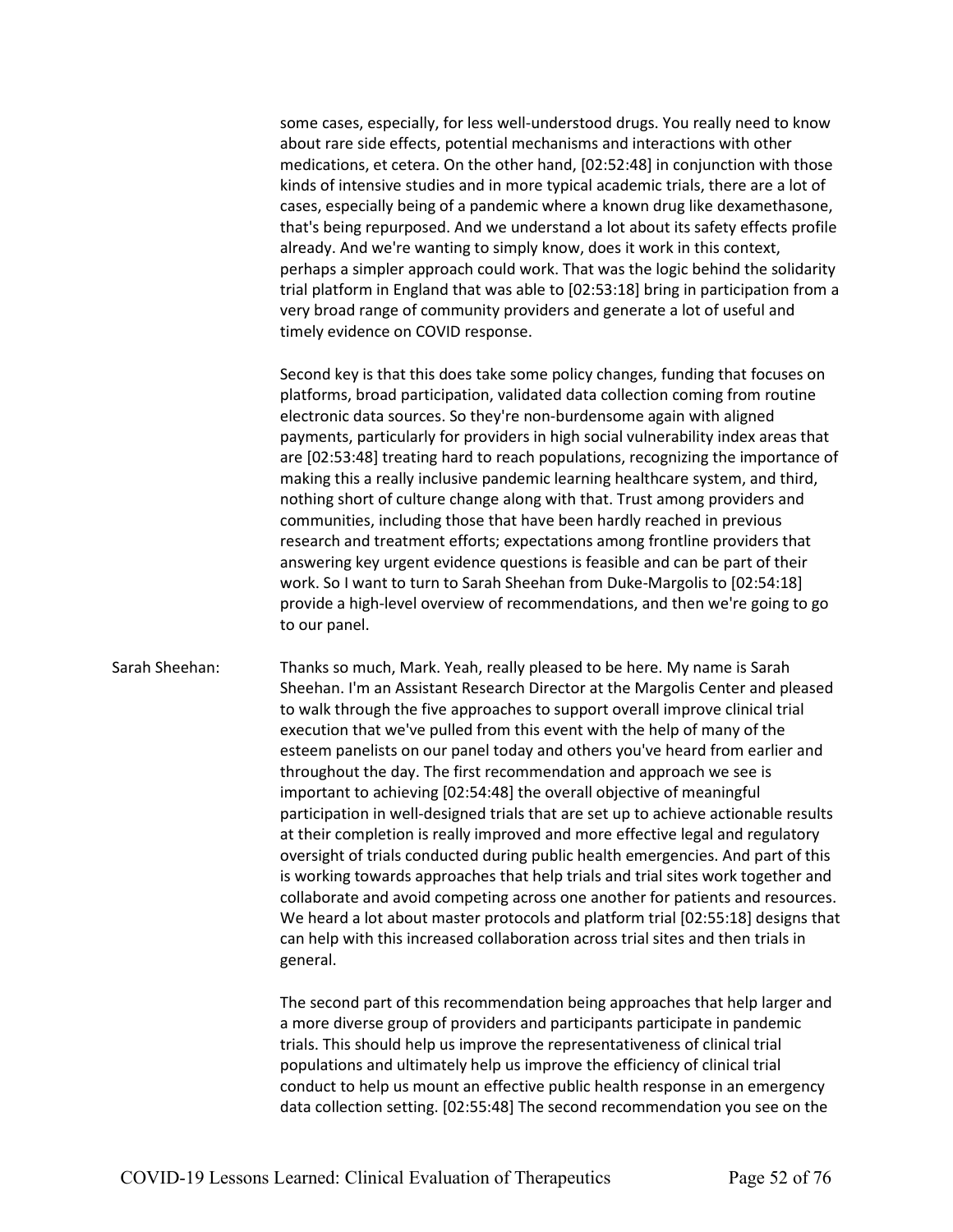some cases, especially, for less well-understood drugs. You really need to know about rare side effects, potential mechanisms and interactions with other medications, et cetera. On the other hand, [02:52:48] in conjunction with those kinds of intensive studies and in more typical academic trials, there are a lot of cases, especially being of a pandemic where a known drug like dexamethasone, that's being repurposed. And we understand a lot about its safety effects profile already. And we're wanting to simply know, does it work in this context, perhaps a simpler approach could work. That was the logic behind the solidarity trial platform in England that was able to [02:53:18] bring in participation from a very broad range of community providers and generate a lot of useful and timely evidence on COVID response.

Second key is that this does take some policy changes, funding that focuses on platforms, broad participation, validated data collection coming from routine electronic data sources. So they're non-burdensome again with aligned payments, particularly for providers in high social vulnerability index areas that are [02:53:48] treating hard to reach populations, recognizing the importance of making this a really inclusive pandemic learning healthcare system, and third, nothing short of culture change along with that. Trust among providers and communities, including those that have been hardly reached in previous research and treatment efforts; expectations among frontline providers that answering key urgent evidence questions is feasible and can be part of their work. So I want to turn to Sarah Sheehan from Duke-Margolis to [02:54:18] provide a high-level overview of recommendations, and then we're going to go to our panel.

Sarah Sheehan: Thanks so much, Mark. Yeah, really pleased to be here. My name is Sarah Sheehan. I'm an Assistant Research Director at the Margolis Center and pleased to walk through the five approaches to support overall improve clinical trial execution that we've pulled from this event with the help of many of the esteem panelists on our panel today and others you've heard from earlier and throughout the day. The first recommendation and approach we see is important to achieving [02:54:48] the overall objective of meaningful participation in well-designed trials that are set up to achieve actionable results at their completion is really improved and more effective legal and regulatory oversight of trials conducted during public health emergencies. And part of this is working towards approaches that help trials and trial sites work together and collaborate and avoid competing across one another for patients and resources. We heard a lot about master protocols and platform trial [02:55:18] designs that can help with this increased collaboration across trial sites and then trials in general.

The second part of this recommendation being approaches that help larger and a more diverse group of providers and participants participate in pandemic trials. This should help us improve the representativeness of clinical trial populations and ultimately help us improve the efficiency of clinical trial conduct to help us mount an effective public health response in an emergency data collection setting. [02:55:48] The second recommendation you see on the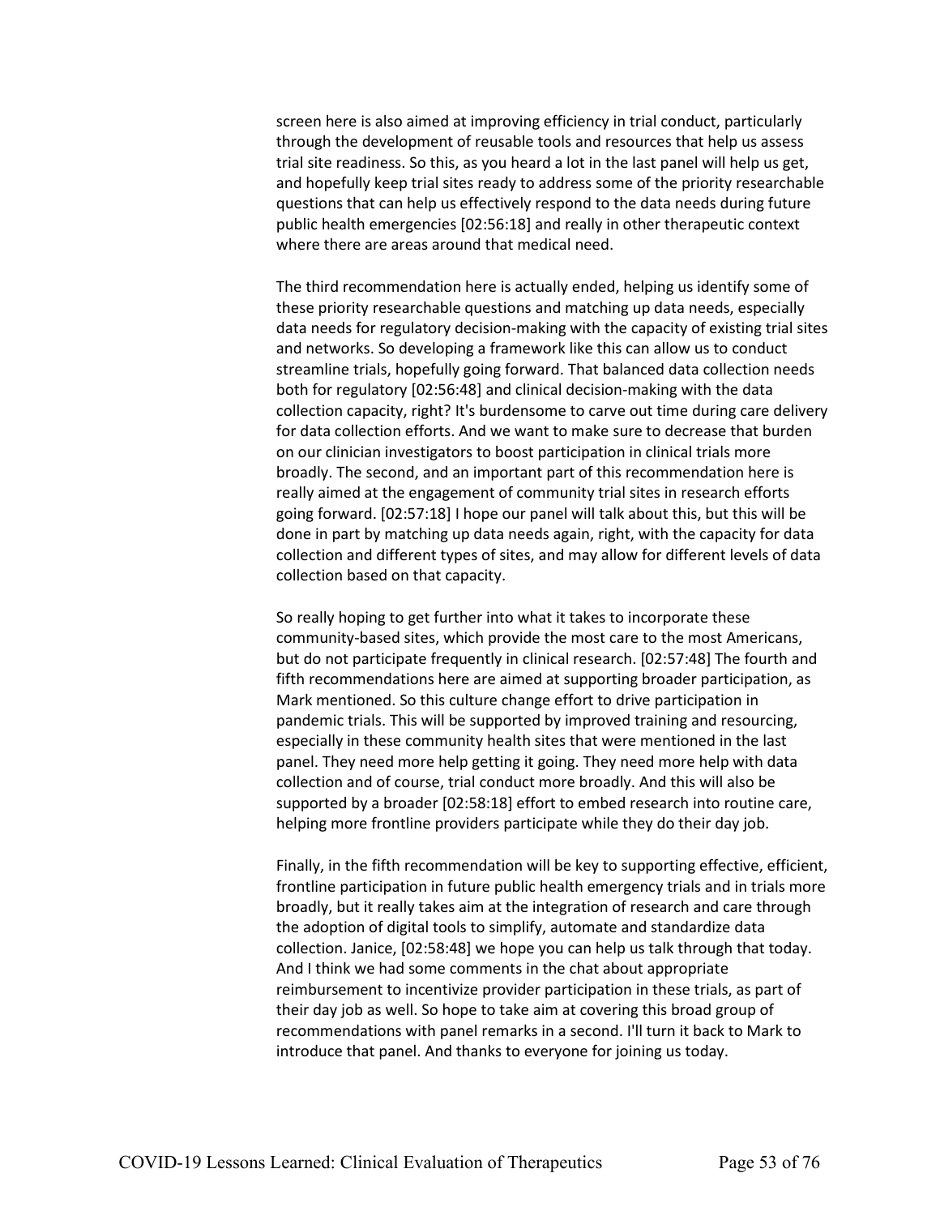screen here is also aimed at improving efficiency in trial conduct, particularly through the development of reusable tools and resources that help us assess trial site readiness. So this, as you heard a lot in the last panel will help us get, and hopefully keep trial sites ready to address some of the priority researchable questions that can help us effectively respond to the data needs during future public health emergencies [02:56:18] and really in other therapeutic context where there are areas around that medical need.

The third recommendation here is actually ended, helping us identify some of these priority researchable questions and matching up data needs, especially data needs for regulatory decision-making with the capacity of existing trial sites and networks. So developing a framework like this can allow us to conduct streamline trials, hopefully going forward. That balanced data collection needs both for regulatory [02:56:48] and clinical decision-making with the data collection capacity, right? It's burdensome to carve out time during care delivery for data collection efforts. And we want to make sure to decrease that burden on our clinician investigators to boost participation in clinical trials more broadly. The second, and an important part of this recommendation here is really aimed at the engagement of community trial sites in research efforts going forward. [02:57:18] I hope our panel will talk about this, but this will be done in part by matching up data needs again, right, with the capacity for data collection and different types of sites, and may allow for different levels of data collection based on that capacity.

So really hoping to get further into what it takes to incorporate these community-based sites, which provide the most care to the most Americans, but do not participate frequently in clinical research. [02:57:48] The fourth and fifth recommendations here are aimed at supporting broader participation, as Mark mentioned. So this culture change effort to drive participation in pandemic trials. This will be supported by improved training and resourcing, especially in these community health sites that were mentioned in the last panel. They need more help getting it going. They need more help with data collection and of course, trial conduct more broadly. And this will also be supported by a broader [02:58:18] effort to embed research into routine care, helping more frontline providers participate while they do their day job.

Finally, in the fifth recommendation will be key to supporting effective, efficient, frontline participation in future public health emergency trials and in trials more broadly, but it really takes aim at the integration of research and care through the adoption of digital tools to simplify, automate and standardize data collection. Janice, [02:58:48] we hope you can help us talk through that today. And I think we had some comments in the chat about appropriate reimbursement to incentivize provider participation in these trials, as part of their day job as well. So hope to take aim at covering this broad group of recommendations with panel remarks in a second. I'll turn it back to Mark to introduce that panel. And thanks to everyone for joining us today.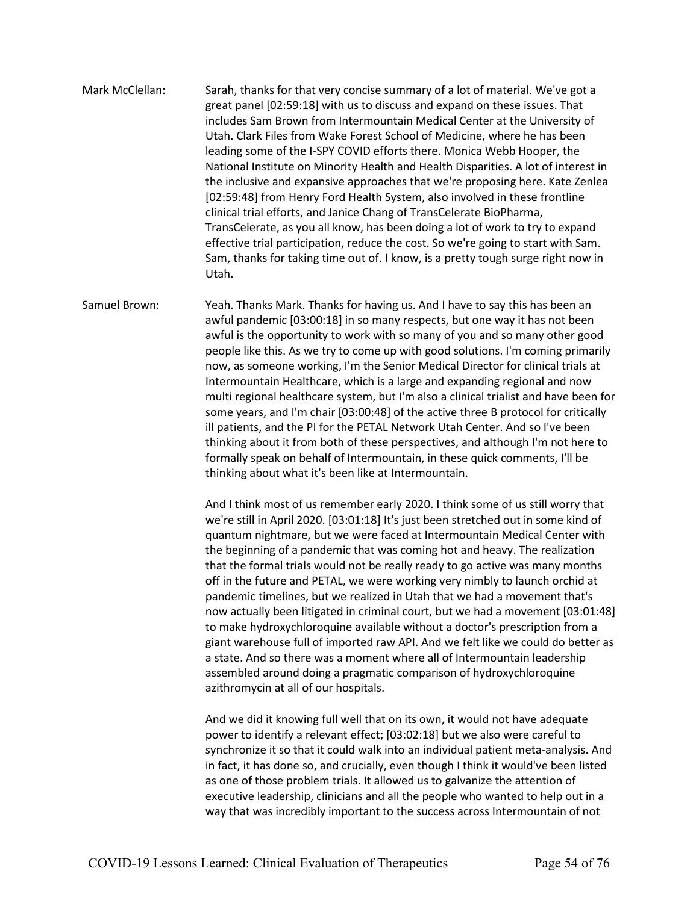Mark McClellan: Sarah, thanks for that very concise summary of a lot of material. We've got a great panel [02:59:18] with us to discuss and expand on these issues. That includes Sam Brown from Intermountain Medical Center at the University of Utah. Clark Files from Wake Forest School of Medicine, where he has been leading some of the I-SPY COVID efforts there. Monica Webb Hooper, the National Institute on Minority Health and Health Disparities. A lot of interest in the inclusive and expansive approaches that we're proposing here. Kate Zenlea [02:59:48] from Henry Ford Health System, also involved in these frontline clinical trial efforts, and Janice Chang of TransCelerate BioPharma, TransCelerate, as you all know, has been doing a lot of work to try to expand effective trial participation, reduce the cost. So we're going to start with Sam. Sam, thanks for taking time out of. I know, is a pretty tough surge right now in Utah.

Samuel Brown: Yeah. Thanks Mark. Thanks for having us. And I have to say this has been an awful pandemic [03:00:18] in so many respects, but one way it has not been awful is the opportunity to work with so many of you and so many other good people like this. As we try to come up with good solutions. I'm coming primarily now, as someone working, I'm the Senior Medical Director for clinical trials at Intermountain Healthcare, which is a large and expanding regional and now multi regional healthcare system, but I'm also a clinical trialist and have been for some years, and I'm chair [03:00:48] of the active three B protocol for critically ill patients, and the PI for the PETAL Network Utah Center. And so I've been thinking about it from both of these perspectives, and although I'm not here to formally speak on behalf of Intermountain, in these quick comments, I'll be thinking about what it's been like at Intermountain.

And I think most of us remember early 2020. I think some of us still worry that we're still in April 2020. [03:01:18] It's just been stretched out in some kind of quantum nightmare, but we were faced at Intermountain Medical Center with the beginning of a pandemic that was coming hot and heavy. The realization that the formal trials would not be really ready to go active was many months off in the future and PETAL, we were working very nimbly to launch orchid at pandemic timelines, but we realized in Utah that we had a movement that's now actually been litigated in criminal court, but we had a movement [03:01:48] to make hydroxychloroquine available without a doctor's prescription from a giant warehouse full of imported raw API. And we felt like we could do better as a state. And so there was a moment where all of Intermountain leadership assembled around doing a pragmatic comparison of hydroxychloroquine azithromycin at all of our hospitals.

And we did it knowing full well that on its own, it would not have adequate power to identify a relevant effect; [03:02:18] but we also were careful to synchronize it so that it could walk into an individual patient meta-analysis. And in fact, it has done so, and crucially, even though I think it would've been listed as one of those problem trials. It allowed us to galvanize the attention of executive leadership, clinicians and all the people who wanted to help out in a way that was incredibly important to the success across Intermountain of not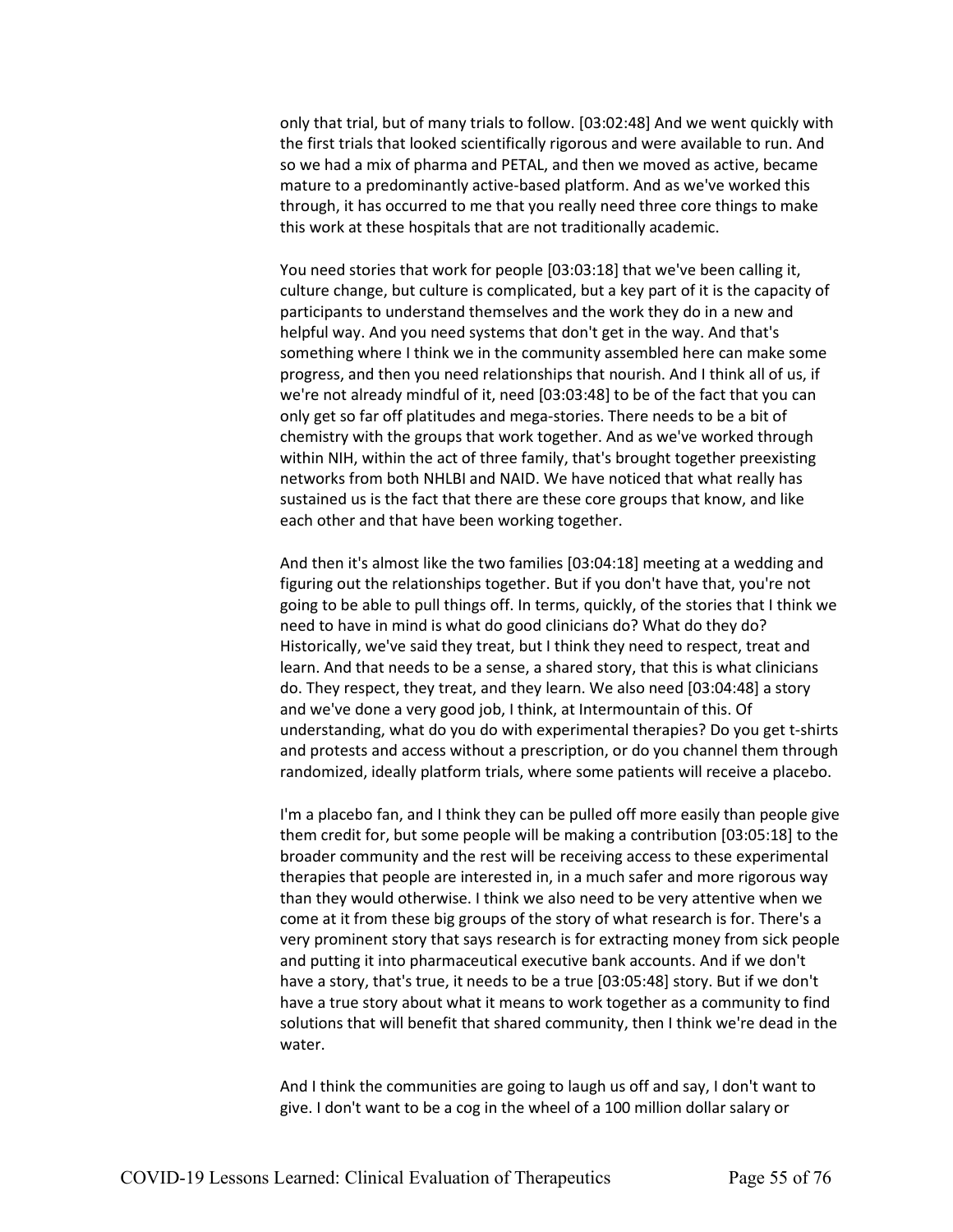only that trial, but of many trials to follow. [03:02:48] And we went quickly with the first trials that looked scientifically rigorous and were available to run. And so we had a mix of pharma and PETAL, and then we moved as active, became mature to a predominantly active-based platform. And as we've worked this through, it has occurred to me that you really need three core things to make this work at these hospitals that are not traditionally academic.

You need stories that work for people [03:03:18] that we've been calling it, culture change, but culture is complicated, but a key part of it is the capacity of participants to understand themselves and the work they do in a new and helpful way. And you need systems that don't get in the way. And that's something where I think we in the community assembled here can make some progress, and then you need relationships that nourish. And I think all of us, if we're not already mindful of it, need [03:03:48] to be of the fact that you can only get so far off platitudes and mega-stories. There needs to be a bit of chemistry with the groups that work together. And as we've worked through within NIH, within the act of three family, that's brought together preexisting networks from both NHLBI and NAID. We have noticed that what really has sustained us is the fact that there are these core groups that know, and like each other and that have been working together.

And then it's almost like the two families [03:04:18] meeting at a wedding and figuring out the relationships together. But if you don't have that, you're not going to be able to pull things off. In terms, quickly, of the stories that I think we need to have in mind is what do good clinicians do? What do they do? Historically, we've said they treat, but I think they need to respect, treat and learn. And that needs to be a sense, a shared story, that this is what clinicians do. They respect, they treat, and they learn. We also need [03:04:48] a story and we've done a very good job, I think, at Intermountain of this. Of understanding, what do you do with experimental therapies? Do you get t-shirts and protests and access without a prescription, or do you channel them through randomized, ideally platform trials, where some patients will receive a placebo.

I'm a placebo fan, and I think they can be pulled off more easily than people give them credit for, but some people will be making a contribution [03:05:18] to the broader community and the rest will be receiving access to these experimental therapies that people are interested in, in a much safer and more rigorous way than they would otherwise. I think we also need to be very attentive when we come at it from these big groups of the story of what research is for. There's a very prominent story that says research is for extracting money from sick people and putting it into pharmaceutical executive bank accounts. And if we don't have a story, that's true, it needs to be a true [03:05:48] story. But if we don't have a true story about what it means to work together as a community to find solutions that will benefit that shared community, then I think we're dead in the water.

And I think the communities are going to laugh us off and say, I don't want to give. I don't want to be a cog in the wheel of a 100 million dollar salary or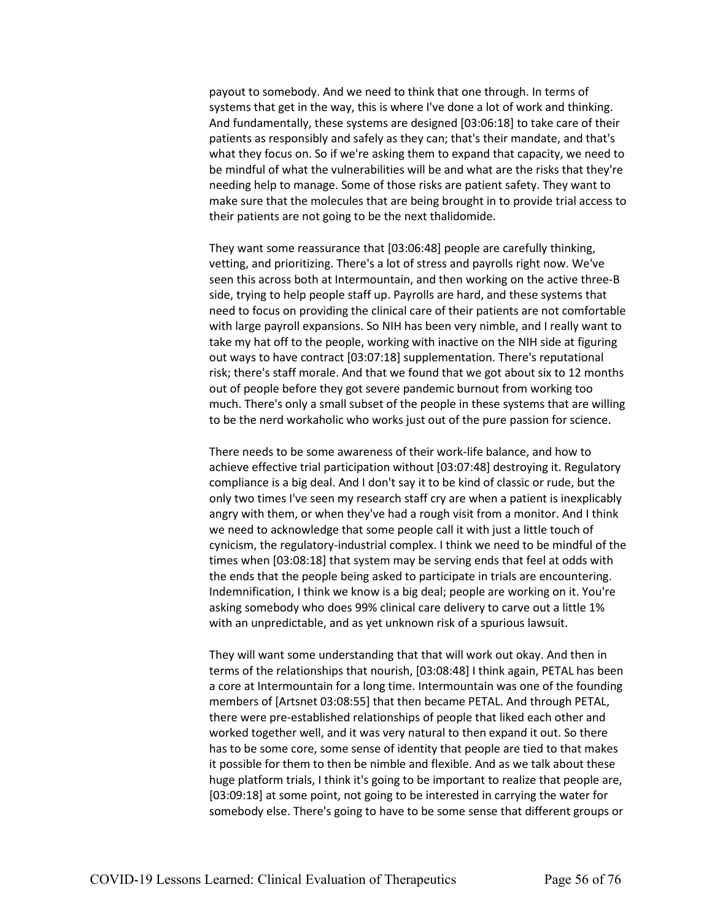payout to somebody. And we need to think that one through. In terms of systems that get in the way, this is where I've done a lot of work and thinking. And fundamentally, these systems are designed [03:06:18] to take care of their patients as responsibly and safely as they can; that's their mandate, and that's what they focus on. So if we're asking them to expand that capacity, we need to be mindful of what the vulnerabilities will be and what are the risks that they're needing help to manage. Some of those risks are patient safety. They want to make sure that the molecules that are being brought in to provide trial access to their patients are not going to be the next thalidomide.

They want some reassurance that [03:06:48] people are carefully thinking, vetting, and prioritizing. There's a lot of stress and payrolls right now. We've seen this across both at Intermountain, and then working on the active three-B side, trying to help people staff up. Payrolls are hard, and these systems that need to focus on providing the clinical care of their patients are not comfortable with large payroll expansions. So NIH has been very nimble, and I really want to take my hat off to the people, working with inactive on the NIH side at figuring out ways to have contract [03:07:18] supplementation. There's reputational risk; there's staff morale. And that we found that we got about six to 12 months out of people before they got severe pandemic burnout from working too much. There's only a small subset of the people in these systems that are willing to be the nerd workaholic who works just out of the pure passion for science.

There needs to be some awareness of their work-life balance, and how to achieve effective trial participation without [03:07:48] destroying it. Regulatory compliance is a big deal. And I don't say it to be kind of classic or rude, but the only two times I've seen my research staff cry are when a patient is inexplicably angry with them, or when they've had a rough visit from a monitor. And I think we need to acknowledge that some people call it with just a little touch of cynicism, the regulatory-industrial complex. I think we need to be mindful of the times when [03:08:18] that system may be serving ends that feel at odds with the ends that the people being asked to participate in trials are encountering. Indemnification, I think we know is a big deal; people are working on it. You're asking somebody who does 99% clinical care delivery to carve out a little 1% with an unpredictable, and as yet unknown risk of a spurious lawsuit.

They will want some understanding that that will work out okay. And then in terms of the relationships that nourish, [03:08:48] I think again, PETAL has been a core at Intermountain for a long time. Intermountain was one of the founding members of [Artsnet 03:08:55] that then became PETAL. And through PETAL, there were pre-established relationships of people that liked each other and worked together well, and it was very natural to then expand it out. So there has to be some core, some sense of identity that people are tied to that makes it possible for them to then be nimble and flexible. And as we talk about these huge platform trials, I think it's going to be important to realize that people are, [03:09:18] at some point, not going to be interested in carrying the water for somebody else. There's going to have to be some sense that different groups or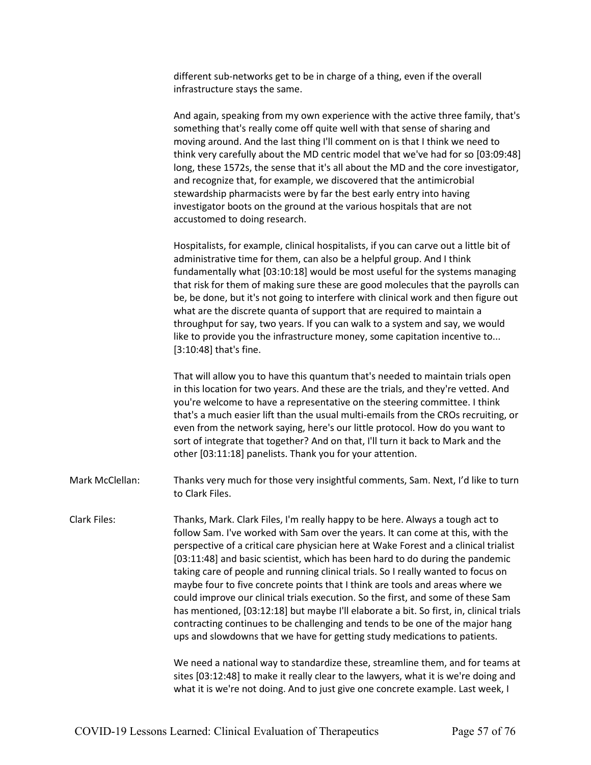different sub-networks get to be in charge of a thing, even if the overall infrastructure stays the same.

And again, speaking from my own experience with the active three family, that's something that's really come off quite well with that sense of sharing and moving around. And the last thing I'll comment on is that I think we need to think very carefully about the MD centric model that we've had for so [03:09:48] long, these 1572s, the sense that it's all about the MD and the core investigator, and recognize that, for example, we discovered that the antimicrobial stewardship pharmacists were by far the best early entry into having investigator boots on the ground at the various hospitals that are not accustomed to doing research.

Hospitalists, for example, clinical hospitalists, if you can carve out a little bit of administrative time for them, can also be a helpful group. And I think fundamentally what [03:10:18] would be most useful for the systems managing that risk for them of making sure these are good molecules that the payrolls can be, be done, but it's not going to interfere with clinical work and then figure out what are the discrete quanta of support that are required to maintain a throughput for say, two years. If you can walk to a system and say, we would like to provide you the infrastructure money, some capitation incentive to... [3:10:48] that's fine.

That will allow you to have this quantum that's needed to maintain trials open in this location for two years. And these are the trials, and they're vetted. And you're welcome to have a representative on the steering committee. I think that's a much easier lift than the usual multi-emails from the CROs recruiting, or even from the network saying, here's our little protocol. How do you want to sort of integrate that together? And on that, I'll turn it back to Mark and the other [03:11:18] panelists. Thank you for your attention.

Mark McClellan: Thanks very much for those very insightful comments, Sam. Next, I'd like to turn to Clark Files.

Clark Files: Thanks, Mark. Clark Files, I'm really happy to be here. Always a tough act to follow Sam. I've worked with Sam over the years. It can come at this, with the perspective of a critical care physician here at Wake Forest and a clinical trialist [03:11:48] and basic scientist, which has been hard to do during the pandemic taking care of people and running clinical trials. So I really wanted to focus on maybe four to five concrete points that I think are tools and areas where we could improve our clinical trials execution. So the first, and some of these Sam has mentioned, [03:12:18] but maybe I'll elaborate a bit. So first, in, clinical trials contracting continues to be challenging and tends to be one of the major hang ups and slowdowns that we have for getting study medications to patients.

We need a national way to standardize these, streamline them, and for teams at sites [03:12:48] to make it really clear to the lawyers, what it is we're doing and what it is we're not doing. And to just give one concrete example. Last week, I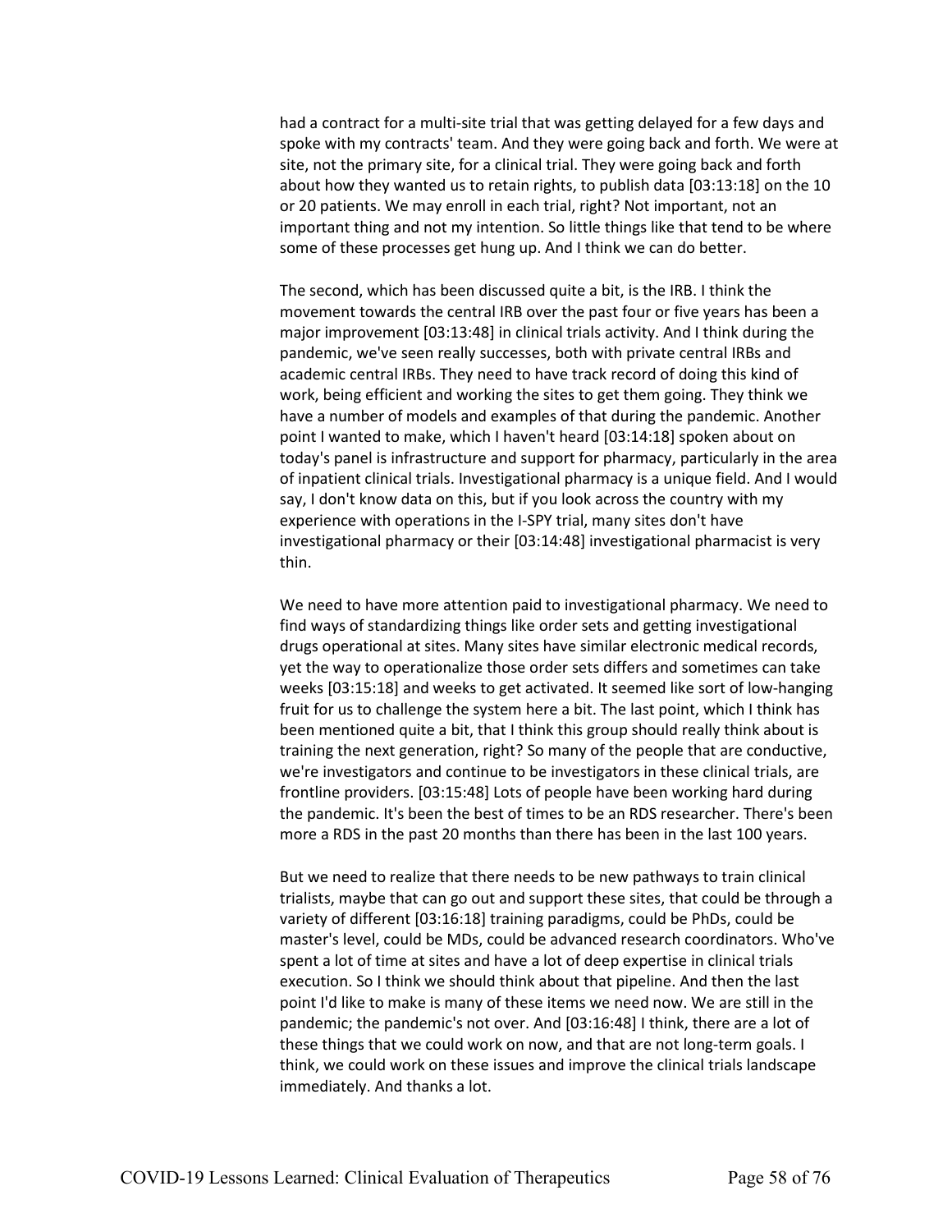had a contract for a multi-site trial that was getting delayed for a few days and spoke with my contracts' team. And they were going back and forth. We were at site, not the primary site, for a clinical trial. They were going back and forth about how they wanted us to retain rights, to publish data [03:13:18] on the 10 or 20 patients. We may enroll in each trial, right? Not important, not an important thing and not my intention. So little things like that tend to be where some of these processes get hung up. And I think we can do better.

The second, which has been discussed quite a bit, is the IRB. I think the movement towards the central IRB over the past four or five years has been a major improvement [03:13:48] in clinical trials activity. And I think during the pandemic, we've seen really successes, both with private central IRBs and academic central IRBs. They need to have track record of doing this kind of work, being efficient and working the sites to get them going. They think we have a number of models and examples of that during the pandemic. Another point I wanted to make, which I haven't heard [03:14:18] spoken about on today's panel is infrastructure and support for pharmacy, particularly in the area of inpatient clinical trials. Investigational pharmacy is a unique field. And I would say, I don't know data on this, but if you look across the country with my experience with operations in the I-SPY trial, many sites don't have investigational pharmacy or their [03:14:48] investigational pharmacist is very thin.

We need to have more attention paid to investigational pharmacy. We need to find ways of standardizing things like order sets and getting investigational drugs operational at sites. Many sites have similar electronic medical records, yet the way to operationalize those order sets differs and sometimes can take weeks [03:15:18] and weeks to get activated. It seemed like sort of low-hanging fruit for us to challenge the system here a bit. The last point, which I think has been mentioned quite a bit, that I think this group should really think about is training the next generation, right? So many of the people that are conductive, we're investigators and continue to be investigators in these clinical trials, are frontline providers. [03:15:48] Lots of people have been working hard during the pandemic. It's been the best of times to be an RDS researcher. There's been more a RDS in the past 20 months than there has been in the last 100 years.

But we need to realize that there needs to be new pathways to train clinical trialists, maybe that can go out and support these sites, that could be through a variety of different [03:16:18] training paradigms, could be PhDs, could be master's level, could be MDs, could be advanced research coordinators. Who've spent a lot of time at sites and have a lot of deep expertise in clinical trials execution. So I think we should think about that pipeline. And then the last point I'd like to make is many of these items we need now. We are still in the pandemic; the pandemic's not over. And [03:16:48] I think, there are a lot of these things that we could work on now, and that are not long-term goals. I think, we could work on these issues and improve the clinical trials landscape immediately. And thanks a lot.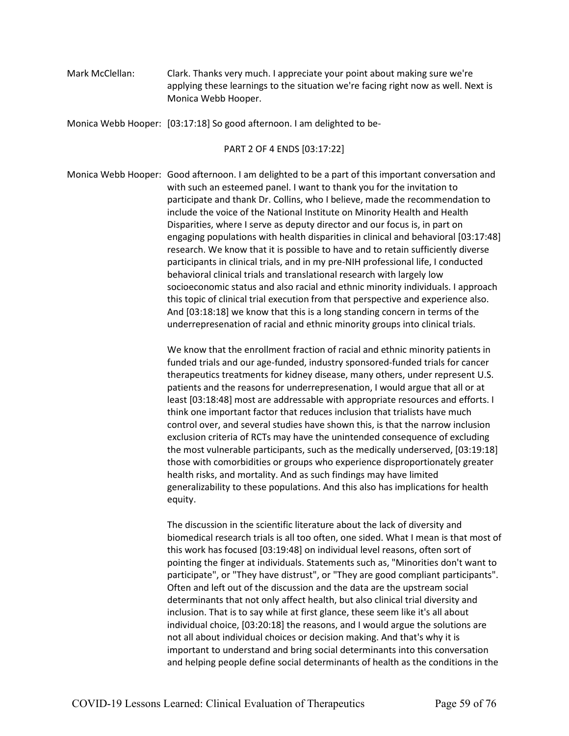Mark McClellan: Clark. Thanks very much. I appreciate your point about making sure we're applying these learnings to the situation we're facing right now as well. Next is Monica Webb Hooper.

Monica Webb Hooper: [03:17:18] So good afternoon. I am delighted to be-

PART 2 OF 4 ENDS [03:17:22]

Monica Webb Hooper: Good afternoon. I am delighted to be a part of this important conversation and with such an esteemed panel. I want to thank you for the invitation to participate and thank Dr. Collins, who I believe, made the recommendation to include the voice of the National Institute on Minority Health and Health Disparities, where I serve as deputy director and our focus is, in part on engaging populations with health disparities in clinical and behavioral [03:17:48] research. We know that it is possible to have and to retain sufficiently diverse participants in clinical trials, and in my pre-NIH professional life, I conducted behavioral clinical trials and translational research with largely low socioeconomic status and also racial and ethnic minority individuals. I approach this topic of clinical trial execution from that perspective and experience also. And [03:18:18] we know that this is a long standing concern in terms of the underrepresenation of racial and ethnic minority groups into clinical trials.

We know that the enrollment fraction of racial and ethnic minority patients in funded trials and our age-funded, industry sponsored-funded trials for cancer therapeutics treatments for kidney disease, many others, under represent U.S. patients and the reasons for underrepresenation, I would argue that all or at least [03:18:48] most are addressable with appropriate resources and efforts. I think one important factor that reduces inclusion that trialists have much control over, and several studies have shown this, is that the narrow inclusion exclusion criteria of RCTs may have the unintended consequence of excluding the most vulnerable participants, such as the medically underserved, [03:19:18] those with comorbidities or groups who experience disproportionately greater health risks, and mortality. And as such findings may have limited generalizability to these populations. And this also has implications for health equity.

The discussion in the scientific literature about the lack of diversity and biomedical research trials is all too often, one sided. What I mean is that most of this work has focused [03:19:48] on individual level reasons, often sort of pointing the finger at individuals. Statements such as, "Minorities don't want to participate", or "They have distrust", or "They are good compliant participants". Often and left out of the discussion and the data are the upstream social determinants that not only affect health, but also clinical trial diversity and inclusion. That is to say while at first glance, these seem like it's all about individual choice, [03:20:18] the reasons, and I would argue the solutions are not all about individual choices or decision making. And that's why it is important to understand and bring social determinants into this conversation and helping people define social determinants of health as the conditions in the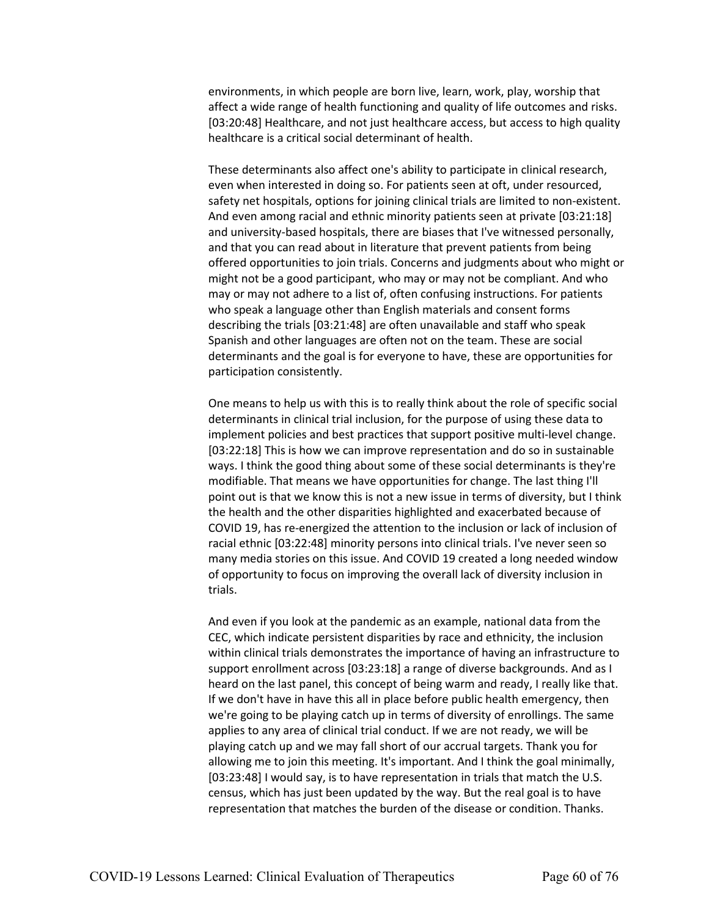environments, in which people are born live, learn, work, play, worship that affect a wide range of health functioning and quality of life outcomes and risks. [03:20:48] Healthcare, and not just healthcare access, but access to high quality healthcare is a critical social determinant of health.

These determinants also affect one's ability to participate in clinical research, even when interested in doing so. For patients seen at oft, under resourced, safety net hospitals, options for joining clinical trials are limited to non-existent. And even among racial and ethnic minority patients seen at private [03:21:18] and university-based hospitals, there are biases that I've witnessed personally, and that you can read about in literature that prevent patients from being offered opportunities to join trials. Concerns and judgments about who might or might not be a good participant, who may or may not be compliant. And who may or may not adhere to a list of, often confusing instructions. For patients who speak a language other than English materials and consent forms describing the trials [03:21:48] are often unavailable and staff who speak Spanish and other languages are often not on the team. These are social determinants and the goal is for everyone to have, these are opportunities for participation consistently.

One means to help us with this is to really think about the role of specific social determinants in clinical trial inclusion, for the purpose of using these data to implement policies and best practices that support positive multi-level change. [03:22:18] This is how we can improve representation and do so in sustainable ways. I think the good thing about some of these social determinants is they're modifiable. That means we have opportunities for change. The last thing I'll point out is that we know this is not a new issue in terms of diversity, but I think the health and the other disparities highlighted and exacerbated because of COVID 19, has re-energized the attention to the inclusion or lack of inclusion of racial ethnic [03:22:48] minority persons into clinical trials. I've never seen so many media stories on this issue. And COVID 19 created a long needed window of opportunity to focus on improving the overall lack of diversity inclusion in trials.

And even if you look at the pandemic as an example, national data from the CEC, which indicate persistent disparities by race and ethnicity, the inclusion within clinical trials demonstrates the importance of having an infrastructure to support enrollment across [03:23:18] a range of diverse backgrounds. And as I heard on the last panel, this concept of being warm and ready, I really like that. If we don't have in have this all in place before public health emergency, then we're going to be playing catch up in terms of diversity of enrollings. The same applies to any area of clinical trial conduct. If we are not ready, we will be playing catch up and we may fall short of our accrual targets. Thank you for allowing me to join this meeting. It's important. And I think the goal minimally, [03:23:48] I would say, is to have representation in trials that match the U.S. census, which has just been updated by the way. But the real goal is to have representation that matches the burden of the disease or condition. Thanks.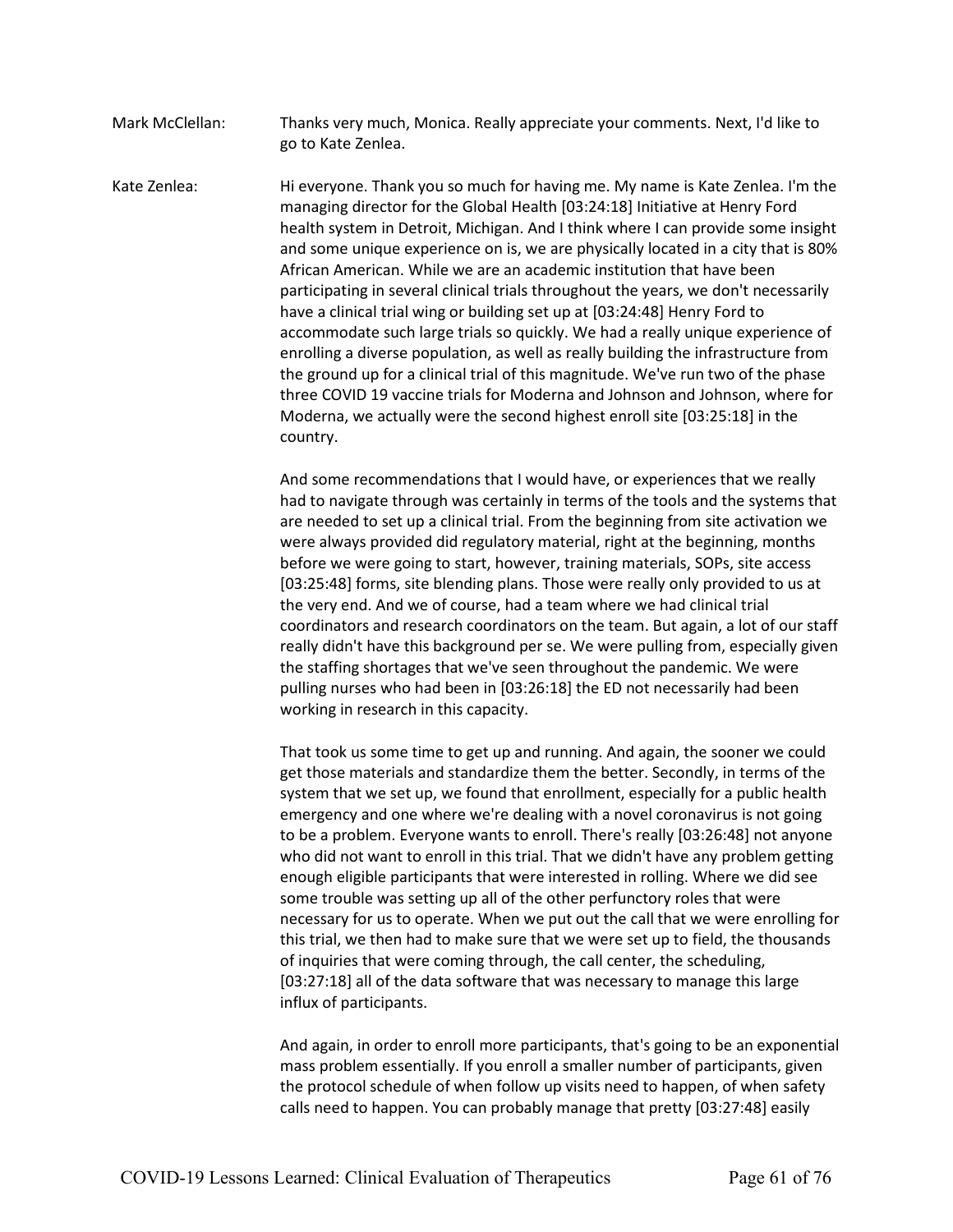Mark McClellan: Thanks very much, Monica. Really appreciate your comments. Next, I'd like to go to Kate Zenlea.

Kate Zenlea: Hi everyone. Thank you so much for having me. My name is Kate Zenlea. I'm the managing director for the Global Health [03:24:18] Initiative at Henry Ford health system in Detroit, Michigan. And I think where I can provide some insight and some unique experience on is, we are physically located in a city that is 80% African American. While we are an academic institution that have been participating in several clinical trials throughout the years, we don't necessarily have a clinical trial wing or building set up at [03:24:48] Henry Ford to accommodate such large trials so quickly. We had a really unique experience of enrolling a diverse population, as well as really building the infrastructure from the ground up for a clinical trial of this magnitude. We've run two of the phase three COVID 19 vaccine trials for Moderna and Johnson and Johnson, where for Moderna, we actually were the second highest enroll site [03:25:18] in the country.

And some recommendations that I would have, or experiences that we really had to navigate through was certainly in terms of the tools and the systems that are needed to set up a clinical trial. From the beginning from site activation we were always provided did regulatory material, right at the beginning, months before we were going to start, however, training materials, SOPs, site access [03:25:48] forms, site blending plans. Those were really only provided to us at the very end. And we of course, had a team where we had clinical trial coordinators and research coordinators on the team. But again, a lot of our staff really didn't have this background per se. We were pulling from, especially given the staffing shortages that we've seen throughout the pandemic. We were pulling nurses who had been in [03:26:18] the ED not necessarily had been working in research in this capacity.

That took us some time to get up and running. And again, the sooner we could get those materials and standardize them the better. Secondly, in terms of the system that we set up, we found that enrollment, especially for a public health emergency and one where we're dealing with a novel coronavirus is not going to be a problem. Everyone wants to enroll. There's really [03:26:48] not anyone who did not want to enroll in this trial. That we didn't have any problem getting enough eligible participants that were interested in rolling. Where we did see some trouble was setting up all of the other perfunctory roles that were necessary for us to operate. When we put out the call that we were enrolling for this trial, we then had to make sure that we were set up to field, the thousands of inquiries that were coming through, the call center, the scheduling, [03:27:18] all of the data software that was necessary to manage this large influx of participants.

And again, in order to enroll more participants, that's going to be an exponential mass problem essentially. If you enroll a smaller number of participants, given the protocol schedule of when follow up visits need to happen, of when safety calls need to happen. You can probably manage that pretty [03:27:48] easily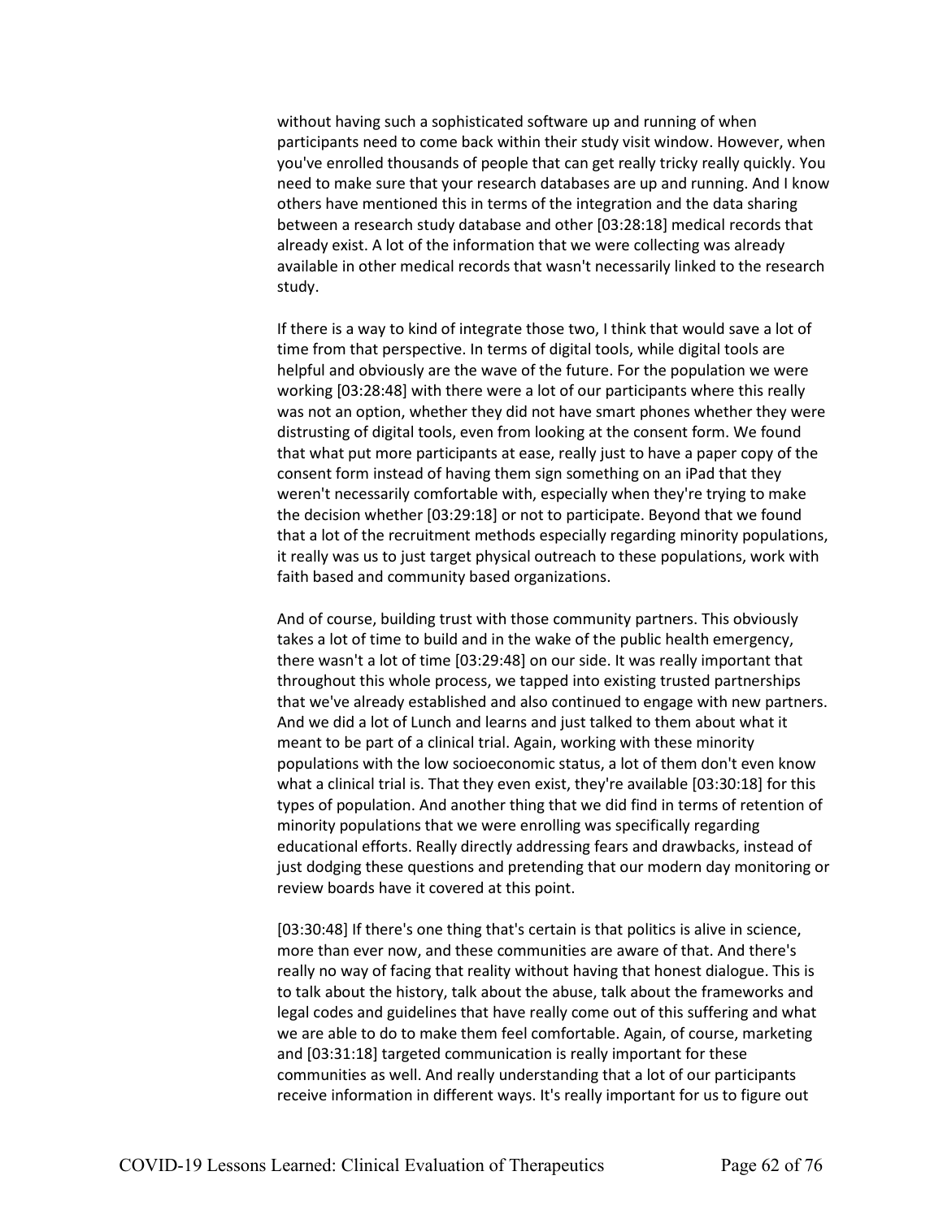without having such a sophisticated software up and running of when participants need to come back within their study visit window. However, when you've enrolled thousands of people that can get really tricky really quickly. You need to make sure that your research databases are up and running. And I know others have mentioned this in terms of the integration and the data sharing between a research study database and other [03:28:18] medical records that already exist. A lot of the information that we were collecting was already available in other medical records that wasn't necessarily linked to the research study.

If there is a way to kind of integrate those two, I think that would save a lot of time from that perspective. In terms of digital tools, while digital tools are helpful and obviously are the wave of the future. For the population we were working [03:28:48] with there were a lot of our participants where this really was not an option, whether they did not have smart phones whether they were distrusting of digital tools, even from looking at the consent form. We found that what put more participants at ease, really just to have a paper copy of the consent form instead of having them sign something on an iPad that they weren't necessarily comfortable with, especially when they're trying to make the decision whether [03:29:18] or not to participate. Beyond that we found that a lot of the recruitment methods especially regarding minority populations, it really was us to just target physical outreach to these populations, work with faith based and community based organizations.

And of course, building trust with those community partners. This obviously takes a lot of time to build and in the wake of the public health emergency, there wasn't a lot of time [03:29:48] on our side. It was really important that throughout this whole process, we tapped into existing trusted partnerships that we've already established and also continued to engage with new partners. And we did a lot of Lunch and learns and just talked to them about what it meant to be part of a clinical trial. Again, working with these minority populations with the low socioeconomic status, a lot of them don't even know what a clinical trial is. That they even exist, they're available [03:30:18] for this types of population. And another thing that we did find in terms of retention of minority populations that we were enrolling was specifically regarding educational efforts. Really directly addressing fears and drawbacks, instead of just dodging these questions and pretending that our modern day monitoring or review boards have it covered at this point.

[03:30:48] If there's one thing that's certain is that politics is alive in science, more than ever now, and these communities are aware of that. And there's really no way of facing that reality without having that honest dialogue. This is to talk about the history, talk about the abuse, talk about the frameworks and legal codes and guidelines that have really come out of this suffering and what we are able to do to make them feel comfortable. Again, of course, marketing and [03:31:18] targeted communication is really important for these communities as well. And really understanding that a lot of our participants receive information in different ways. It's really important for us to figure out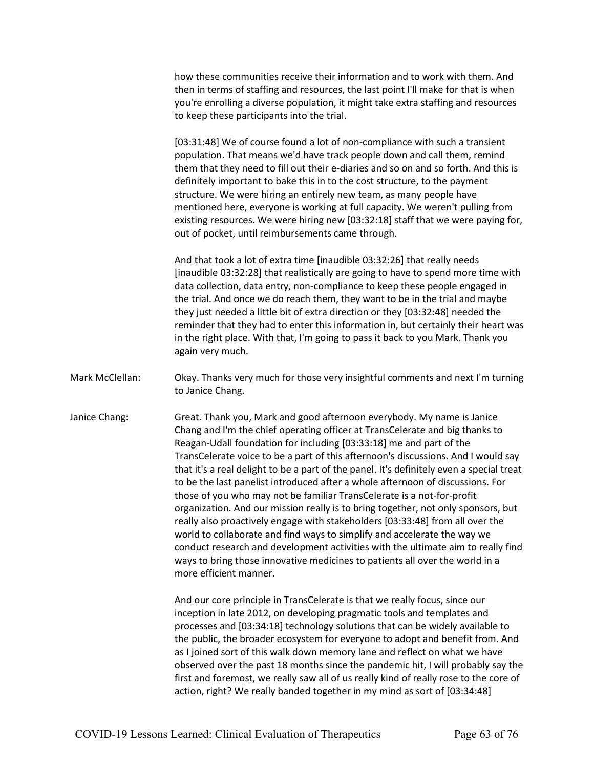how these communities receive their information and to work with them. And then in terms of staffing and resources, the last point I'll make for that is when you're enrolling a diverse population, it might take extra staffing and resources to keep these participants into the trial.

[03:31:48] We of course found a lot of non-compliance with such a transient population. That means we'd have track people down and call them, remind them that they need to fill out their e-diaries and so on and so forth. And this is definitely important to bake this in to the cost structure, to the payment structure. We were hiring an entirely new team, as many people have mentioned here, everyone is working at full capacity. We weren't pulling from existing resources. We were hiring new [03:32:18] staff that we were paying for, out of pocket, until reimbursements came through.

And that took a lot of extra time [inaudible 03:32:26] that really needs [inaudible 03:32:28] that realistically are going to have to spend more time with data collection, data entry, non-compliance to keep these people engaged in the trial. And once we do reach them, they want to be in the trial and maybe they just needed a little bit of extra direction or they [03:32:48] needed the reminder that they had to enter this information in, but certainly their heart was in the right place. With that, I'm going to pass it back to you Mark. Thank you again very much.

Mark McClellan: Okay. Thanks very much for those very insightful comments and next I'm turning to Janice Chang.

Janice Chang: Great. Thank you, Mark and good afternoon everybody. My name is Janice Chang and I'm the chief operating officer at TransCelerate and big thanks to Reagan-Udall foundation for including [03:33:18] me and part of the TransCelerate voice to be a part of this afternoon's discussions. And I would say that it's a real delight to be a part of the panel. It's definitely even a special treat to be the last panelist introduced after a whole afternoon of discussions. For those of you who may not be familiar TransCelerate is a not-for-profit organization. And our mission really is to bring together, not only sponsors, but really also proactively engage with stakeholders [03:33:48] from all over the world to collaborate and find ways to simplify and accelerate the way we conduct research and development activities with the ultimate aim to really find ways to bring those innovative medicines to patients all over the world in a more efficient manner.

And our core principle in TransCelerate is that we really focus, since our inception in late 2012, on developing pragmatic tools and templates and processes and [03:34:18] technology solutions that can be widely available to the public, the broader ecosystem for everyone to adopt and benefit from. And as I joined sort of this walk down memory lane and reflect on what we have observed over the past 18 months since the pandemic hit, I will probably say the first and foremost, we really saw all of us really kind of really rose to the core of action, right? We really banded together in my mind as sort of [03:34:48]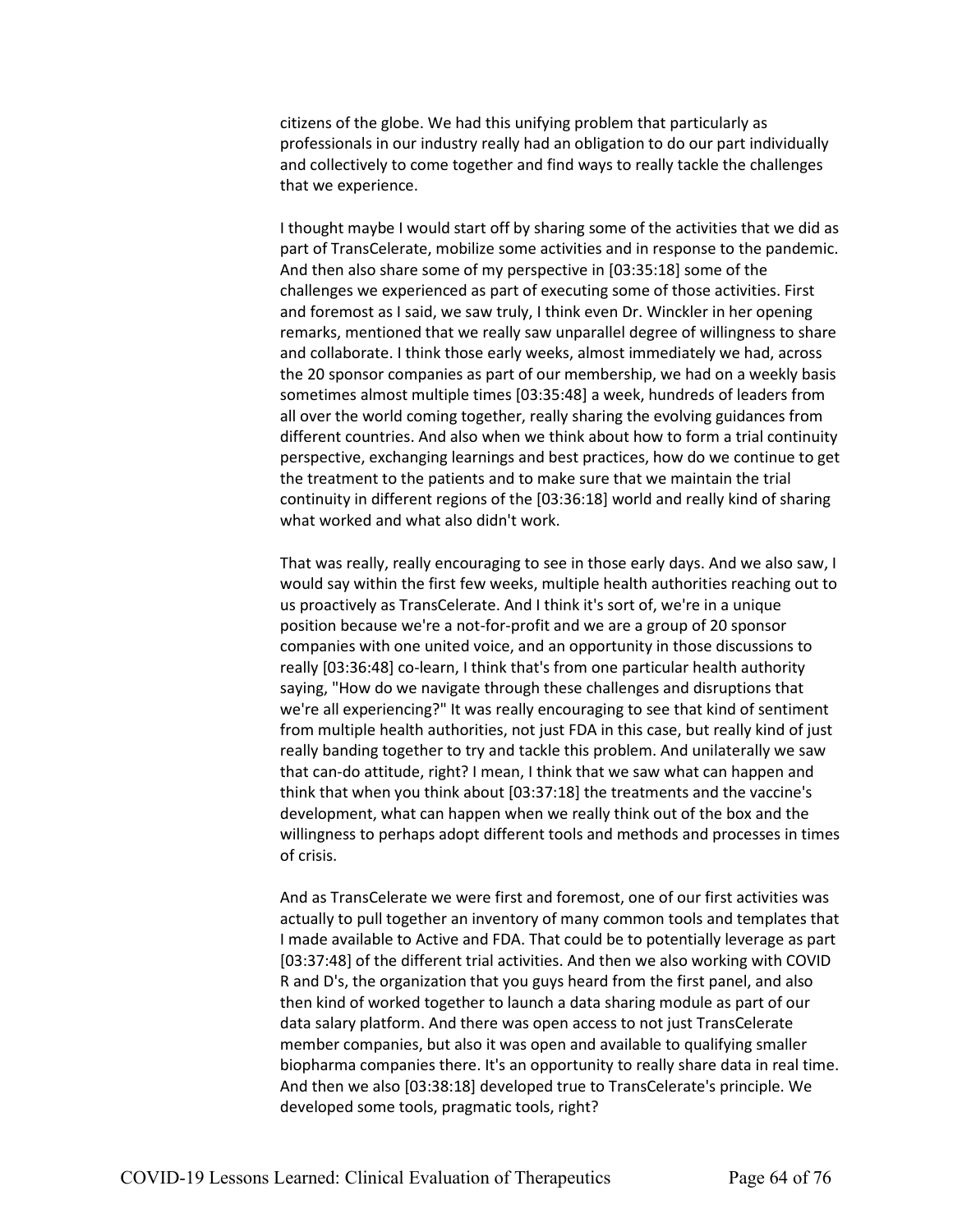citizens of the globe. We had this unifying problem that particularly as professionals in our industry really had an obligation to do our part individually and collectively to come together and find ways to really tackle the challenges that we experience.

I thought maybe I would start off by sharing some of the activities that we did as part of TransCelerate, mobilize some activities and in response to the pandemic. And then also share some of my perspective in [03:35:18] some of the challenges we experienced as part of executing some of those activities. First and foremost as I said, we saw truly, I think even Dr. Winckler in her opening remarks, mentioned that we really saw unparallel degree of willingness to share and collaborate. I think those early weeks, almost immediately we had, across the 20 sponsor companies as part of our membership, we had on a weekly basis sometimes almost multiple times [03:35:48] a week, hundreds of leaders from all over the world coming together, really sharing the evolving guidances from different countries. And also when we think about how to form a trial continuity perspective, exchanging learnings and best practices, how do we continue to get the treatment to the patients and to make sure that we maintain the trial continuity in different regions of the [03:36:18] world and really kind of sharing what worked and what also didn't work.

That was really, really encouraging to see in those early days. And we also saw, I would say within the first few weeks, multiple health authorities reaching out to us proactively as TransCelerate. And I think it's sort of, we're in a unique position because we're a not-for-profit and we are a group of 20 sponsor companies with one united voice, and an opportunity in those discussions to really [03:36:48] co-learn, I think that's from one particular health authority saying, "How do we navigate through these challenges and disruptions that we're all experiencing?" It was really encouraging to see that kind of sentiment from multiple health authorities, not just FDA in this case, but really kind of just really banding together to try and tackle this problem. And unilaterally we saw that can-do attitude, right? I mean, I think that we saw what can happen and think that when you think about [03:37:18] the treatments and the vaccine's development, what can happen when we really think out of the box and the willingness to perhaps adopt different tools and methods and processes in times of crisis.

And as TransCelerate we were first and foremost, one of our first activities was actually to pull together an inventory of many common tools and templates that I made available to Active and FDA. That could be to potentially leverage as part [03:37:48] of the different trial activities. And then we also working with COVID R and D's, the organization that you guys heard from the first panel, and also then kind of worked together to launch a data sharing module as part of our data salary platform. And there was open access to not just TransCelerate member companies, but also it was open and available to qualifying smaller biopharma companies there. It's an opportunity to really share data in real time. And then we also [03:38:18] developed true to TransCelerate's principle. We developed some tools, pragmatic tools, right?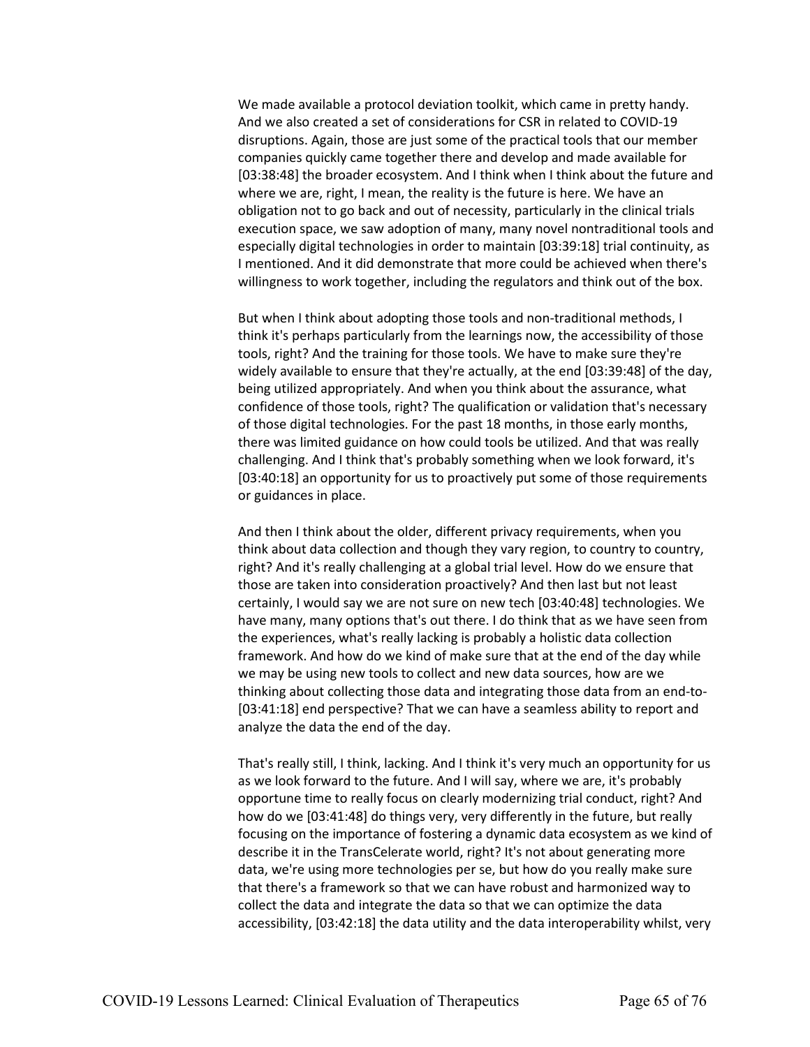We made available a protocol deviation toolkit, which came in pretty handy. And we also created a set of considerations for CSR in related to COVID-19 disruptions. Again, those are just some of the practical tools that our member companies quickly came together there and develop and made available for [03:38:48] the broader ecosystem. And I think when I think about the future and where we are, right, I mean, the reality is the future is here. We have an obligation not to go back and out of necessity, particularly in the clinical trials execution space, we saw adoption of many, many novel nontraditional tools and especially digital technologies in order to maintain [03:39:18] trial continuity, as I mentioned. And it did demonstrate that more could be achieved when there's willingness to work together, including the regulators and think out of the box.

But when I think about adopting those tools and non-traditional methods, I think it's perhaps particularly from the learnings now, the accessibility of those tools, right? And the training for those tools. We have to make sure they're widely available to ensure that they're actually, at the end [03:39:48] of the day, being utilized appropriately. And when you think about the assurance, what confidence of those tools, right? The qualification or validation that's necessary of those digital technologies. For the past 18 months, in those early months, there was limited guidance on how could tools be utilized. And that was really challenging. And I think that's probably something when we look forward, it's [03:40:18] an opportunity for us to proactively put some of those requirements or guidances in place.

And then I think about the older, different privacy requirements, when you think about data collection and though they vary region, to country to country, right? And it's really challenging at a global trial level. How do we ensure that those are taken into consideration proactively? And then last but not least certainly, I would say we are not sure on new tech [03:40:48] technologies. We have many, many options that's out there. I do think that as we have seen from the experiences, what's really lacking is probably a holistic data collection framework. And how do we kind of make sure that at the end of the day while we may be using new tools to collect and new data sources, how are we thinking about collecting those data and integrating those data from an end-to-[03:41:18] end perspective? That we can have a seamless ability to report and analyze the data the end of the day.

That's really still, I think, lacking. And I think it's very much an opportunity for us as we look forward to the future. And I will say, where we are, it's probably opportune time to really focus on clearly modernizing trial conduct, right? And how do we [03:41:48] do things very, very differently in the future, but really focusing on the importance of fostering a dynamic data ecosystem as we kind of describe it in the TransCelerate world, right? It's not about generating more data, we're using more technologies per se, but how do you really make sure that there's a framework so that we can have robust and harmonized way to collect the data and integrate the data so that we can optimize the data accessibility, [03:42:18] the data utility and the data interoperability whilst, very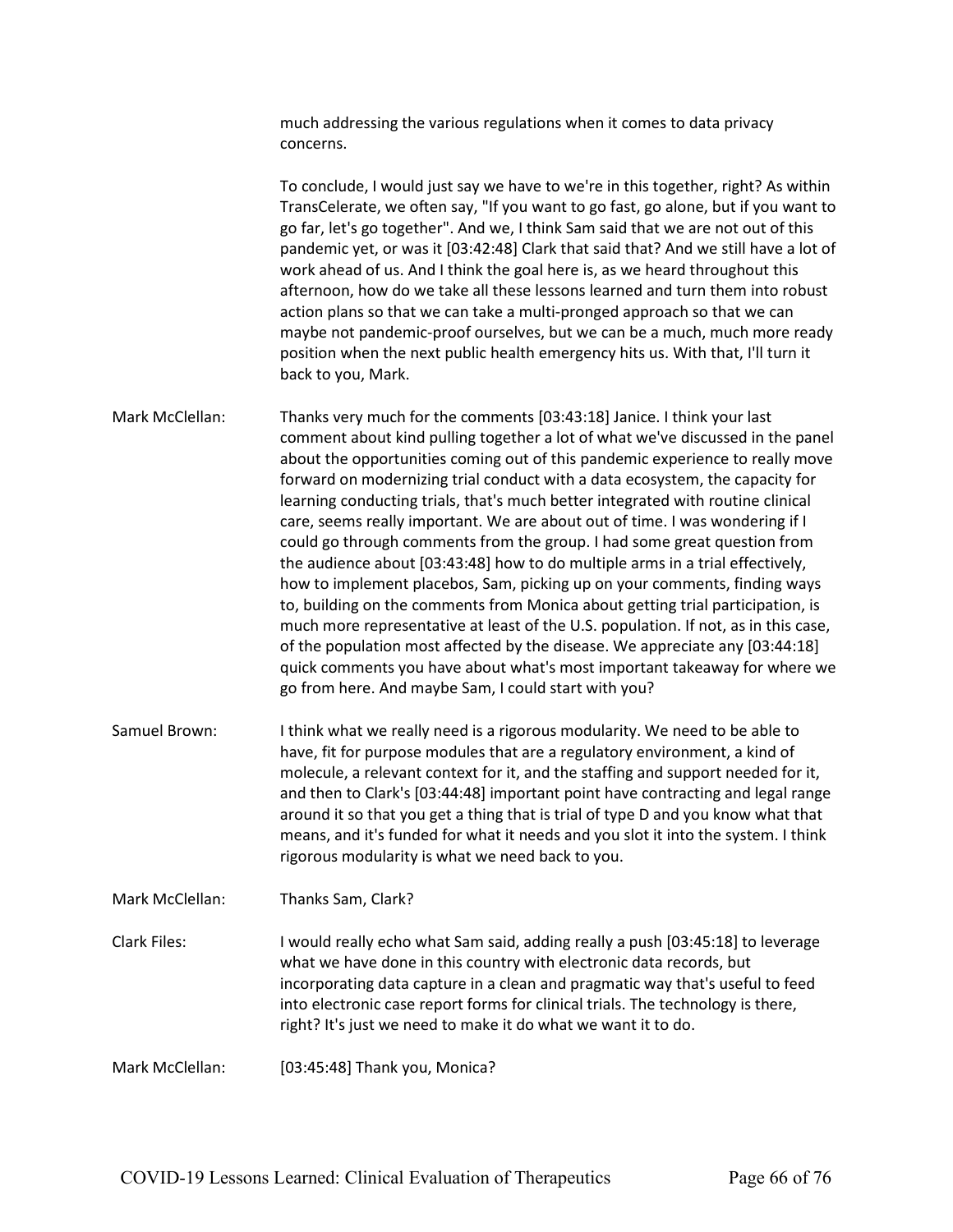much addressing the various regulations when it comes to data privacy concerns.

To conclude, I would just say we have to we're in this together, right? As within TransCelerate, we often say, "If you want to go fast, go alone, but if you want to go far, let's go together". And we, I think Sam said that we are not out of this pandemic yet, or was it [03:42:48] Clark that said that? And we still have a lot of work ahead of us. And I think the goal here is, as we heard throughout this afternoon, how do we take all these lessons learned and turn them into robust action plans so that we can take a multi-pronged approach so that we can maybe not pandemic-proof ourselves, but we can be a much, much more ready position when the next public health emergency hits us. With that, I'll turn it back to you, Mark.

Mark McClellan: Thanks very much for the comments [03:43:18] Janice. I think your last comment about kind pulling together a lot of what we've discussed in the panel about the opportunities coming out of this pandemic experience to really move forward on modernizing trial conduct with a data ecosystem, the capacity for learning conducting trials, that's much better integrated with routine clinical care, seems really important. We are about out of time. I was wondering if I could go through comments from the group. I had some great question from the audience about [03:43:48] how to do multiple arms in a trial effectively, how to implement placebos, Sam, picking up on your comments, finding ways to, building on the comments from Monica about getting trial participation, is much more representative at least of the U.S. population. If not, as in this case, of the population most affected by the disease. We appreciate any [03:44:18] quick comments you have about what's most important takeaway for where we go from here. And maybe Sam, I could start with you?

Samuel Brown: I think what we really need is a rigorous modularity. We need to be able to have, fit for purpose modules that are a regulatory environment, a kind of molecule, a relevant context for it, and the staffing and support needed for it, and then to Clark's [03:44:48] important point have contracting and legal range around it so that you get a thing that is trial of type D and you know what that means, and it's funded for what it needs and you slot it into the system. I think rigorous modularity is what we need back to you.

Mark McClellan: Thanks Sam, Clark?

Clark Files: I would really echo what Sam said, adding really a push [03:45:18] to leverage what we have done in this country with electronic data records, but incorporating data capture in a clean and pragmatic way that's useful to feed into electronic case report forms for clinical trials. The technology is there, right? It's just we need to make it do what we want it to do.

Mark McClellan: [03:45:48] Thank you, Monica?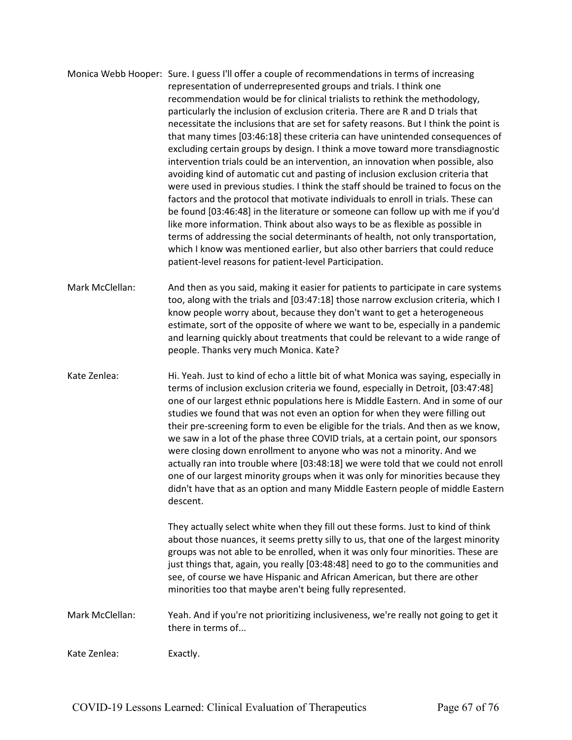Monica Webb Hooper: Sure. I guess I'll offer a couple of recommendations in terms of increasing representation of underrepresented groups and trials. I think one recommendation would be for clinical trialists to rethink the methodology, particularly the inclusion of exclusion criteria. There are R and D trials that necessitate the inclusions that are set for safety reasons. But I think the point is that many times [03:46:18] these criteria can have unintended consequences of excluding certain groups by design. I think a move toward more transdiagnostic intervention trials could be an intervention, an innovation when possible, also avoiding kind of automatic cut and pasting of inclusion exclusion criteria that were used in previous studies. I think the staff should be trained to focus on the factors and the protocol that motivate individuals to enroll in trials. These can be found [03:46:48] in the literature or someone can follow up with me if you'd like more information. Think about also ways to be as flexible as possible in terms of addressing the social determinants of health, not only transportation, which I know was mentioned earlier, but also other barriers that could reduce patient-level reasons for patient-level Participation.

Mark McClellan: And then as you said, making it easier for patients to participate in care systems too, along with the trials and [03:47:18] those narrow exclusion criteria, which I know people worry about, because they don't want to get a heterogeneous estimate, sort of the opposite of where we want to be, especially in a pandemic and learning quickly about treatments that could be relevant to a wide range of people. Thanks very much Monica. Kate?

Kate Zenlea: Hi. Yeah. Just to kind of echo a little bit of what Monica was saying, especially in terms of inclusion exclusion criteria we found, especially in Detroit, [03:47:48] one of our largest ethnic populations here is Middle Eastern. And in some of our studies we found that was not even an option for when they were filling out their pre-screening form to even be eligible for the trials. And then as we know, we saw in a lot of the phase three COVID trials, at a certain point, our sponsors were closing down enrollment to anyone who was not a minority. And we actually ran into trouble where [03:48:18] we were told that we could not enroll one of our largest minority groups when it was only for minorities because they didn't have that as an option and many Middle Eastern people of middle Eastern descent.

They actually select white when they fill out these forms. Just to kind of think about those nuances, it seems pretty silly to us, that one of the largest minority groups was not able to be enrolled, when it was only four minorities. These are just things that, again, you really [03:48:48] need to go to the communities and see, of course we have Hispanic and African American, but there are other minorities too that maybe aren't being fully represented.

Mark McClellan: Yeah. And if you're not prioritizing inclusiveness, we're really not going to get it there in terms of...

Kate Zenlea: Exactly.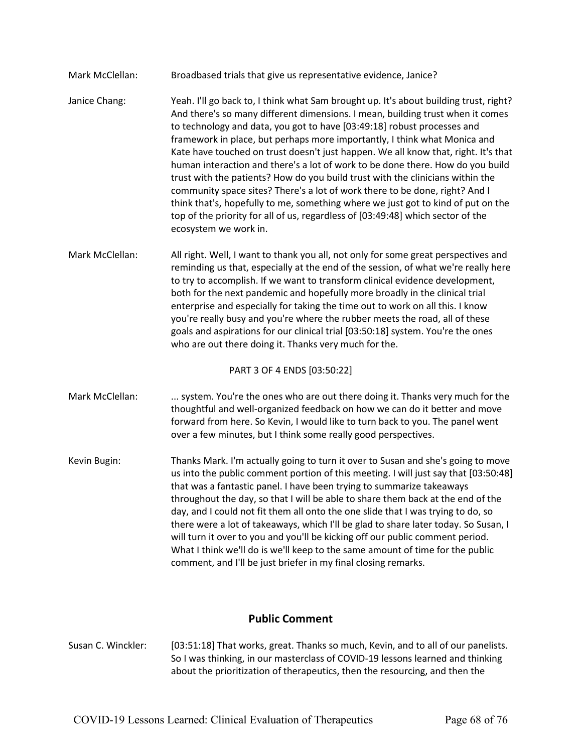Mark McClellan: Broadbased trials that give us representative evidence, Janice?

Janice Chang: Yeah. I'll go back to, I think what Sam brought up. It's about building trust, right? And there's so many different dimensions. I mean, building trust when it comes to technology and data, you got to have [03:49:18] robust processes and framework in place, but perhaps more importantly, I think what Monica and Kate have touched on trust doesn't just happen. We all know that, right. It's that human interaction and there's a lot of work to be done there. How do you build trust with the patients? How do you build trust with the clinicians within the community space sites? There's a lot of work there to be done, right? And I think that's, hopefully to me, something where we just got to kind of put on the top of the priority for all of us, regardless of [03:49:48] which sector of the ecosystem we work in.

Mark McClellan: All right. Well, I want to thank you all, not only for some great perspectives and reminding us that, especially at the end of the session, of what we're really here to try to accomplish. If we want to transform clinical evidence development, both for the next pandemic and hopefully more broadly in the clinical trial enterprise and especially for taking the time out to work on all this. I know you're really busy and you're where the rubber meets the road, all of these goals and aspirations for our clinical trial [03:50:18] system. You're the ones who are out there doing it. Thanks very much for the.

PART 3 OF 4 ENDS [03:50:22]

Mark McClellan: ... system. You're the ones who are out there doing it. Thanks very much for the thoughtful and well-organized feedback on how we can do it better and move forward from here. So Kevin, I would like to turn back to you. The panel went over a few minutes, but I think some really good perspectives.

Kevin Bugin: Thanks Mark. I'm actually going to turn it over to Susan and she's going to move us into the public comment portion of this meeting. I will just say that [03:50:48] that was a fantastic panel. I have been trying to summarize takeaways throughout the day, so that I will be able to share them back at the end of the day, and I could not fit them all onto the one slide that I was trying to do, so there were a lot of takeaways, which I'll be glad to share later today. So Susan, I will turn it over to you and you'll be kicking off our public comment period. What I think we'll do is we'll keep to the same amount of time for the public comment, and I'll be just briefer in my final closing remarks.

## Public Comment

Susan C. Winckler: [03:51:18] That works, great. Thanks so much, Kevin, and to all of our panelists. So I was thinking, in our masterclass of COVID-19 lessons learned and thinking about the prioritization of therapeutics, then the resourcing, and then the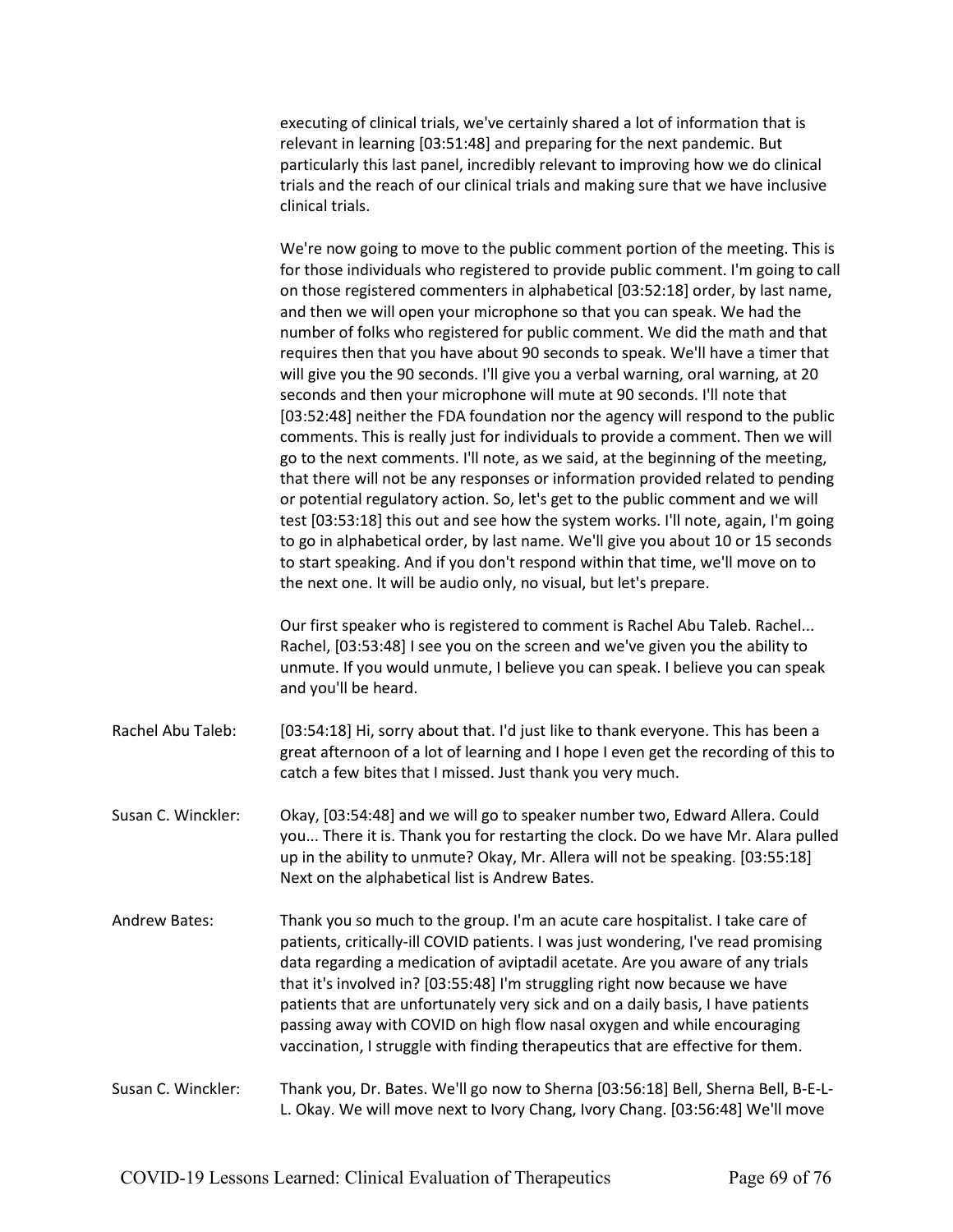executing of clinical trials, we've certainly shared a lot of information that is relevant in learning [03:51:48] and preparing for the next pandemic. But particularly this last panel, incredibly relevant to improving how we do clinical trials and the reach of our clinical trials and making sure that we have inclusive clinical trials.

We're now going to move to the public comment portion of the meeting. This is for those individuals who registered to provide public comment. I'm going to call on those registered commenters in alphabetical [03:52:18] order, by last name, and then we will open your microphone so that you can speak. We had the number of folks who registered for public comment. We did the math and that requires then that you have about 90 seconds to speak. We'll have a timer that will give you the 90 seconds. I'll give you a verbal warning, oral warning, at 20 seconds and then your microphone will mute at 90 seconds. I'll note that [03:52:48] neither the FDA foundation nor the agency will respond to the public comments. This is really just for individuals to provide a comment. Then we will go to the next comments. I'll note, as we said, at the beginning of the meeting, that there will not be any responses or information provided related to pending or potential regulatory action. So, let's get to the public comment and we will test [03:53:18] this out and see how the system works. I'll note, again, I'm going to go in alphabetical order, by last name. We'll give you about 10 or 15 seconds to start speaking. And if you don't respond within that time, we'll move on to the next one. It will be audio only, no visual, but let's prepare.

Our first speaker who is registered to comment is Rachel Abu Taleb. Rachel... Rachel, [03:53:48] I see you on the screen and we've given you the ability to unmute. If you would unmute, I believe you can speak. I believe you can speak and you'll be heard.

Rachel Abu Taleb: [03:54:18] Hi, sorry about that. I'd just like to thank everyone. This has been a great afternoon of a lot of learning and I hope I even get the recording of this to catch a few bites that I missed. Just thank you very much.

Susan C. Winckler: Okay, [03:54:48] and we will go to speaker number two, Edward Allera. Could you... There it is. Thank you for restarting the clock. Do we have Mr. Alara pulled up in the ability to unmute? Okay, Mr. Allera will not be speaking. [03:55:18] Next on the alphabetical list is Andrew Bates.

Andrew Bates: Thank you so much to the group. I'm an acute care hospitalist. I take care of patients, critically-ill COVID patients. I was just wondering, I've read promising data regarding a medication of aviptadil acetate. Are you aware of any trials that it's involved in? [03:55:48] I'm struggling right now because we have patients that are unfortunately very sick and on a daily basis, I have patients passing away with COVID on high flow nasal oxygen and while encouraging vaccination, I struggle with finding therapeutics that are effective for them.

Susan C. Winckler: Thank you, Dr. Bates. We'll go now to Sherna [03:56:18] Bell, Sherna Bell, B-E-L-L. Okay. We will move next to Ivory Chang, Ivory Chang. [03:56:48] We'll move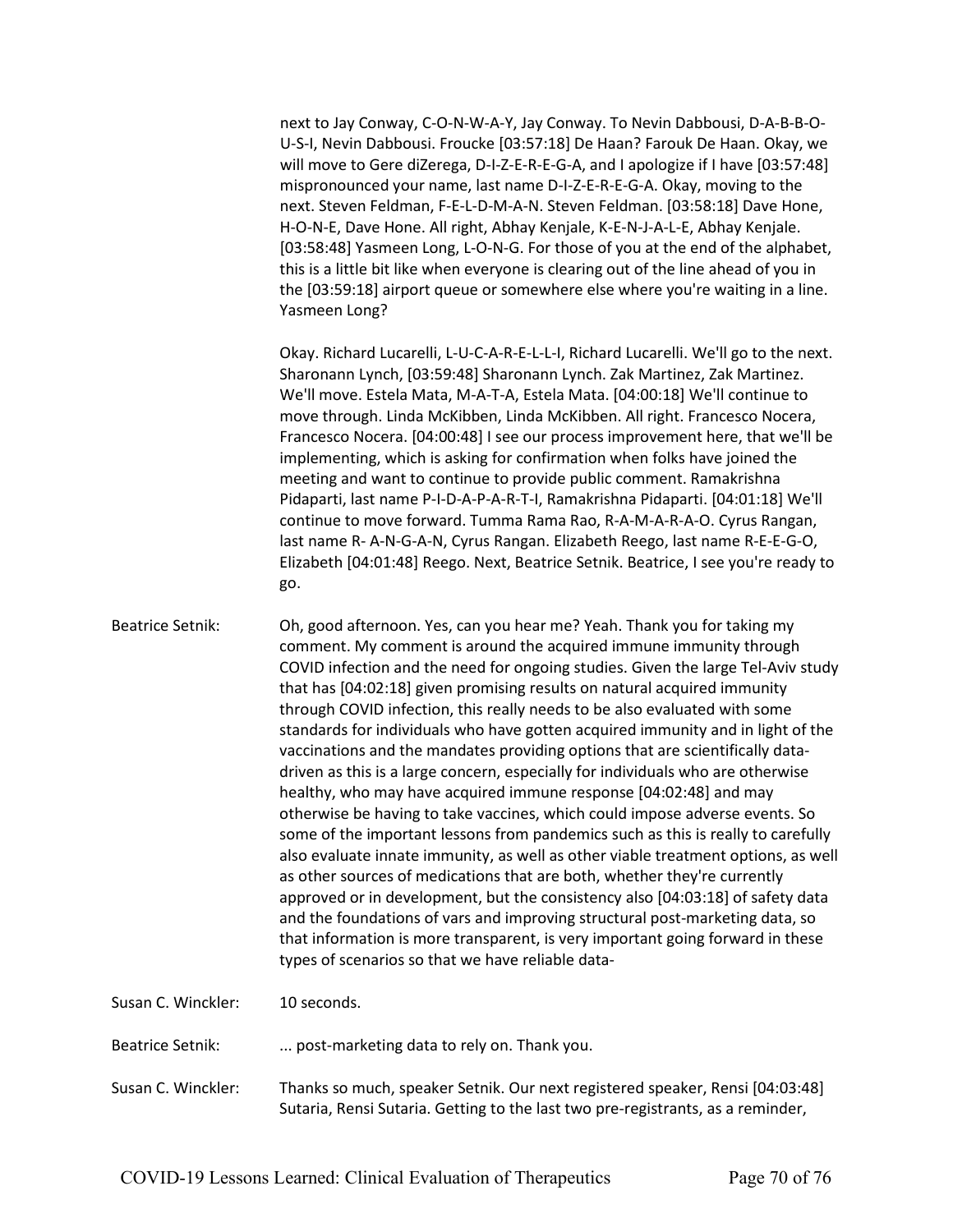next to Jay Conway, C-O-N-W-A-Y, Jay Conway. To Nevin Dabbousi, D-A-B-B-O-U-S-I, Nevin Dabbousi. Froucke [03:57:18] De Haan? Farouk De Haan. Okay, we will move to Gere diZerega, D-I-Z-E-R-E-G-A, and I apologize if I have [03:57:48] mispronounced your name, last name D-I-Z-E-R-E-G-A. Okay, moving to the next. Steven Feldman, F-E-L-D-M-A-N. Steven Feldman. [03:58:18] Dave Hone, H-O-N-E, Dave Hone. All right, Abhay Kenjale, K-E-N-J-A-L-E, Abhay Kenjale. [03:58:48] Yasmeen Long, L-O-N-G. For those of you at the end of the alphabet, this is a little bit like when everyone is clearing out of the line ahead of you in the [03:59:18] airport queue or somewhere else where you're waiting in a line. Yasmeen Long?

Okay. Richard Lucarelli, L-U-C-A-R-E-L-L-I, Richard Lucarelli. We'll go to the next. Sharonann Lynch, [03:59:48] Sharonann Lynch. Zak Martinez, Zak Martinez. We'll move. Estela Mata, M-A-T-A, Estela Mata. [04:00:18] We'll continue to move through. Linda McKibben, Linda McKibben. All right. Francesco Nocera, Francesco Nocera. [04:00:48] I see our process improvement here, that we'll be implementing, which is asking for confirmation when folks have joined the meeting and want to continue to provide public comment. Ramakrishna Pidaparti, last name P-I-D-A-P-A-R-T-I, Ramakrishna Pidaparti. [04:01:18] We'll continue to move forward. Tumma Rama Rao, R-A-M-A-R-A-O. Cyrus Rangan, last name R- A-N-G-A-N, Cyrus Rangan. Elizabeth Reego, last name R-E-E-G-O, Elizabeth [04:01:48] Reego. Next, Beatrice Setnik. Beatrice, I see you're ready to go.

Beatrice Setnik: Oh, good afternoon. Yes, can you hear me? Yeah. Thank you for taking my comment. My comment is around the acquired immune immunity through COVID infection and the need for ongoing studies. Given the large Tel-Aviv study that has [04:02:18] given promising results on natural acquired immunity through COVID infection, this really needs to be also evaluated with some standards for individuals who have gotten acquired immunity and in light of the vaccinations and the mandates providing options that are scientifically data-driven as this is a large concern, especially for individuals who are otherwise healthy, who may have acquired immune response [04:02:48] and may otherwise be having to take vaccines, which could impose adverse events. So some of the important lessons from pandemics such as this is really to carefully also evaluate innate immunity, as well as other viable treatment options, as well as other sources of medications that are both, whether they're currently approved or in development, but the consistency also [04:03:18] of safety data and the foundations of vars and improving structural post-marketing data, so that information is more transparent, is very important going forward in these types of scenarios so that we have reliable data-

Susan C. Winckler: 10 seconds.

Beatrice Setnik: ... post-marketing data to rely on. Thank you.

Susan C. Winckler: Thanks so much, speaker Setnik. Our next registered speaker, Rensi [04:03:48] Sutaria, Rensi Sutaria. Getting to the last two pre-registrants, as a reminder,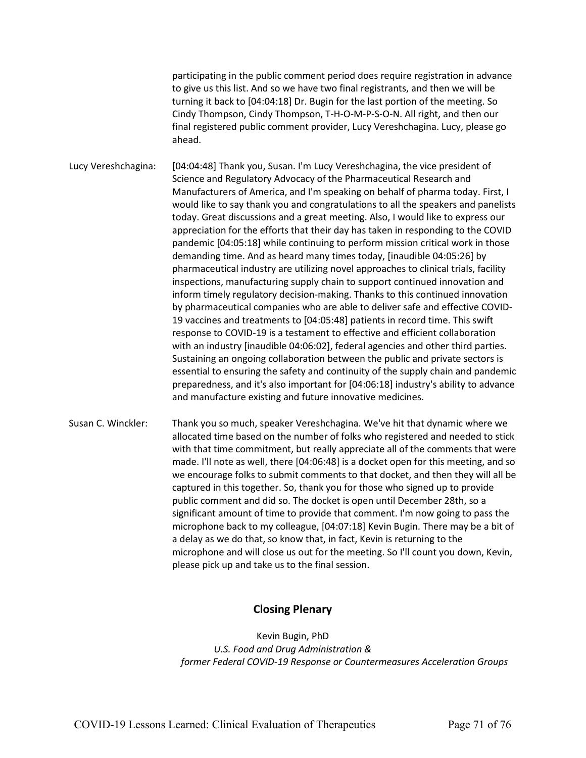participating in the public comment period does require registration in advance to give us this list. And so we have two final registrants, and then we will be turning it back to [04:04:18] Dr. Bugin for the last portion of the meeting. So Cindy Thompson, Cindy Thompson, T-H-O-M-P-S-O-N. All right, and then our final registered public comment provider, Lucy Vereshchagina. Lucy, please go ahead.

Lucy Vereshchagina: [04:04:48] Thank you, Susan. I'm Lucy Vereshchagina, the vice president of Science and Regulatory Advocacy of the Pharmaceutical Research and Manufacturers of America, and I'm speaking on behalf of pharma today. First, I would like to say thank you and congratulations to all the speakers and panelists today. Great discussions and a great meeting. Also, I would like to express our appreciation for the efforts that their day has taken in responding to the COVID pandemic [04:05:18] while continuing to perform mission critical work in those demanding time. And as heard many times today, [inaudible 04:05:26] by pharmaceutical industry are utilizing novel approaches to clinical trials, facility inspections, manufacturing supply chain to support continued innovation and inform timely regulatory decision-making. Thanks to this continued innovation by pharmaceutical companies who are able to deliver safe and effective COVID-19 vaccines and treatments to [04:05:48] patients in record time. This swift response to COVID-19 is a testament to effective and efficient collaboration with an industry [inaudible 04:06:02], federal agencies and other third parties. Sustaining an ongoing collaboration between the public and private sectors is essential to ensuring the safety and continuity of the supply chain and pandemic preparedness, and it's also important for [04:06:18] industry's ability to advance and manufacture existing and future innovative medicines.

Susan C. Winckler: Thank you so much, speaker Vereshchagina. We've hit that dynamic where we allocated time based on the number of folks who registered and needed to stick with that time commitment, but really appreciate all of the comments that were made. I'll note as well, there [04:06:48] is a docket open for this meeting, and so we encourage folks to submit comments to that docket, and then they will all be captured in this together. So, thank you for those who signed up to provide public comment and did so. The docket is open until December 28th, so a significant amount of time to provide that comment. I'm now going to pass the microphone back to my colleague, [04:07:18] Kevin Bugin. There may be a bit of a delay as we do that, so know that, in fact, Kevin is returning to the microphone and will close us out for the meeting. So I'll count you down, Kevin, please pick up and take us to the final session.

## Closing Plenary

Kevin Bugin, PhD
*U.S. Food and Drug Administration &*
*former Federal COVID-19 Response or Countermeasures Acceleration Groups*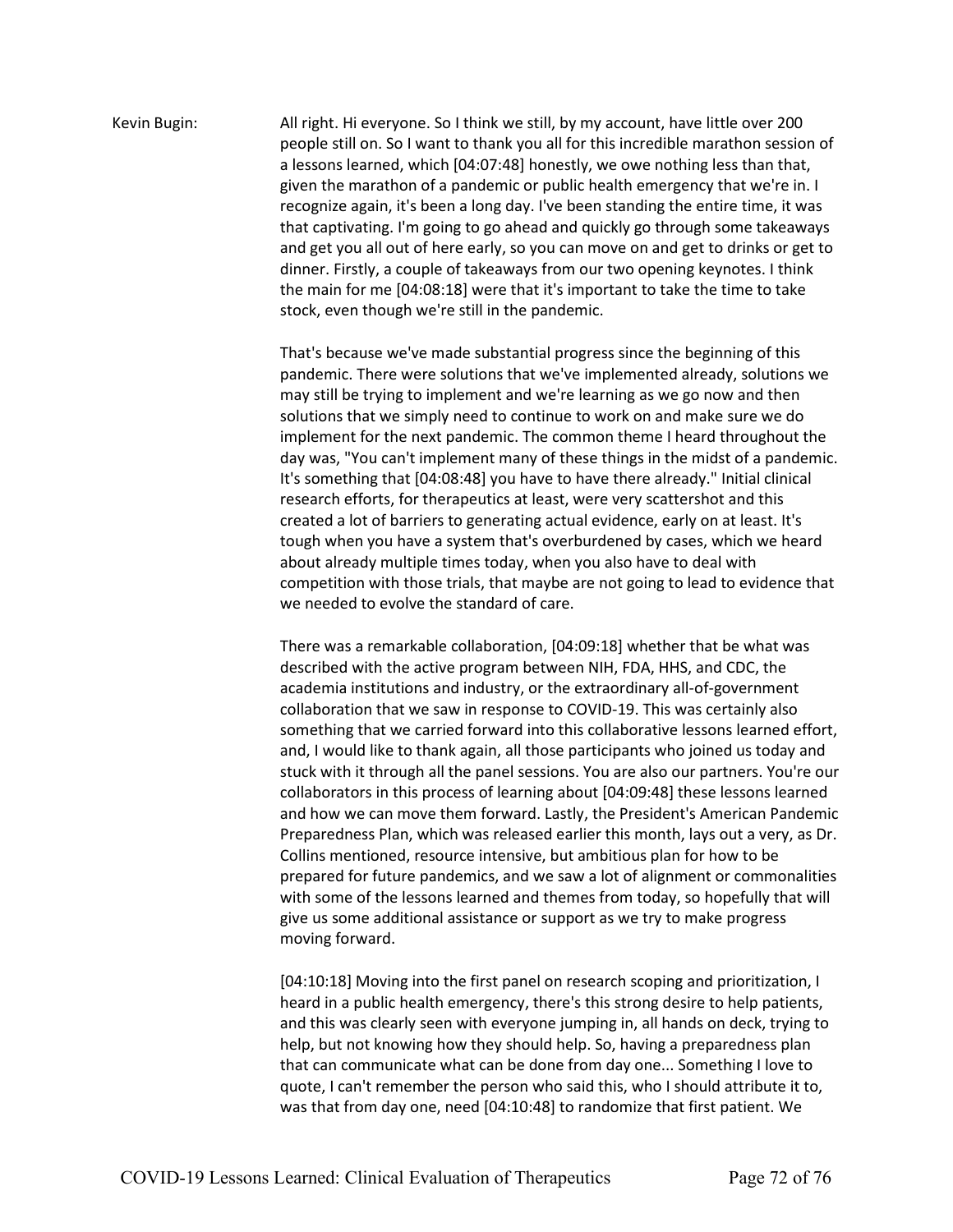Kevin Bugin: All right. Hi everyone. So I think we still, by my account, have little over 200 people still on. So I want to thank you all for this incredible marathon session of a lessons learned, which [04:07:48] honestly, we owe nothing less than that, given the marathon of a pandemic or public health emergency that we're in. I recognize again, it's been a long day. I've been standing the entire time, it was that captivating. I'm going to go ahead and quickly go through some takeaways and get you all out of here early, so you can move on and get to drinks or get to dinner. Firstly, a couple of takeaways from our two opening keynotes. I think the main for me [04:08:18] were that it's important to take the time to take stock, even though we're still in the pandemic.

That's because we've made substantial progress since the beginning of this pandemic. There were solutions that we've implemented already, solutions we may still be trying to implement and we're learning as we go now and then solutions that we simply need to continue to work on and make sure we do implement for the next pandemic. The common theme I heard throughout the day was, "You can't implement many of these things in the midst of a pandemic. It's something that [04:08:48] you have to have there already." Initial clinical research efforts, for therapeutics at least, were very scattershot and this created a lot of barriers to generating actual evidence, early on at least. It's tough when you have a system that's overburdened by cases, which we heard about already multiple times today, when you also have to deal with competition with those trials, that maybe are not going to lead to evidence that we needed to evolve the standard of care.

There was a remarkable collaboration, [04:09:18] whether that be what was described with the active program between NIH, FDA, HHS, and CDC, the academia institutions and industry, or the extraordinary all-of-government collaboration that we saw in response to COVID-19. This was certainly also something that we carried forward into this collaborative lessons learned effort, and, I would like to thank again, all those participants who joined us today and stuck with it through all the panel sessions. You are also our partners. You're our collaborators in this process of learning about [04:09:48] these lessons learned and how we can move them forward. Lastly, the President's American Pandemic Preparedness Plan, which was released earlier this month, lays out a very, as Dr. Collins mentioned, resource intensive, but ambitious plan for how to be prepared for future pandemics, and we saw a lot of alignment or commonalities with some of the lessons learned and themes from today, so hopefully that will give us some additional assistance or support as we try to make progress moving forward.

[04:10:18] Moving into the first panel on research scoping and prioritization, I heard in a public health emergency, there's this strong desire to help patients, and this was clearly seen with everyone jumping in, all hands on deck, trying to help, but not knowing how they should help. So, having a preparedness plan that can communicate what can be done from day one... Something I love to quote, I can't remember the person who said this, who I should attribute it to, was that from day one, need [04:10:48] to randomize that first patient. We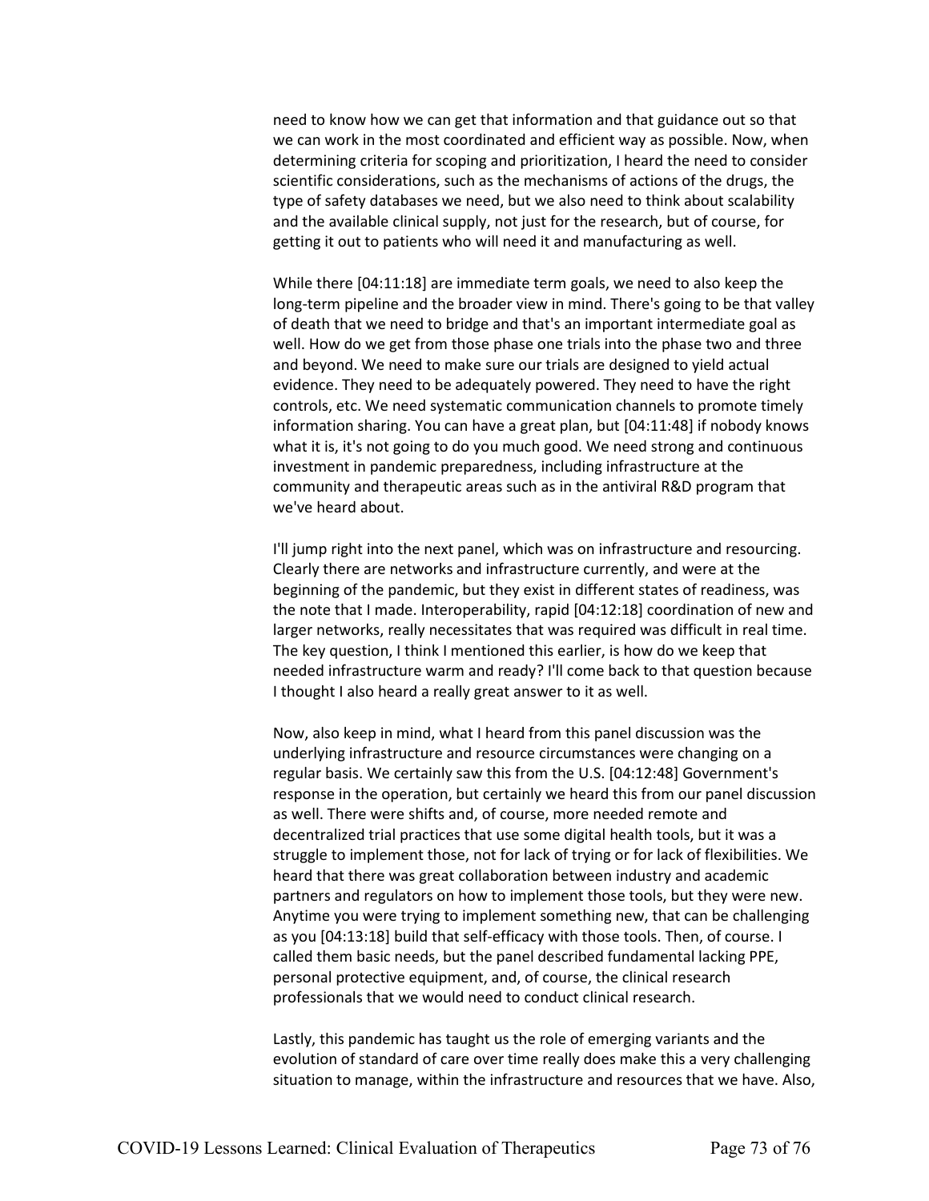need to know how we can get that information and that guidance out so that we can work in the most coordinated and efficient way as possible. Now, when determining criteria for scoping and prioritization, I heard the need to consider scientific considerations, such as the mechanisms of actions of the drugs, the type of safety databases we need, but we also need to think about scalability and the available clinical supply, not just for the research, but of course, for getting it out to patients who will need it and manufacturing as well.

While there [04:11:18] are immediate term goals, we need to also keep the long-term pipeline and the broader view in mind. There's going to be that valley of death that we need to bridge and that's an important intermediate goal as well. How do we get from those phase one trials into the phase two and three and beyond. We need to make sure our trials are designed to yield actual evidence. They need to be adequately powered. They need to have the right controls, etc. We need systematic communication channels to promote timely information sharing. You can have a great plan, but [04:11:48] if nobody knows what it is, it's not going to do you much good. We need strong and continuous investment in pandemic preparedness, including infrastructure at the community and therapeutic areas such as in the antiviral R&D program that we've heard about.

I'll jump right into the next panel, which was on infrastructure and resourcing. Clearly there are networks and infrastructure currently, and were at the beginning of the pandemic, but they exist in different states of readiness, was the note that I made. Interoperability, rapid [04:12:18] coordination of new and larger networks, really necessitates that was required was difficult in real time. The key question, I think I mentioned this earlier, is how do we keep that needed infrastructure warm and ready? I'll come back to that question because I thought I also heard a really great answer to it as well.

Now, also keep in mind, what I heard from this panel discussion was the underlying infrastructure and resource circumstances were changing on a regular basis. We certainly saw this from the U.S. [04:12:48] Government's response in the operation, but certainly we heard this from our panel discussion as well. There were shifts and, of course, more needed remote and decentralized trial practices that use some digital health tools, but it was a struggle to implement those, not for lack of trying or for lack of flexibilities. We heard that there was great collaboration between industry and academic partners and regulators on how to implement those tools, but they were new. Anytime you were trying to implement something new, that can be challenging as you [04:13:18] build that self-efficacy with those tools. Then, of course. I called them basic needs, but the panel described fundamental lacking PPE, personal protective equipment, and, of course, the clinical research professionals that we would need to conduct clinical research.

Lastly, this pandemic has taught us the role of emerging variants and the evolution of standard of care over time really does make this a very challenging situation to manage, within the infrastructure and resources that we have. Also,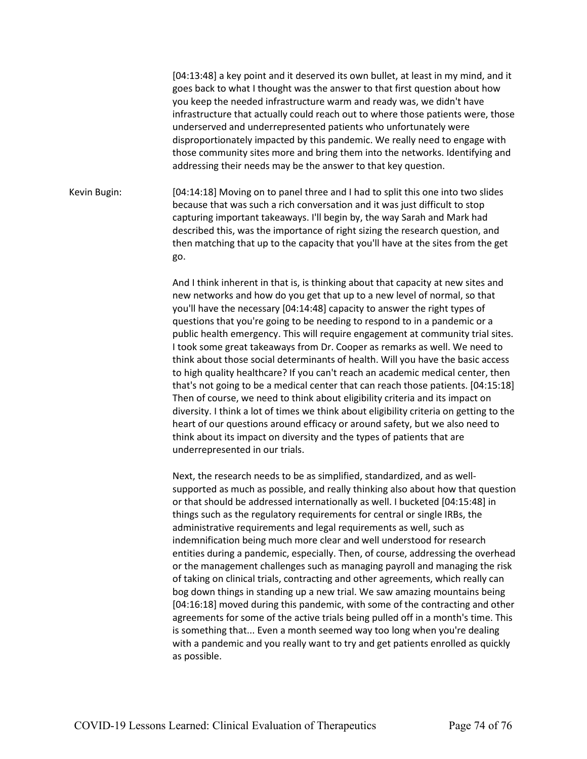[04:13:48] a key point and it deserved its own bullet, at least in my mind, and it goes back to what I thought was the answer to that first question about how you keep the needed infrastructure warm and ready was, we didn't have infrastructure that actually could reach out to where those patients were, those underserved and underrepresented patients who unfortunately were disproportionately impacted by this pandemic. We really need to engage with those community sites more and bring them into the networks. Identifying and addressing their needs may be the answer to that key question.

Kevin Bugin: [04:14:18] Moving on to panel three and I had to split this one into two slides because that was such a rich conversation and it was just difficult to stop capturing important takeaways. I'll begin by, the way Sarah and Mark had described this, was the importance of right sizing the research question, and then matching that up to the capacity that you'll have at the sites from the get go.

And I think inherent in that is, is thinking about that capacity at new sites and new networks and how do you get that up to a new level of normal, so that you'll have the necessary [04:14:48] capacity to answer the right types of questions that you're going to be needing to respond to in a pandemic or a public health emergency. This will require engagement at community trial sites. I took some great takeaways from Dr. Cooper as remarks as well. We need to think about those social determinants of health. Will you have the basic access to high quality healthcare? If you can't reach an academic medical center, then that's not going to be a medical center that can reach those patients. [04:15:18] Then of course, we need to think about eligibility criteria and its impact on diversity. I think a lot of times we think about eligibility criteria on getting to the heart of our questions around efficacy or around safety, but we also need to think about its impact on diversity and the types of patients that are underrepresented in our trials.

Next, the research needs to be as simplified, standardized, and as well-supported as much as possible, and really thinking also about how that question or that should be addressed internationally as well. I bucketed [04:15:48] in things such as the regulatory requirements for central or single IRBs, the administrative requirements and legal requirements as well, such as indemnification being much more clear and well understood for research entities during a pandemic, especially. Then, of course, addressing the overhead or the management challenges such as managing payroll and managing the risk of taking on clinical trials, contracting and other agreements, which really can bog down things in standing up a new trial. We saw amazing mountains being [04:16:18] moved during this pandemic, with some of the contracting and other agreements for some of the active trials being pulled off in a month's time. This is something that... Even a month seemed way too long when you're dealing with a pandemic and you really want to try and get patients enrolled as quickly as possible.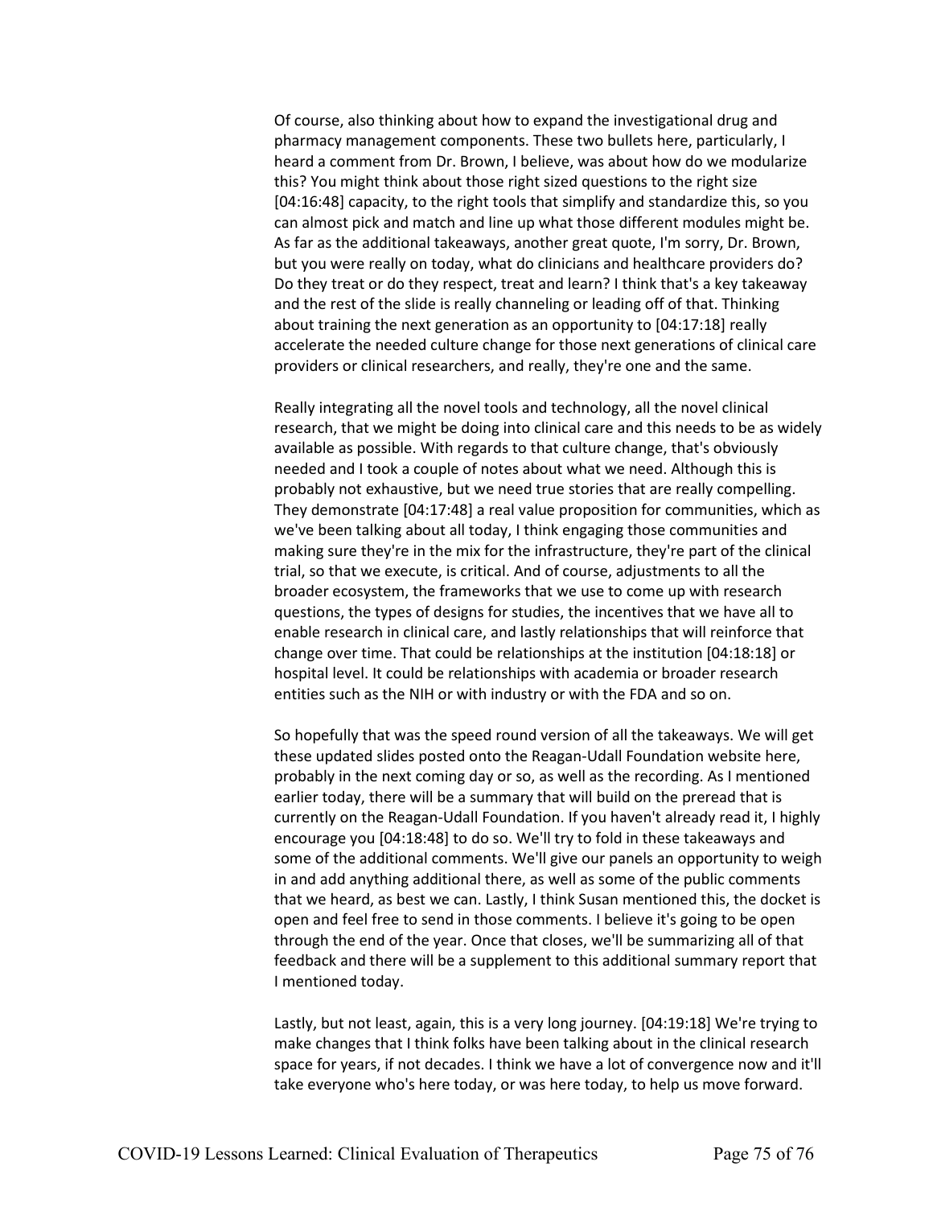Of course, also thinking about how to expand the investigational drug and pharmacy management components. These two bullets here, particularly, I heard a comment from Dr. Brown, I believe, was about how do we modularize this? You might think about those right sized questions to the right size [04:16:48] capacity, to the right tools that simplify and standardize this, so you can almost pick and match and line up what those different modules might be. As far as the additional takeaways, another great quote, I'm sorry, Dr. Brown, but you were really on today, what do clinicians and healthcare providers do? Do they treat or do they respect, treat and learn? I think that's a key takeaway and the rest of the slide is really channeling or leading off of that. Thinking about training the next generation as an opportunity to [04:17:18] really accelerate the needed culture change for those next generations of clinical care providers or clinical researchers, and really, they're one and the same.

Really integrating all the novel tools and technology, all the novel clinical research, that we might be doing into clinical care and this needs to be as widely available as possible. With regards to that culture change, that's obviously needed and I took a couple of notes about what we need. Although this is probably not exhaustive, but we need true stories that are really compelling. They demonstrate [04:17:48] a real value proposition for communities, which as we've been talking about all today, I think engaging those communities and making sure they're in the mix for the infrastructure, they're part of the clinical trial, so that we execute, is critical. And of course, adjustments to all the broader ecosystem, the frameworks that we use to come up with research questions, the types of designs for studies, the incentives that we have all to enable research in clinical care, and lastly relationships that will reinforce that change over time. That could be relationships at the institution [04:18:18] or hospital level. It could be relationships with academia or broader research entities such as the NIH or with industry or with the FDA and so on.

So hopefully that was the speed round version of all the takeaways. We will get these updated slides posted onto the Reagan-Udall Foundation website here, probably in the next coming day or so, as well as the recording. As I mentioned earlier today, there will be a summary that will build on the preread that is currently on the Reagan-Udall Foundation. If you haven't already read it, I highly encourage you [04:18:48] to do so. We'll try to fold in these takeaways and some of the additional comments. We'll give our panels an opportunity to weigh in and add anything additional there, as well as some of the public comments that we heard, as best we can. Lastly, I think Susan mentioned this, the docket is open and feel free to send in those comments. I believe it's going to be open through the end of the year. Once that closes, we'll be summarizing all of that feedback and there will be a supplement to this additional summary report that I mentioned today.

Lastly, but not least, again, this is a very long journey. [04:19:18] We're trying to make changes that I think folks have been talking about in the clinical research space for years, if not decades. I think we have a lot of convergence now and it'll take everyone who's here today, or was here today, to help us move forward.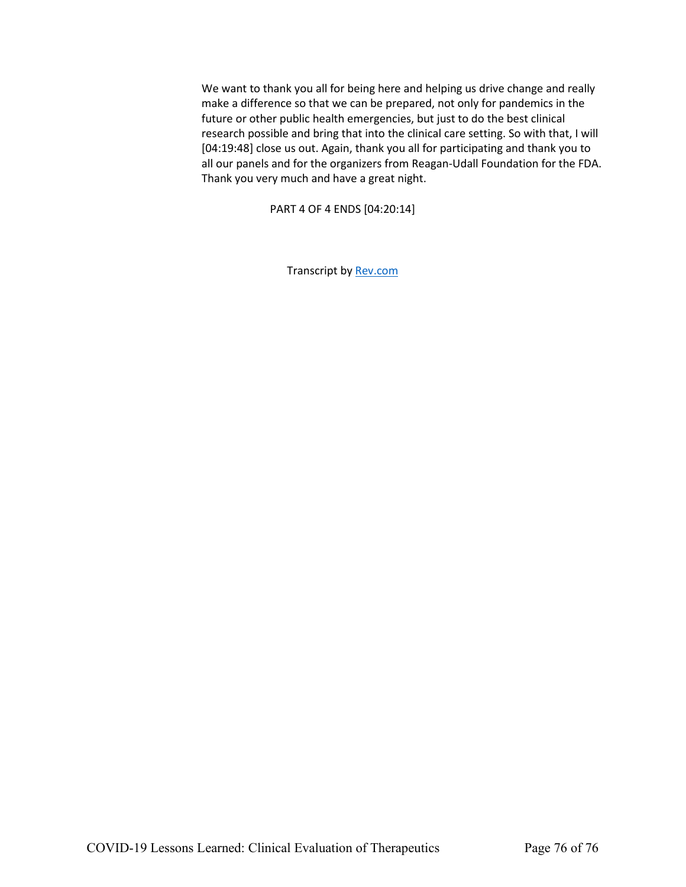We want to thank you all for being here and helping us drive change and really make a difference so that we can be prepared, not only for pandemics in the future or other public health emergencies, but just to do the best clinical research possible and bring that into the clinical care setting. So with that, I will [04:19:48] close us out. Again, thank you all for participating and thank you to all our panels and for the organizers from Reagan-Udall Foundation for the FDA. Thank you very much and have a great night.

PART 4 OF 4 ENDS [04:20:14]

Transcript by [Rev.com](https://www.rev.com)